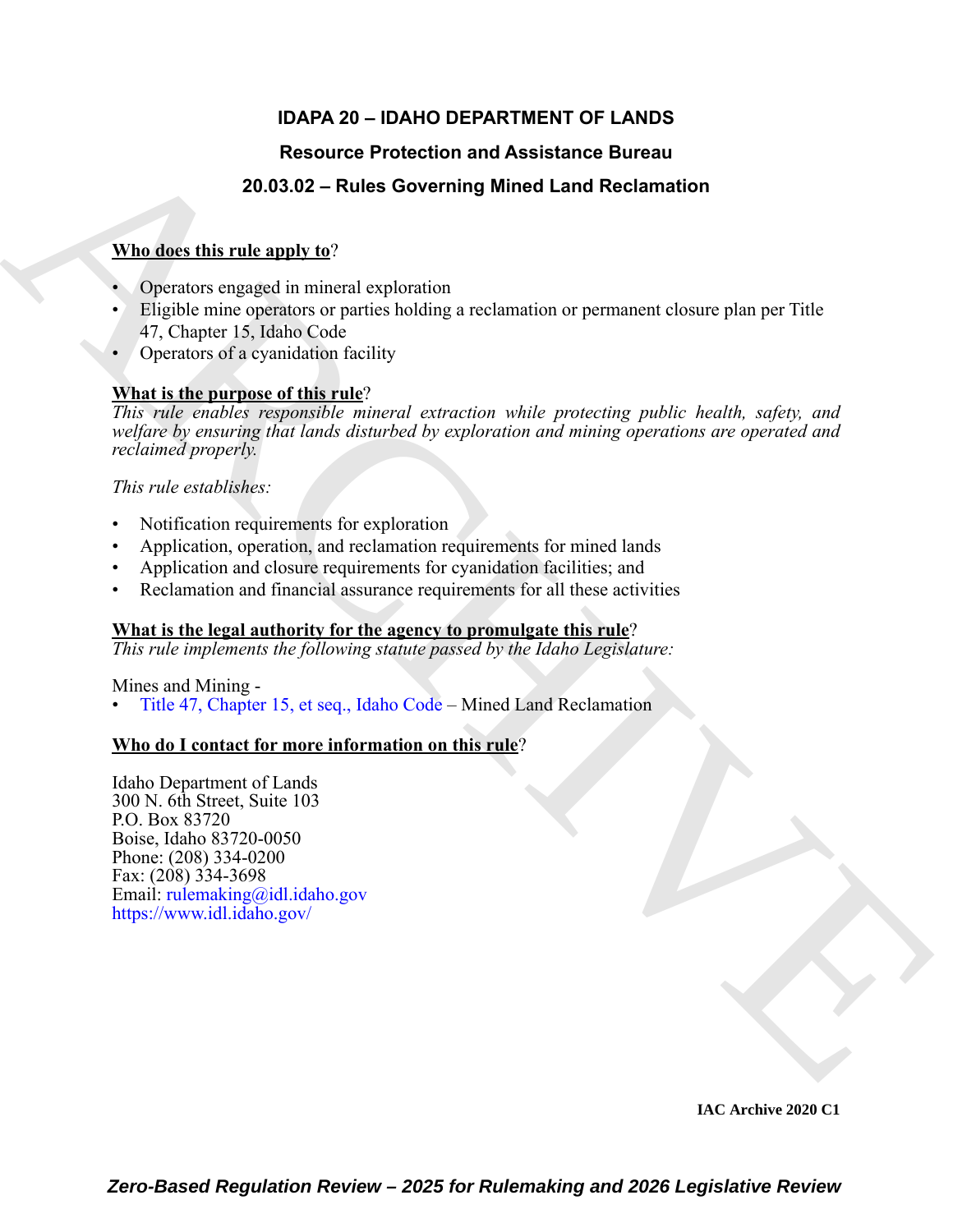# IDAPA 20 – IDAHO DEPARTMENT OF LANDS

## Resource Protection and Assistance Bureau

## 20.03.02 – Rules Governing Mined Land Reclamation

**Who does this rule apply to**?

- Operators engaged in mineral exploration
- Eligible mine operators or parties holding a reclamation or permanent closure plan per Title 47, Chapter 15, Idaho Code
- Operators of a cyanidation facility

**What is the purpose of this rule**?

*This rule enables responsible mineral extraction while protecting public health, safety, and welfare by ensuring that lands disturbed by exploration and mining operations are operated and reclaimed properly.*

*This rule establishes:*

- Notification requirements for exploration
- Application, operation, and reclamation requirements for mined lands
- Application and closure requirements for cyanidation facilities; and
- Reclamation and financial assurance requirements for all these activities

**What is the legal authority for the agency to promulgate this rule**?

*This rule implements the following statute passed by the Idaho Legislature:*

Mines and Mining -

- Title 47, Chapter 15, et seq., Idaho Code – Mined Land Reclamation

**Who do I contact for more information on this rule**?

Idaho Department of Lands
300 N. 6th Street, Suite 103
P.O. Box 83720
Boise, Idaho 83720-0050
Phone: (208) 334-0200
Fax: (208) 334-3698
Email: rulemaking@idl.idaho.gov
https://www.idl.idaho.gov/

IAC Archive 2020 C1

*Zero-Based Regulation Review – 2025 for Rulemaking and 2026 Legislative Review*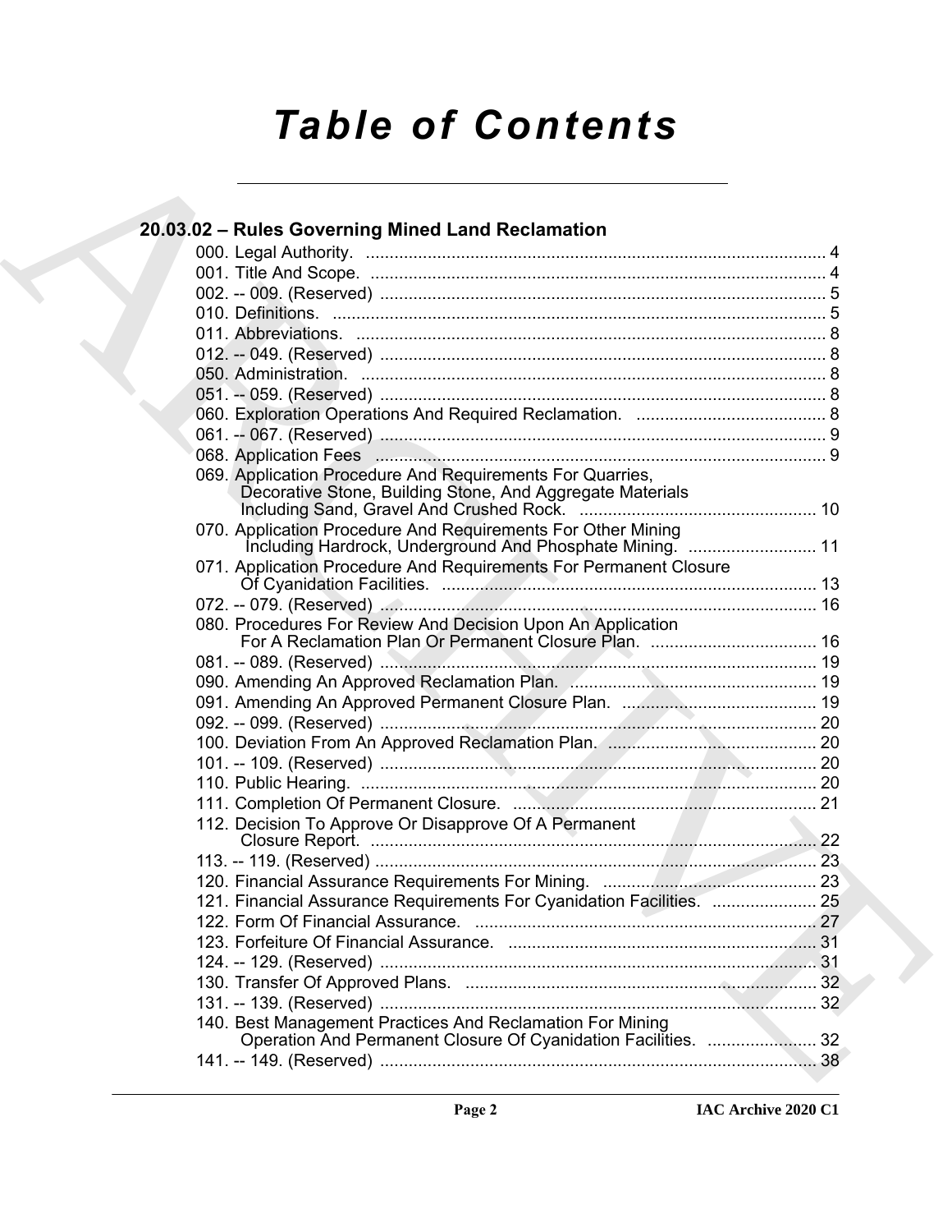# Table of Contents

## 20.03.02 – Rules Governing Mined Land Reclamation

000. Legal Authority. ........................................................................................ 4
001. Title And Scope. ........................................................................................ 4
002. -- 009. (Reserved) ........................................................................................ 5
010. Definitions. ........................................................................................ 5
011. Abbreviations. ........................................................................................ 8
012. -- 049. (Reserved) ........................................................................................ 8
050. Administration. ........................................................................................ 8
051. -- 059. (Reserved) ........................................................................................ 8
060. Exploration Operations And Required Reclamation. ........................................ 8
061. -- 067. (Reserved) ........................................................................................ 9
068. Application Fees ........................................................................................ 9
069. Application Procedure And Requirements For Quarries, Decorative Stone, Building Stone, And Aggregate Materials Including Sand, Gravel And Crushed Rock. ........................................ 10
070. Application Procedure And Requirements For Other Mining Including Hardrock, Underground And Phosphate Mining. ........................ 11
071. Application Procedure And Requirements For Permanent Closure Of Cyanidation Facilities. ........................................................................ 13
072. -- 079. (Reserved) ........................................................................................ 16
080. Procedures For Review And Decision Upon An Application For A Reclamation Plan Or Permanent Closure Plan. ........................................ 16
081. -- 089. (Reserved) ........................................................................................ 19
090. Amending An Approved Reclamation Plan. ........................................ 19
091. Amending An Approved Permanent Closure Plan. ........................................ 19
092. -- 099. (Reserved) ........................................................................................ 20
100. Deviation From An Approved Reclamation Plan. ........................................ 20
101. -- 109. (Reserved) ........................................................................................ 20
110. Public Hearing. ........................................................................................ 20
111. Completion Of Permanent Closure. ........................................................ 21
112. Decision To Approve Or Disapprove Of A Permanent Closure Report. ........................................................................................ 22
113. -- 119. (Reserved) ........................................................................................ 23
120. Financial Assurance Requirements For Mining. ........................................ 23
121. Financial Assurance Requirements For Cyanidation Facilities. ........................ 25
122. Form Of Financial Assurance. ........................................................................ 27
123. Forfeiture Of Financial Assurance. ........................................................ 31
124. -- 129. (Reserved) ........................................................................................ 31
130. Transfer Of Approved Plans. ........................................................................ 32
131. -- 139. (Reserved) ........................................................................................ 32
140. Best Management Practices And Reclamation For Mining Operation And Permanent Closure Of Cyanidation Facilities. ........................ 32
141. -- 149. (Reserved) ........................................................................................ 38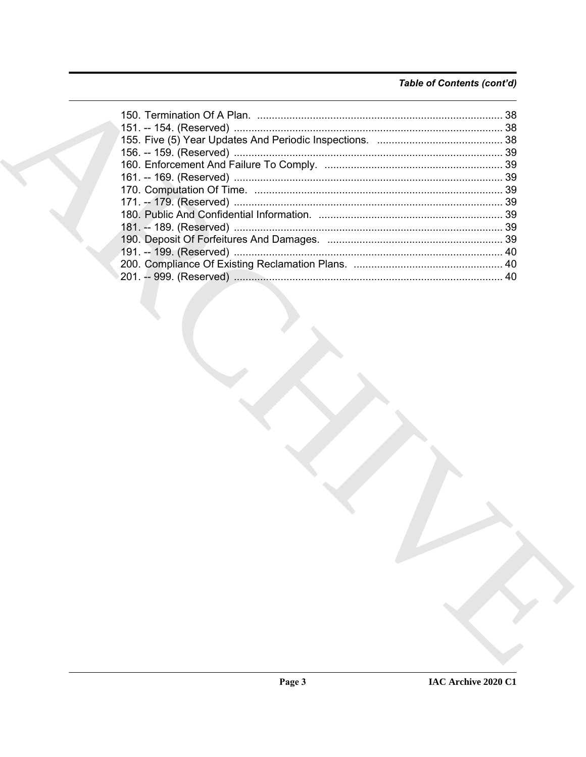*Table of Contents (cont'd)*

150. Termination Of A Plan. .................................................................................... 38
151. -- 154. (Reserved) ............................................................................................ 38
155. Five (5) Year Updates And Periodic Inspections. ........................................... 38
156. -- 159. (Reserved) ............................................................................................ 39
160. Enforcement And Failure To Comply. ............................................................ 39
161. -- 169. (Reserved) ............................................................................................ 39
170. Computation Of Time. ..................................................................................... 39
171. -- 179. (Reserved) ............................................................................................ 39
180. Public And Confidential Information. ............................................................... 39
181. -- 189. (Reserved) ............................................................................................ 39
190. Deposit Of Forfeitures And Damages. ............................................................ 39
191. -- 199. (Reserved) ............................................................................................ 40
200. Compliance Of Existing Reclamation Plans. ................................................... 40
201. -- 999. (Reserved) ............................................................................................ 40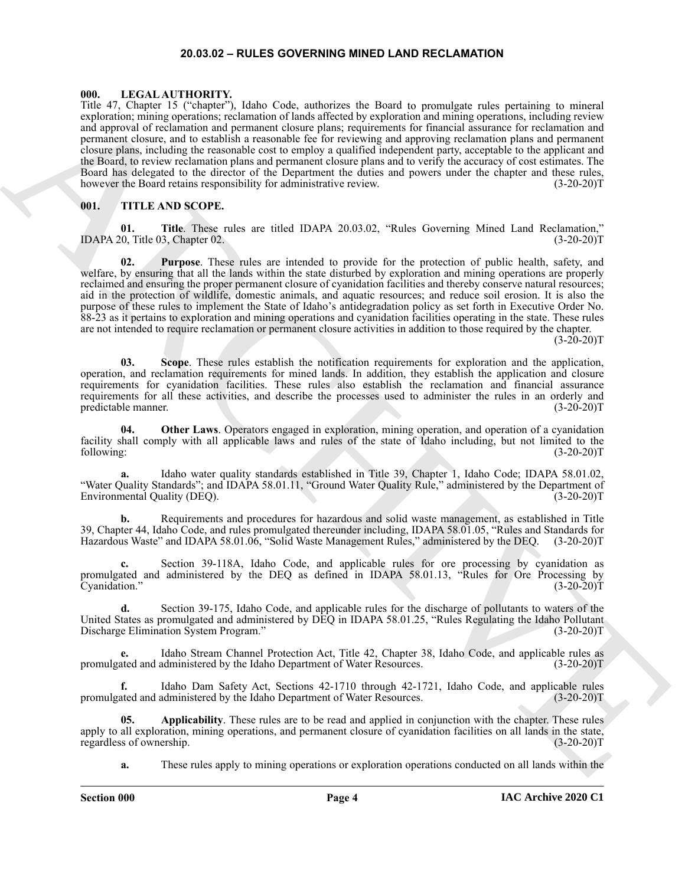# 20.03.02 – RULES GOVERNING MINED LAND RECLAMATION

## 000. LEGAL AUTHORITY.

Title 47, Chapter 15 ("chapter"), Idaho Code, authorizes the Board to promulgate rules pertaining to mineral exploration; mining operations; reclamation of lands affected by exploration and mining operations, including review and approval of reclamation and permanent closure plans; requirements for financial assurance for reclamation and permanent closure, and to establish a reasonable fee for reviewing and approving reclamation plans and permanent closure plans, including the reasonable cost to employ a qualified independent party, acceptable to the applicant and the Board, to review reclamation plans and permanent closure plans and to verify the accuracy of cost estimates. The Board has delegated to the director of the Department the duties and powers under the chapter and these rules, however the Board retains responsibility for administrative review. (3-20-20)T

## 001. TITLE AND SCOPE.

**01. Title**. These rules are titled IDAPA 20.03.02, "Rules Governing Mined Land Reclamation," IDAPA 20, Title 03, Chapter 02. (3-20-20)T

**02. Purpose**. These rules are intended to provide for the protection of public health, safety, and welfare, by ensuring that all the lands within the state disturbed by exploration and mining operations are properly reclaimed and ensuring the proper permanent closure of cyanidation facilities and thereby conserve natural resources; aid in the protection of wildlife, domestic animals, and aquatic resources; and reduce soil erosion. It is also the purpose of these rules to implement the State of Idaho's antidegradation policy as set forth in Executive Order No. 88-23 as it pertains to exploration and mining operations and cyanidation facilities operating in the state. These rules are not intended to require reclamation or permanent closure activities in addition to those required by the chapter. (3-20-20)T

**03. Scope**. These rules establish the notification requirements for exploration and the application, operation, and reclamation requirements for mined lands. In addition, they establish the application and closure requirements for cyanidation facilities. These rules also establish the reclamation and financial assurance requirements for all these activities, and describe the processes used to administer the rules in an orderly and predictable manner. (3-20-20)T

**04. Other Laws**. Operators engaged in exploration, mining operation, and operation of a cyanidation facility shall comply with all applicable laws and rules of the state of Idaho including, but not limited to the following: (3-20-20)T

**a.** Idaho water quality standards established in Title 39, Chapter 1, Idaho Code; IDAPA 58.01.02, "Water Quality Standards"; and IDAPA 58.01.11, "Ground Water Quality Rule," administered by the Department of Environmental Quality (DEQ). (3-20-20)T

**b.** Requirements and procedures for hazardous and solid waste management, as established in Title 39, Chapter 44, Idaho Code, and rules promulgated thereunder including, IDAPA 58.01.05, "Rules and Standards for Hazardous Waste" and IDAPA 58.01.06, "Solid Waste Management Rules," administered by the DEQ. (3-20-20)T

**c.** Section 39-118A, Idaho Code, and applicable rules for ore processing by cyanidation as promulgated and administered by the DEQ as defined in IDAPA 58.01.13, "Rules for Ore Processing by Cyanidation." (3-20-20)T

**d.** Section 39-175, Idaho Code, and applicable rules for the discharge of pollutants to waters of the United States as promulgated and administered by DEQ in IDAPA 58.01.25, "Rules Regulating the Idaho Pollutant Discharge Elimination System Program." (3-20-20)T

**e.** Idaho Stream Channel Protection Act, Title 42, Chapter 38, Idaho Code, and applicable rules as promulgated and administered by the Idaho Department of Water Resources. (3-20-20)T

**f.** Idaho Dam Safety Act, Sections 42-1710 through 42-1721, Idaho Code, and applicable rules promulgated and administered by the Idaho Department of Water Resources. (3-20-20)T

**05. Applicability**. These rules are to be read and applied in conjunction with the chapter. These rules apply to all exploration, mining operations, and permanent closure of cyanidation facilities on all lands in the state, regardless of ownership. (3-20-20)T

**a.** These rules apply to mining operations or exploration operations conducted on all lands within the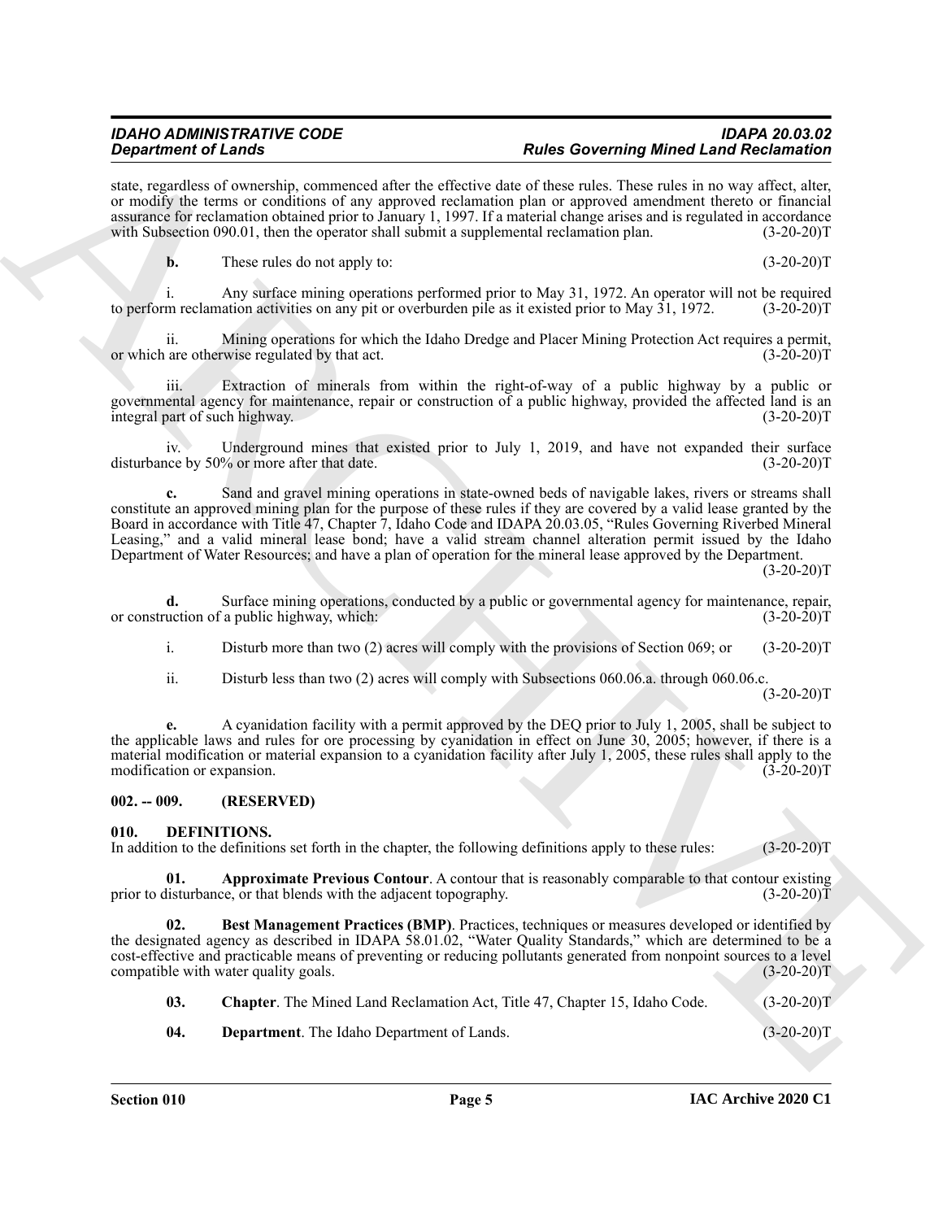state, regardless of ownership, commenced after the effective date of these rules. These rules in no way affect, alter, or modify the terms or conditions of any approved reclamation plan or approved amendment thereto or financial assurance for reclamation obtained prior to January 1, 1997. If a material change arises and is regulated in accordance with Subsection 090.01, then the operator shall submit a supplemental reclamation plan. (3-20-20)T

**b.** These rules do not apply to: (3-20-20)T

i. Any surface mining operations performed prior to May 31, 1972. An operator will not be required to perform reclamation activities on any pit or overburden pile as it existed prior to May 31, 1972. (3-20-20)T

ii. Mining operations for which the Idaho Dredge and Placer Mining Protection Act requires a permit, or which are otherwise regulated by that act. (3-20-20)T

iii. Extraction of minerals from within the right-of-way of a public highway by a public or governmental agency for maintenance, repair or construction of a public highway, provided the affected land is an integral part of such highway. (3-20-20)T

iv. Underground mines that existed prior to July 1, 2019, and have not expanded their surface disturbance by 50% or more after that date. (3-20-20)T

**c.** Sand and gravel mining operations in state-owned beds of navigable lakes, rivers or streams shall constitute an approved mining plan for the purpose of these rules if they are covered by a valid lease granted by the Board in accordance with Title 47, Chapter 7, Idaho Code and IDAPA 20.03.05, "Rules Governing Riverbed Mineral Leasing," and a valid mineral lease bond; have a valid stream channel alteration permit issued by the Idaho Department of Water Resources; and have a plan of operation for the mineral lease approved by the Department. (3-20-20)T

**d.** Surface mining operations, conducted by a public or governmental agency for maintenance, repair, or construction of a public highway, which: (3-20-20)T

i. Disturb more than two (2) acres will comply with the provisions of Section 069; or (3-20-20)T

ii. Disturb less than two (2) acres will comply with Subsections 060.06.a. through 060.06.c. (3-20-20)T

**e.** A cyanidation facility with a permit approved by the DEQ prior to July 1, 2005, shall be subject to the applicable laws and rules for ore processing by cyanidation in effect on June 30, 2005; however, if there is a material modification or material expansion to a cyanidation facility after July 1, 2005, these rules shall apply to the modification or expansion. (3-20-20)T

### 002. -- 009. (RESERVED)

### 010. DEFINITIONS.

In addition to the definitions set forth in the chapter, the following definitions apply to these rules: (3-20-20)T

**01. Approximate Previous Contour**. A contour that is reasonably comparable to that contour existing prior to disturbance, or that blends with the adjacent topography. (3-20-20)T

**02. Best Management Practices (BMP)**. Practices, techniques or measures developed or identified by the designated agency as described in IDAPA 58.01.02, "Water Quality Standards," which are determined to be a cost-effective and practicable means of preventing or reducing pollutants generated from nonpoint sources to a level compatible with water quality goals. (3-20-20)T

**03. Chapter**. The Mined Land Reclamation Act, Title 47, Chapter 15, Idaho Code. (3-20-20)T

**04. Department**. The Idaho Department of Lands. (3-20-20)T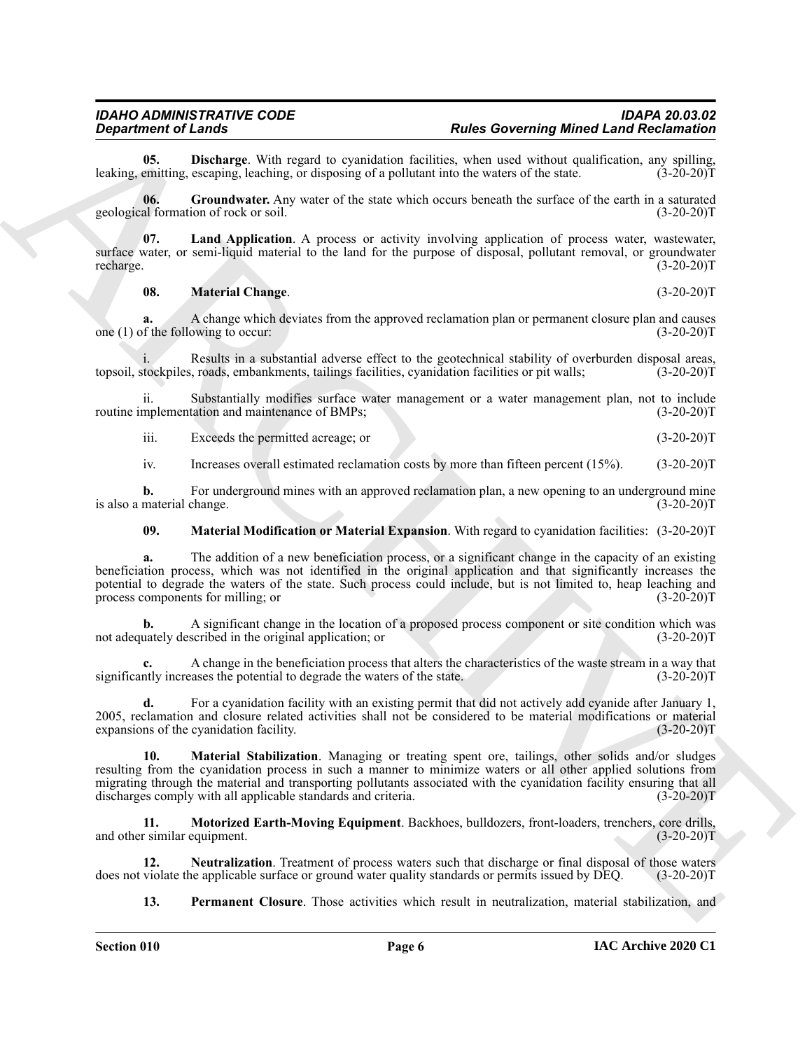**05. Discharge**. With regard to cyanidation facilities, when used without qualification, any spilling, leaking, emitting, escaping, leaching, or disposing of a pollutant into the waters of the state. (3-20-20)T

**06. Groundwater.** Any water of the state which occurs beneath the surface of the earth in a saturated geological formation of rock or soil. (3-20-20)T

**07. Land Application**. A process or activity involving application of process water, wastewater, surface water, or semi-liquid material to the land for the purpose of disposal, pollutant removal, or groundwater recharge. (3-20-20)T

**08. Material Change**. (3-20-20)T

**a.** A change which deviates from the approved reclamation plan or permanent closure plan and causes one (1) of the following to occur: (3-20-20)T

i. Results in a substantial adverse effect to the geotechnical stability of overburden disposal areas, topsoil, stockpiles, roads, embankments, tailings facilities, cyanidation facilities or pit walls; (3-20-20)T

ii. Substantially modifies surface water management or a water management plan, not to include routine implementation and maintenance of BMPs; (3-20-20)T

iii. Exceeds the permitted acreage; or (3-20-20)T

iv. Increases overall estimated reclamation costs by more than fifteen percent (15%). (3-20-20)T

**b.** For underground mines with an approved reclamation plan, a new opening to an underground mine is also a material change. (3-20-20)T

**09. Material Modification or Material Expansion**. With regard to cyanidation facilities: (3-20-20)T

**a.** The addition of a new beneficiation process, or a significant change in the capacity of an existing beneficiation process, which was not identified in the original application and that significantly increases the potential to degrade the waters of the state. Such process could include, but is not limited to, heap leaching and process components for milling; or (3-20-20)T

**b.** A significant change in the location of a proposed process component or site condition which was not adequately described in the original application; or (3-20-20)T

**c.** A change in the beneficiation process that alters the characteristics of the waste stream in a way that significantly increases the potential to degrade the waters of the state. (3-20-20)T

**d.** For a cyanidation facility with an existing permit that did not actively add cyanide after January 1, 2005, reclamation and closure related activities shall not be considered to be material modifications or material expansions of the cyanidation facility. (3-20-20)T

**10. Material Stabilization**. Managing or treating spent ore, tailings, other solids and/or sludges resulting from the cyanidation process in such a manner to minimize waters or all other applied solutions from migrating through the material and transporting pollutants associated with the cyanidation facility ensuring that all discharges comply with all applicable standards and criteria. (3-20-20)T

**11. Motorized Earth-Moving Equipment**. Backhoes, bulldozers, front-loaders, trenchers, core drills, and other similar equipment. (3-20-20)T

**12. Neutralization**. Treatment of process waters such that discharge or final disposal of those waters does not violate the applicable surface or ground water quality standards or permits issued by DEQ. (3-20-20)T

**13. Permanent Closure**. Those activities which result in neutralization, material stabilization, and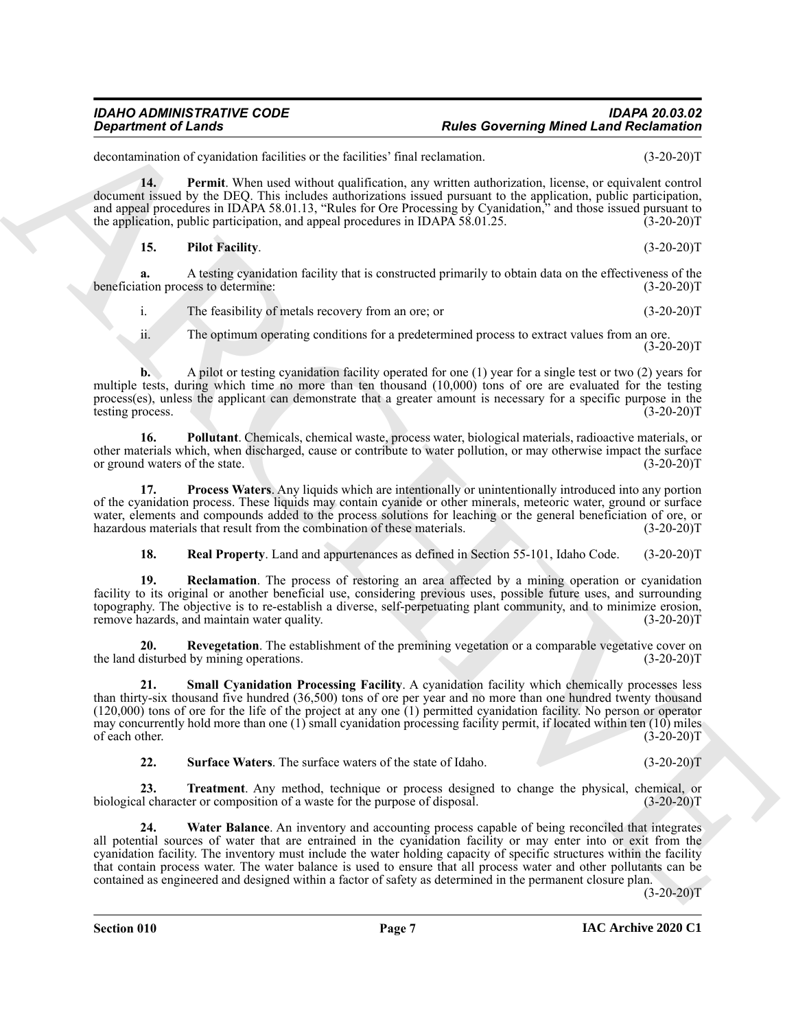decontamination of cyanidation facilities or the facilities' final reclamation. (3-20-20)T

**14. Permit**. When used without qualification, any written authorization, license, or equivalent control document issued by the DEQ. This includes authorizations issued pursuant to the application, public participation, and appeal procedures in IDAPA 58.01.13, "Rules for Ore Processing by Cyanidation," and those issued pursuant to the application, public participation, and appeal procedures in IDAPA 58.01.25. (3-20-20)T

**15. Pilot Facility**. (3-20-20)T

**a.** A testing cyanidation facility that is constructed primarily to obtain data on the effectiveness of the beneficiation process to determine: (3-20-20)T

i. The feasibility of metals recovery from an ore; or (3-20-20)T

ii. The optimum operating conditions for a predetermined process to extract values from an ore. (3-20-20)T

**b.** A pilot or testing cyanidation facility operated for one (1) year for a single test or two (2) years for multiple tests, during which time no more than ten thousand (10,000) tons of ore are evaluated for the testing process(es), unless the applicant can demonstrate that a greater amount is necessary for a specific purpose in the testing process. (3-20-20)T

**16. Pollutant**. Chemicals, chemical waste, process water, biological materials, radioactive materials, or other materials which, when discharged, cause or contribute to water pollution, or may otherwise impact the surface or ground waters of the state. (3-20-20)T

**17. Process Waters**. Any liquids which are intentionally or unintentionally introduced into any portion of the cyanidation process. These liquids may contain cyanide or other minerals, meteoric water, ground or surface water, elements and compounds added to the process solutions for leaching or the general beneficiation of ore, or hazardous materials that result from the combination of these materials. (3-20-20)T

**18. Real Property**. Land and appurtenances as defined in Section 55-101, Idaho Code. (3-20-20)T

**19. Reclamation**. The process of restoring an area affected by a mining operation or cyanidation facility to its original or another beneficial use, considering previous uses, possible future uses, and surrounding topography. The objective is to re-establish a diverse, self-perpetuating plant community, and to minimize erosion, remove hazards, and maintain water quality. (3-20-20)T

**20. Revegetation**. The establishment of the premining vegetation or a comparable vegetative cover on the land disturbed by mining operations. (3-20-20)T

**21. Small Cyanidation Processing Facility**. A cyanidation facility which chemically processes less than thirty-six thousand five hundred (36,500) tons of ore per year and no more than one hundred twenty thousand (120,000) tons of ore for the life of the project at any one (1) permitted cyanidation facility. No person or operator may concurrently hold more than one (1) small cyanidation processing facility permit, if located within ten (10) miles of each other. (3-20-20)T

**22. Surface Waters**. The surface waters of the state of Idaho. (3-20-20)T

**23. Treatment**. Any method, technique or process designed to change the physical, chemical, or biological character or composition of a waste for the purpose of disposal. (3-20-20)T

**24. Water Balance**. An inventory and accounting process capable of being reconciled that integrates all potential sources of water that are entrained in the cyanidation facility or may enter into or exit from the cyanidation facility. The inventory must include the water holding capacity of specific structures within the facility that contain process water. The water balance is used to ensure that all process water and other pollutants can be contained as engineered and designed within a factor of safety as determined in the permanent closure plan. (3-20-20)T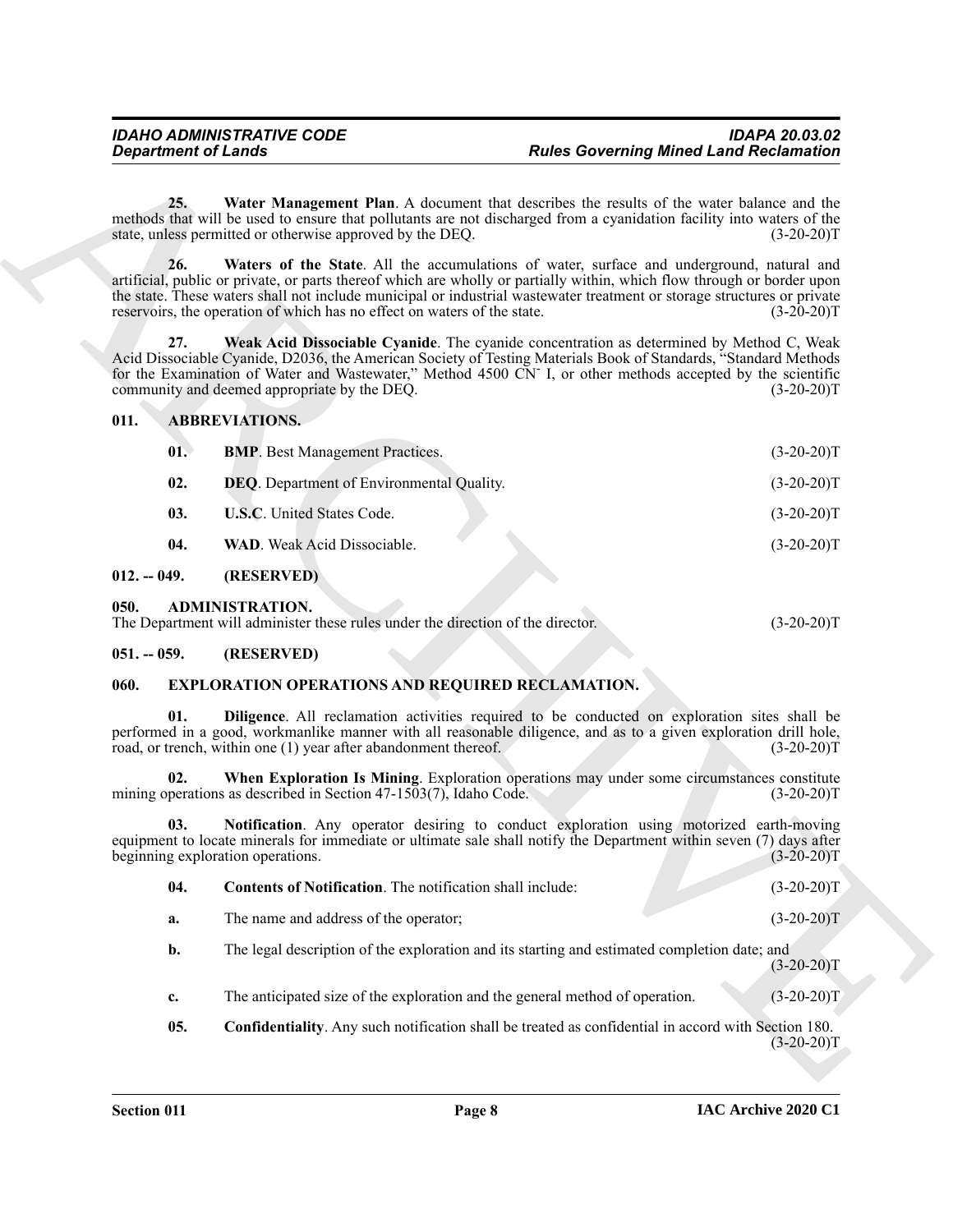**25. Water Management Plan**. A document that describes the results of the water balance and the methods that will be used to ensure that pollutants are not discharged from a cyanidation facility into waters of the state, unless permitted or otherwise approved by the DEQ. (3-20-20)T

**26. Waters of the State**. All the accumulations of water, surface and underground, natural and artificial, public or private, or parts thereof which are wholly or partially within, which flow through or border upon the state. These waters shall not include municipal or industrial wastewater treatment or storage structures or private reservoirs, the operation of which has no effect on waters of the state. (3-20-20)T

**27. Weak Acid Dissociable Cyanide**. The cyanide concentration as determined by Method C, Weak Acid Dissociable Cyanide, D2036, the American Society of Testing Materials Book of Standards, "Standard Methods for the Examination of Water and Wastewater," Method 4500 $CN^-$ I, or other methods accepted by the scientific community and deemed appropriate by the DEQ. (3-20-20)T

## 011. ABBREVIATIONS.

**01. BMP**. Best Management Practices. (3-20-20)T

**02. DEQ**. Department of Environmental Quality. (3-20-20)T

**03. U.S.C**. United States Code. (3-20-20)T

**04. WAD**. Weak Acid Dissociable. (3-20-20)T

## 012. -- 049. (RESERVED)

## 050. ADMINISTRATION.

The Department will administer these rules under the direction of the director. (3-20-20)T

## 051. -- 059. (RESERVED)

## 060. EXPLORATION OPERATIONS AND REQUIRED RECLAMATION.

**01. Diligence**. All reclamation activities required to be conducted on exploration sites shall be performed in a good, workmanlike manner with all reasonable diligence, and as to a given exploration drill hole, road, or trench, within one (1) year after abandonment thereof. (3-20-20)T

**02. When Exploration Is Mining**. Exploration operations may under some circumstances constitute mining operations as described in Section 47-1503(7), Idaho Code. (3-20-20)T

**03. Notification**. Any operator desiring to conduct exploration using motorized earth-moving equipment to locate minerals for immediate or ultimate sale shall notify the Department within seven (7) days after beginning exploration operations. (3-20-20)T

**04. Contents of Notification**. The notification shall include: (3-20-20)T

**a.** The name and address of the operator; (3-20-20)T

**b.** The legal description of the exploration and its starting and estimated completion date; and (3-20-20)T

**c.** The anticipated size of the exploration and the general method of operation. (3-20-20)T

**05. Confidentiality**. Any such notification shall be treated as confidential in accord with Section 180. (3-20-20)T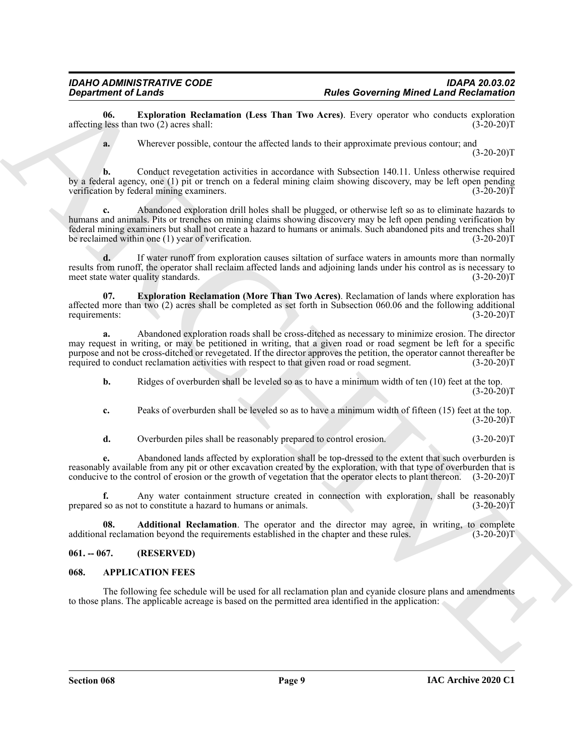**06. Exploration Reclamation (Less Than Two Acres)**. Every operator who conducts exploration affecting less than two (2) acres shall: (3-20-20)T

**a.** Wherever possible, contour the affected lands to their approximate previous contour; and (3-20-20)T

**b.** Conduct revegetation activities in accordance with Subsection 140.11. Unless otherwise required by a federal agency, one (1) pit or trench on a federal mining claim showing discovery, may be left open pending verification by federal mining examiners. (3-20-20)T

**c.** Abandoned exploration drill holes shall be plugged, or otherwise left so as to eliminate hazards to humans and animals. Pits or trenches on mining claims showing discovery may be left open pending verification by federal mining examiners but shall not create a hazard to humans or animals. Such abandoned pits and trenches shall be reclaimed within one (1) year of verification. (3-20-20)T

**d.** If water runoff from exploration causes siltation of surface waters in amounts more than normally results from runoff, the operator shall reclaim affected lands and adjoining lands under his control as is necessary to meet state water quality standards. (3-20-20)T

**07. Exploration Reclamation (More Than Two Acres)**. Reclamation of lands where exploration has affected more than two (2) acres shall be completed as set forth in Subsection 060.06 and the following additional requirements: (3-20-20)T

**a.** Abandoned exploration roads shall be cross-ditched as necessary to minimize erosion. The director may request in writing, or may be petitioned in writing, that a given road or road segment be left for a specific purpose and not be cross-ditched or revegetated. If the director approves the petition, the operator cannot thereafter be required to conduct reclamation activities with respect to that given road or road segment. (3-20-20)T

**b.** Ridges of overburden shall be leveled so as to have a minimum width of ten (10) feet at the top. (3-20-20)T

**c.** Peaks of overburden shall be leveled so as to have a minimum width of fifteen (15) feet at the top. (3-20-20)T

**d.** Overburden piles shall be reasonably prepared to control erosion. (3-20-20)T

**e.** Abandoned lands affected by exploration shall be top-dressed to the extent that such overburden is reasonably available from any pit or other excavation created by the exploration, with that type of overburden that is conducive to the control of erosion or the growth of vegetation that the operator elects to plant thereon. (3-20-20)T

**f.** Any water containment structure created in connection with exploration, shall be reasonably prepared so as not to constitute a hazard to humans or animals. (3-20-20)T

**08. Additional Reclamation**. The operator and the director may agree, in writing, to complete additional reclamation beyond the requirements established in the chapter and these rules. (3-20-20)T

## 061. -- 067. (RESERVED)

## 068. APPLICATION FEES

The following fee schedule will be used for all reclamation plan and cyanide closure plans and amendments to those plans. The applicable acreage is based on the permitted area identified in the application: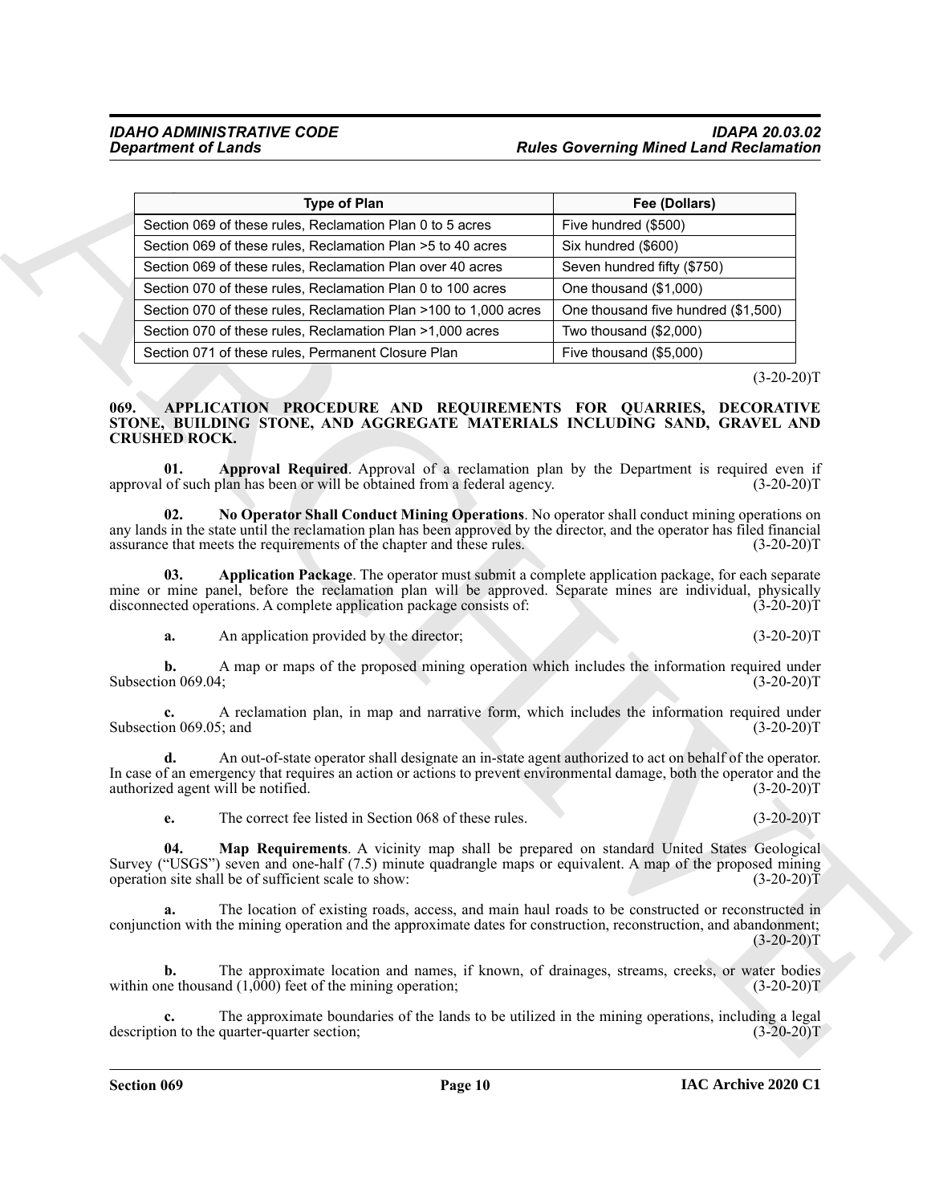| Type of Plan | Fee (Dollars) |
|---|---|
| Section 069 of these rules, Reclamation Plan 0 to 5 acres | Five hundred ($500) |
| Section 069 of these rules, Reclamation Plan >5 to 40 acres | Six hundred ($600) |
| Section 069 of these rules, Reclamation Plan over 40 acres | Seven hundred fifty ($750) |
| Section 070 of these rules, Reclamation Plan 0 to 100 acres | One thousand ($1,000) |
| Section 070 of these rules, Reclamation Plan >100 to 1,000 acres | One thousand five hundred ($1,500) |
| Section 070 of these rules, Reclamation Plan >1,000 acres | Two thousand ($2,000) |
| Section 071 of these rules, Permanent Closure Plan | Five thousand ($5,000) |

(3-20-20)T

### 069. APPLICATION PROCEDURE AND REQUIREMENTS FOR QUARRIES, DECORATIVE STONE, BUILDING STONE, AND AGGREGATE MATERIALS INCLUDING SAND, GRAVEL AND CRUSHED ROCK.

**01. Approval Required**. Approval of a reclamation plan by the Department is required even if approval of such plan has been or will be obtained from a federal agency. (3-20-20)T

**02. No Operator Shall Conduct Mining Operations**. No operator shall conduct mining operations on any lands in the state until the reclamation plan has been approved by the director, and the operator has filed financial assurance that meets the requirements of the chapter and these rules. (3-20-20)T

**03. Application Package**. The operator must submit a complete application package, for each separate mine or mine panel, before the reclamation plan will be approved. Separate mines are individual, physically disconnected operations. A complete application package consists of: (3-20-20)T

**a.** An application provided by the director; (3-20-20)T

**b.** A map or maps of the proposed mining operation which includes the information required under Subsection 069.04; (3-20-20)T

**c.** A reclamation plan, in map and narrative form, which includes the information required under Subsection 069.05; and (3-20-20)T

**d.** An out-of-state operator shall designate an in-state agent authorized to act on behalf of the operator. In case of an emergency that requires an action or actions to prevent environmental damage, both the operator and the authorized agent will be notified. (3-20-20)T

**e.** The correct fee listed in Section 068 of these rules. (3-20-20)T

**04. Map Requirements**. A vicinity map shall be prepared on standard United States Geological Survey ("USGS") seven and one-half (7.5) minute quadrangle maps or equivalent. A map of the proposed mining operation site shall be of sufficient scale to show: (3-20-20)T

**a.** The location of existing roads, access, and main haul roads to be constructed or reconstructed in conjunction with the mining operation and the approximate dates for construction, reconstruction, and abandonment; (3-20-20)T

**b.** The approximate location and names, if known, of drainages, streams, creeks, or water bodies within one thousand (1,000) feet of the mining operation; (3-20-20)T

**c.** The approximate boundaries of the lands to be utilized in the mining operations, including a legal description to the quarter-quarter section; (3-20-20)T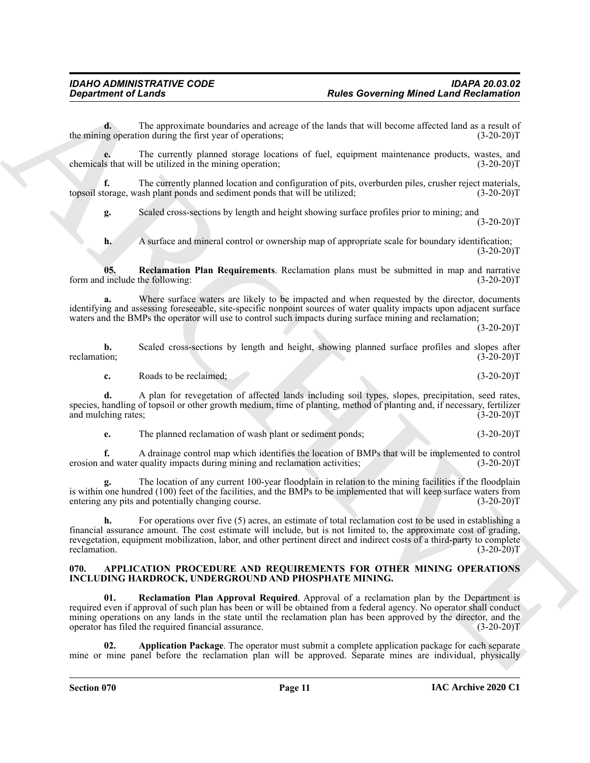**d.** The approximate boundaries and acreage of the lands that will become affected land as a result of the mining operation during the first year of operations; (3-20-20)T

**e.** The currently planned storage locations of fuel, equipment maintenance products, wastes, and chemicals that will be utilized in the mining operation; (3-20-20)T

**f.** The currently planned location and configuration of pits, overburden piles, crusher reject materials, topsoil storage, wash plant ponds and sediment ponds that will be utilized; (3-20-20)T

**g.** Scaled cross-sections by length and height showing surface profiles prior to mining; and (3-20-20)T

**h.** A surface and mineral control or ownership map of appropriate scale for boundary identification; (3-20-20)T

**05. Reclamation Plan Requirements**. Reclamation plans must be submitted in map and narrative form and include the following: (3-20-20)T

**a.** Where surface waters are likely to be impacted and when requested by the director, documents identifying and assessing foreseeable, site-specific nonpoint sources of water quality impacts upon adjacent surface waters and the BMPs the operator will use to control such impacts during surface mining and reclamation; (3-20-20)T

**b.** Scaled cross-sections by length and height, showing planned surface profiles and slopes after reclamation; (3-20-20)T

**c.** Roads to be reclaimed; (3-20-20)T

**d.** A plan for revegetation of affected lands including soil types, slopes, precipitation, seed rates, species, handling of topsoil or other growth medium, time of planting, method of planting and, if necessary, fertilizer and mulching rates; (3-20-20)T

**e.** The planned reclamation of wash plant or sediment ponds; (3-20-20)T

**f.** A drainage control map which identifies the location of BMPs that will be implemented to control erosion and water quality impacts during mining and reclamation activities; (3-20-20)T

**g.** The location of any current 100-year floodplain in relation to the mining facilities if the floodplain is within one hundred (100) feet of the facilities, and the BMPs to be implemented that will keep surface waters from entering any pits and potentially changing course. (3-20-20)T

**h.** For operations over five (5) acres, an estimate of total reclamation cost to be used in establishing a financial assurance amount. The cost estimate will include, but is not limited to, the approximate cost of grading, revegetation, equipment mobilization, labor, and other pertinent direct and indirect costs of a third-party to complete reclamation. (3-20-20)T

## 070. APPLICATION PROCEDURE AND REQUIREMENTS FOR OTHER MINING OPERATIONS INCLUDING HARDROCK, UNDERGROUND AND PHOSPHATE MINING.

**01. Reclamation Plan Approval Required**. Approval of a reclamation plan by the Department is required even if approval of such plan has been or will be obtained from a federal agency. No operator shall conduct mining operations on any lands in the state until the reclamation plan has been approved by the director, and the operator has filed the required financial assurance. (3-20-20)T

**02. Application Package**. The operator must submit a complete application package for each separate mine or mine panel before the reclamation plan will be approved. Separate mines are individual, physically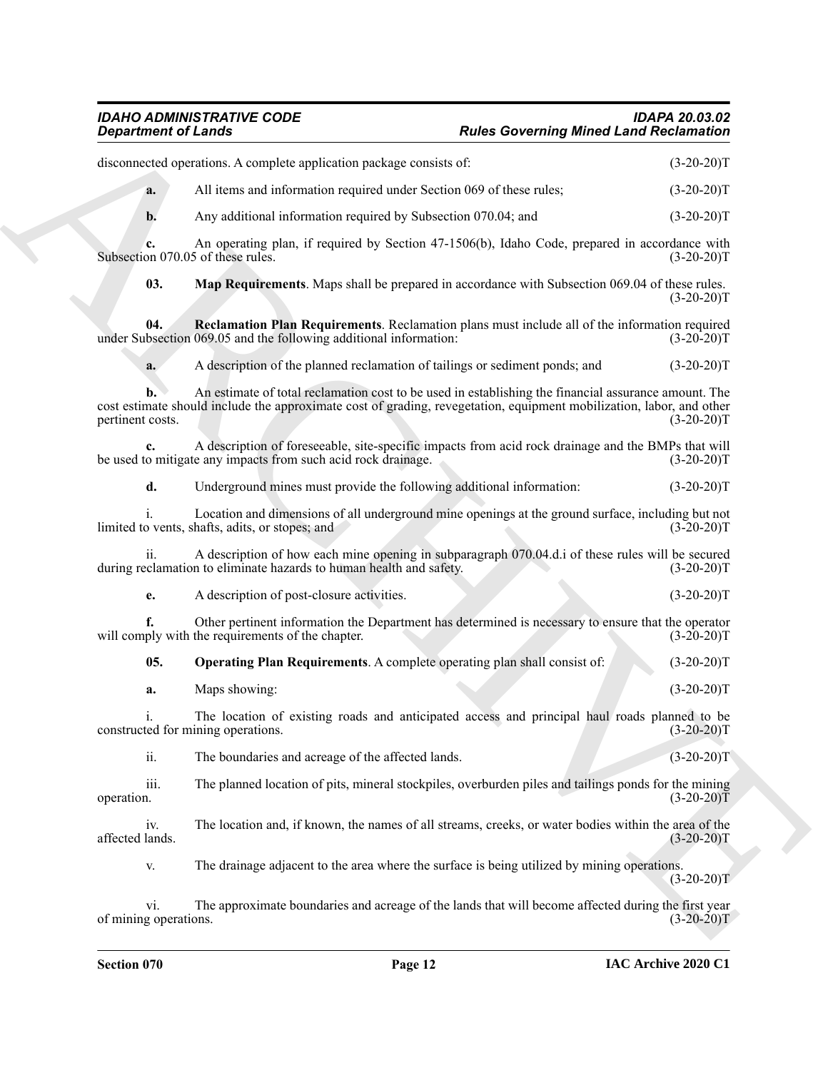disconnected operations. A complete application package consists of: (3-20-20)T

**a.** All items and information required under Section 069 of these rules; (3-20-20)T

**b.** Any additional information required by Subsection 070.04; and (3-20-20)T

**c.** An operating plan, if required by Section 47-1506(b), Idaho Code, prepared in accordance with Subsection 070.05 of these rules. (3-20-20)T

**03. Map Requirements**. Maps shall be prepared in accordance with Subsection 069.04 of these rules. (3-20-20)T

**04. Reclamation Plan Requirements**. Reclamation plans must include all of the information required under Subsection 069.05 and the following additional information: (3-20-20)T

**a.** A description of the planned reclamation of tailings or sediment ponds; and (3-20-20)T

**b.** An estimate of total reclamation cost to be used in establishing the financial assurance amount. The cost estimate should include the approximate cost of grading, revegetation, equipment mobilization, labor, and other pertinent costs. (3-20-20)T

**c.** A description of foreseeable, site-specific impacts from acid rock drainage and the BMPs that will be used to mitigate any impacts from such acid rock drainage. (3-20-20)T

**d.** Underground mines must provide the following additional information: (3-20-20)T

i. Location and dimensions of all underground mine openings at the ground surface, including but not limited to vents, shafts, adits, or stopes; and (3-20-20)T

ii. A description of how each mine opening in subparagraph 070.04.d.i of these rules will be secured during reclamation to eliminate hazards to human health and safety. (3-20-20)T

**e.** A description of post-closure activities. (3-20-20)T

**f.** Other pertinent information the Department has determined is necessary to ensure that the operator will comply with the requirements of the chapter. (3-20-20)T

**05. Operating Plan Requirements**. A complete operating plan shall consist of: (3-20-20)T

**a.** Maps showing: (3-20-20)T

i. The location of existing roads and anticipated access and principal haul roads planned to be constructed for mining operations. (3-20-20)T

ii. The boundaries and acreage of the affected lands. (3-20-20)T

iii. The planned location of pits, mineral stockpiles, overburden piles and tailings ponds for the mining operation. (3-20-20)T

iv. The location and, if known, the names of all streams, creeks, or water bodies within the area of the affected lands. (3-20-20)T

v. The drainage adjacent to the area where the surface is being utilized by mining operations. (3-20-20)T

vi. The approximate boundaries and acreage of the lands that will become affected during the first year of mining operations. (3-20-20)T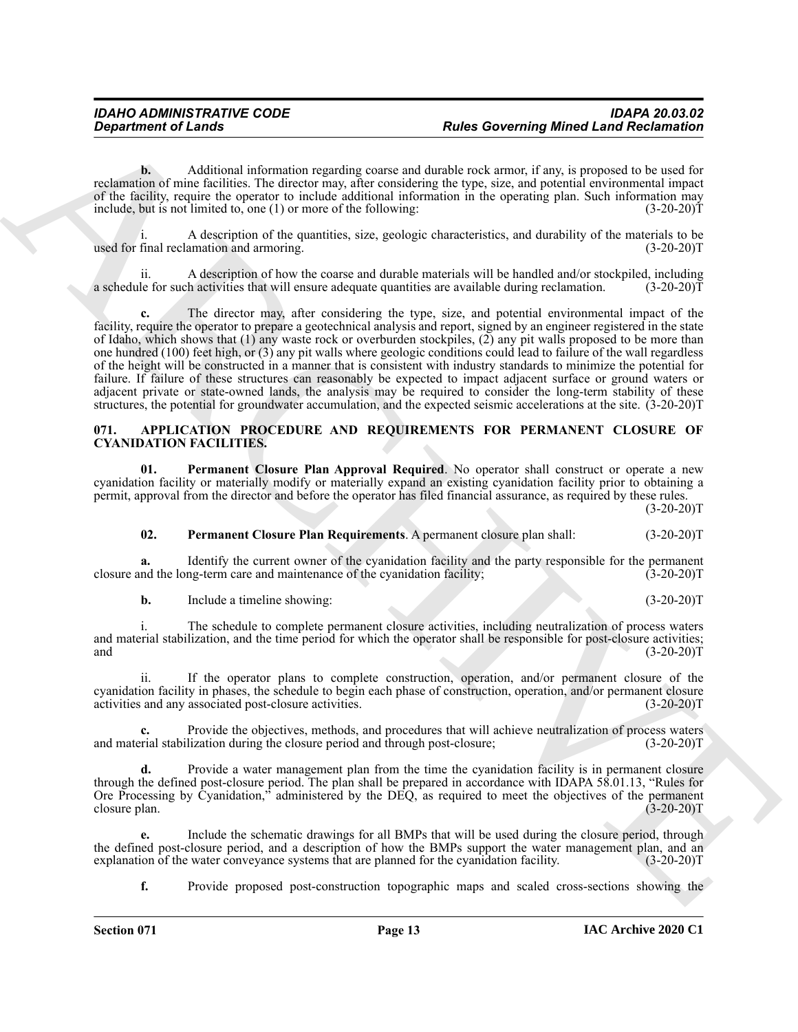**b.** Additional information regarding coarse and durable rock armor, if any, is proposed to be used for reclamation of mine facilities. The director may, after considering the type, size, and potential environmental impact of the facility, require the operator to include additional information in the operating plan. Such information may include, but is not limited to, one (1) or more of the following: (3-20-20)T

i. A description of the quantities, size, geologic characteristics, and durability of the materials to be used for final reclamation and armoring. (3-20-20)T

ii. A description of how the coarse and durable materials will be handled and/or stockpiled, including a schedule for such activities that will ensure adequate quantities are available during reclamation. (3-20-20)T

**c.** The director may, after considering the type, size, and potential environmental impact of the facility, require the operator to prepare a geotechnical analysis and report, signed by an engineer registered in the state of Idaho, which shows that (1) any waste rock or overburden stockpiles, (2) any pit walls proposed to be more than one hundred (100) feet high, or (3) any pit walls where geologic conditions could lead to failure of the wall regardless of the height will be constructed in a manner that is consistent with industry standards to minimize the potential for failure. If failure of these structures can reasonably be expected to impact adjacent surface or ground waters or adjacent private or state-owned lands, the analysis may be required to consider the long-term stability of these structures, the potential for groundwater accumulation, and the expected seismic accelerations at the site. (3-20-20)T

## 071. APPLICATION PROCEDURE AND REQUIREMENTS FOR PERMANENT CLOSURE OF CYANIDATION FACILITIES.

**01. Permanent Closure Plan Approval Required**. No operator shall construct or operate a new cyanidation facility or materially modify or materially expand an existing cyanidation facility prior to obtaining a permit, approval from the director and before the operator has filed financial assurance, as required by these rules. (3-20-20)T

**02. Permanent Closure Plan Requirements**. A permanent closure plan shall: (3-20-20)T

**a.** Identify the current owner of the cyanidation facility and the party responsible for the permanent closure and the long-term care and maintenance of the cyanidation facility; (3-20-20)T

**b.** Include a timeline showing: (3-20-20)T

i. The schedule to complete permanent closure activities, including neutralization of process waters and material stabilization, and the time period for which the operator shall be responsible for post-closure activities; and (3-20-20)T

ii. If the operator plans to complete construction, operation, and/or permanent closure of the cyanidation facility in phases, the schedule to begin each phase of construction, operation, and/or permanent closure activities and any associated post-closure activities. (3-20-20)T

**c.** Provide the objectives, methods, and procedures that will achieve neutralization of process waters and material stabilization during the closure period and through post-closure; (3-20-20)T

**d.** Provide a water management plan from the time the cyanidation facility is in permanent closure through the defined post-closure period. The plan shall be prepared in accordance with IDAPA 58.01.13, "Rules for Ore Processing by Cyanidation," administered by the DEQ, as required to meet the objectives of the permanent closure plan. (3-20-20)T

**e.** Include the schematic drawings for all BMPs that will be used during the closure period, through the defined post-closure period, and a description of how the BMPs support the water management plan, and an explanation of the water conveyance systems that are planned for the cyanidation facility. (3-20-20)T

**f.** Provide proposed post-construction topographic maps and scaled cross-sections showing the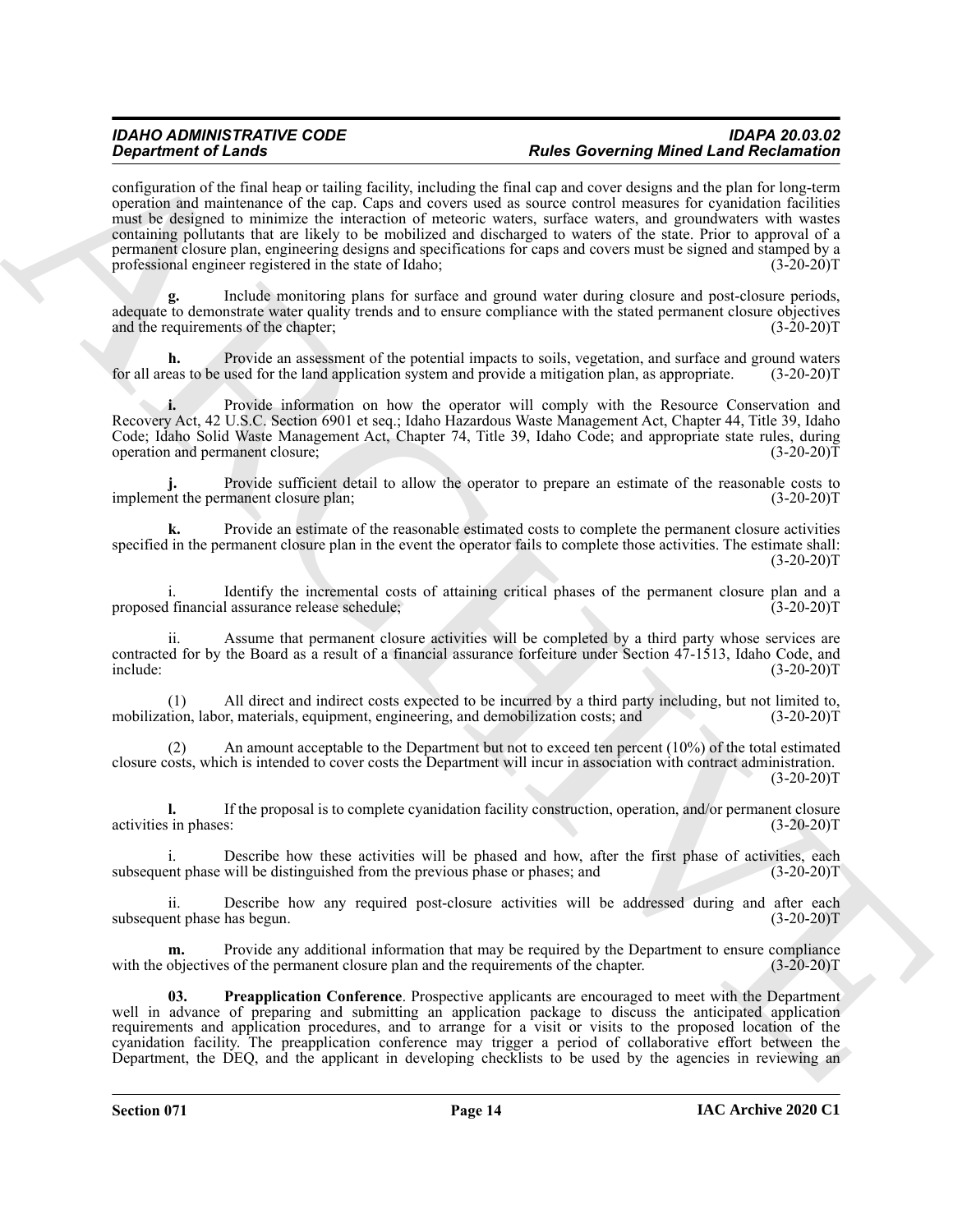configuration of the final heap or tailing facility, including the final cap and cover designs and the plan for long-term operation and maintenance of the cap. Caps and covers used as source control measures for cyanidation facilities must be designed to minimize the interaction of meteoric waters, surface waters, and groundwaters with wastes containing pollutants that are likely to be mobilized and discharged to waters of the state. Prior to approval of a permanent closure plan, engineering designs and specifications for caps and covers must be signed and stamped by a professional engineer registered in the state of Idaho; (3-20-20)T

**g.** Include monitoring plans for surface and ground water during closure and post-closure periods, adequate to demonstrate water quality trends and to ensure compliance with the stated permanent closure objectives and the requirements of the chapter; (3-20-20)T

**h.** Provide an assessment of the potential impacts to soils, vegetation, and surface and ground waters for all areas to be used for the land application system and provide a mitigation plan, as appropriate. (3-20-20)T

**i.** Provide information on how the operator will comply with the Resource Conservation and Recovery Act, 42 U.S.C. Section 6901 et seq.; Idaho Hazardous Waste Management Act, Chapter 44, Title 39, Idaho Code; Idaho Solid Waste Management Act, Chapter 74, Title 39, Idaho Code; and appropriate state rules, during operation and permanent closure; (3-20-20)T

**j.** Provide sufficient detail to allow the operator to prepare an estimate of the reasonable costs to implement the permanent closure plan; (3-20-20)T

**k.** Provide an estimate of the reasonable estimated costs to complete the permanent closure activities specified in the permanent closure plan in the event the operator fails to complete those activities. The estimate shall: (3-20-20)T

i. Identify the incremental costs of attaining critical phases of the permanent closure plan and a proposed financial assurance release schedule; (3-20-20)T

ii. Assume that permanent closure activities will be completed by a third party whose services are contracted for by the Board as a result of a financial assurance forfeiture under Section 47-1513, Idaho Code, and include: (3-20-20)T

(1) All direct and indirect costs expected to be incurred by a third party including, but not limited to, mobilization, labor, materials, equipment, engineering, and demobilization costs; and (3-20-20)T

(2) An amount acceptable to the Department but not to exceed ten percent (10%) of the total estimated closure costs, which is intended to cover costs the Department will incur in association with contract administration. (3-20-20)T

**l.** If the proposal is to complete cyanidation facility construction, operation, and/or permanent closure activities in phases: (3-20-20)T

i. Describe how these activities will be phased and how, after the first phase of activities, each subsequent phase will be distinguished from the previous phase or phases; and (3-20-20)T

ii. Describe how any required post-closure activities will be addressed during and after each subsequent phase has begun. (3-20-20)T

**m.** Provide any additional information that may be required by the Department to ensure compliance with the objectives of the permanent closure plan and the requirements of the chapter. (3-20-20)T

**03. Preapplication Conference**. Prospective applicants are encouraged to meet with the Department well in advance of preparing and submitting an application package to discuss the anticipated application requirements and application procedures, and to arrange for a visit or visits to the proposed location of the cyanidation facility. The preapplication conference may trigger a period of collaborative effort between the Department, the DEQ, and the applicant in developing checklists to be used by the agencies in reviewing an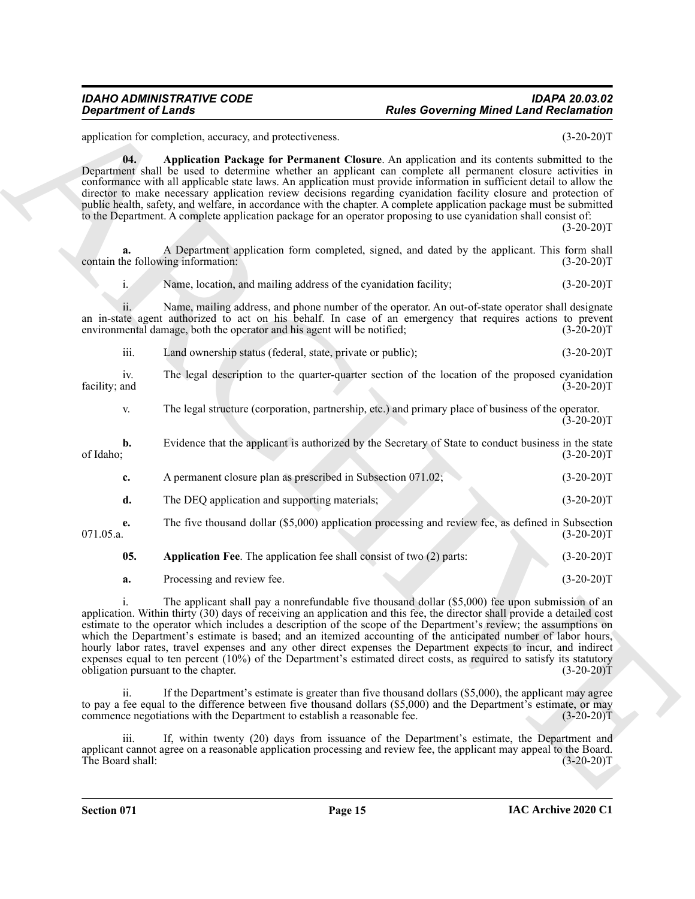application for completion, accuracy, and protectiveness. (3-20-20)T

**04. Application Package for Permanent Closure**. An application and its contents submitted to the Department shall be used to determine whether an applicant can complete all permanent closure activities in conformance with all applicable state laws. An application must provide information in sufficient detail to allow the director to make necessary application review decisions regarding cyanidation facility closure and protection of public health, safety, and welfare, in accordance with the chapter. A complete application package must be submitted to the Department. A complete application package for an operator proposing to use cyanidation shall consist of: (3-20-20)T

**a.** A Department application form completed, signed, and dated by the applicant. This form shall contain the following information: (3-20-20)T

i. Name, location, and mailing address of the cyanidation facility; (3-20-20)T

ii. Name, mailing address, and phone number of the operator. An out-of-state operator shall designate an in-state agent authorized to act on his behalf. In case of an emergency that requires actions to prevent environmental damage, both the operator and his agent will be notified; (3-20-20)T

iii. Land ownership status (federal, state, private or public); (3-20-20)T

iv. The legal description to the quarter-quarter section of the location of the proposed cyanidation facility; and (3-20-20)T

v. The legal structure (corporation, partnership, etc.) and primary place of business of the operator. (3-20-20)T

**b.** Evidence that the applicant is authorized by the Secretary of State to conduct business in the state of Idaho; (3-20-20)T

**c.** A permanent closure plan as prescribed in Subsection 071.02; (3-20-20)T

**d.** The DEQ application and supporting materials; (3-20-20)T

**e.** The five thousand dollar ($5,000) application processing and review fee, as defined in Subsection 071.05.a. (3-20-20)T

**05. Application Fee**. The application fee shall consist of two (2) parts: (3-20-20)T

**a.** Processing and review fee. (3-20-20)T

i. The applicant shall pay a nonrefundable five thousand dollar ($5,000) fee upon submission of an application. Within thirty (30) days of receiving an application and this fee, the director shall provide a detailed cost estimate to the operator which includes a description of the scope of the Department's review; the assumptions on which the Department's estimate is based; and an itemized accounting of the anticipated number of labor hours, hourly labor rates, travel expenses and any other direct expenses the Department expects to incur, and indirect expenses equal to ten percent (10%) of the Department's estimated direct costs, as required to satisfy its statutory obligation pursuant to the chapter. (3-20-20)T

ii. If the Department's estimate is greater than five thousand dollars ($5,000), the applicant may agree to pay a fee equal to the difference between five thousand dollars ($5,000) and the Department's estimate, or may commence negotiations with the Department to establish a reasonable fee. (3-20-20)T

iii. If, within twenty (20) days from issuance of the Department's estimate, the Department and applicant cannot agree on a reasonable application processing and review fee, the applicant may appeal to the Board. The Board shall: (3-20-20)T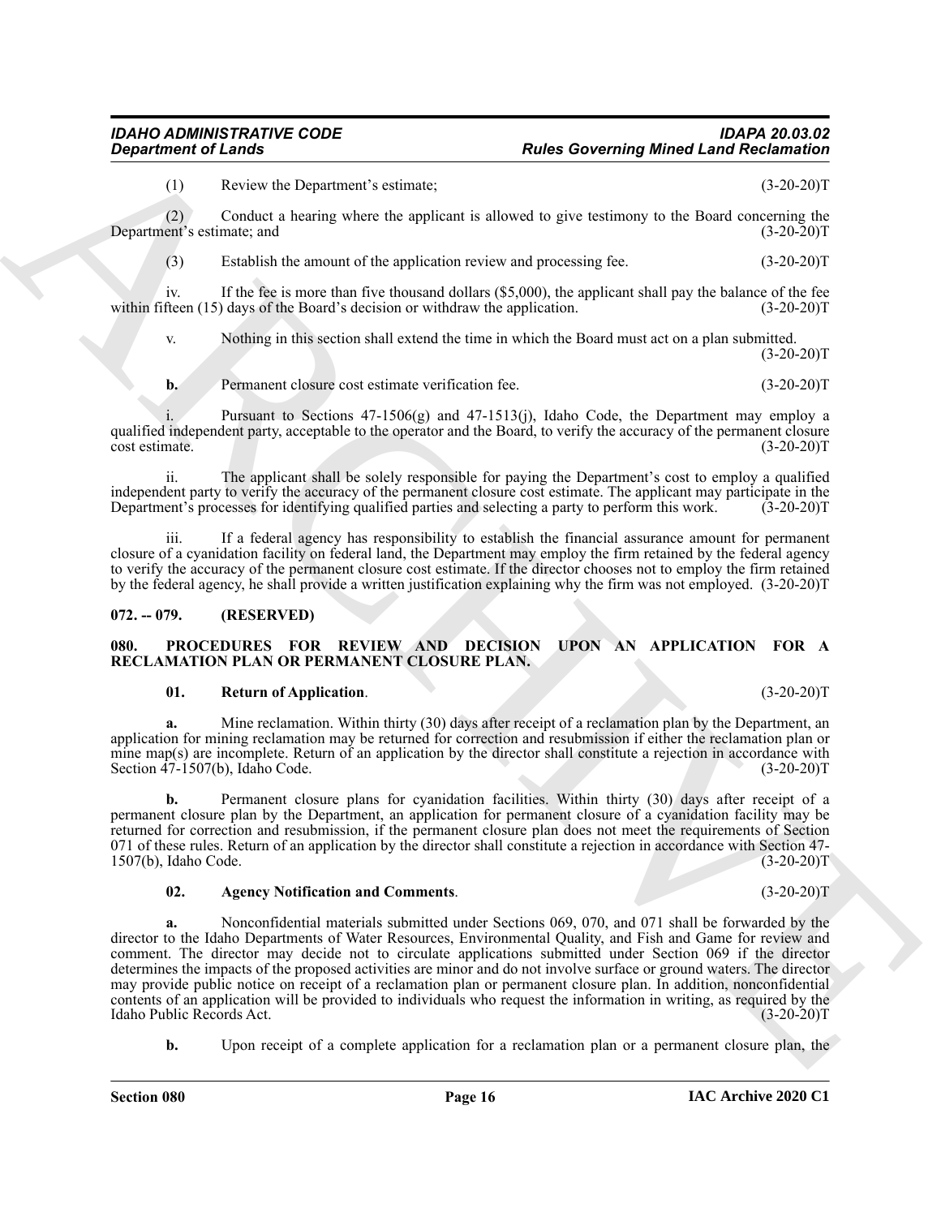(1) Review the Department's estimate; (3-20-20)T

(2) Conduct a hearing where the applicant is allowed to give testimony to the Board concerning the Department's estimate; and (3-20-20)T

(3) Establish the amount of the application review and processing fee. (3-20-20)T

iv. If the fee is more than five thousand dollars ($5,000), the applicant shall pay the balance of the fee within fifteen (15) days of the Board's decision or withdraw the application. (3-20-20)T

v. Nothing in this section shall extend the time in which the Board must act on a plan submitted. (3-20-20)T

**b.** Permanent closure cost estimate verification fee. (3-20-20)T

i. Pursuant to Sections 47-1506(g) and 47-1513(j), Idaho Code, the Department may employ a qualified independent party, acceptable to the operator and the Board, to verify the accuracy of the permanent closure cost estimate. (3-20-20)T

ii. The applicant shall be solely responsible for paying the Department's cost to employ a qualified independent party to verify the accuracy of the permanent closure cost estimate. The applicant may participate in the Department's processes for identifying qualified parties and selecting a party to perform this work. (3-20-20)T

iii. If a federal agency has responsibility to establish the financial assurance amount for permanent closure of a cyanidation facility on federal land, the Department may employ the firm retained by the federal agency to verify the accuracy of the permanent closure cost estimate. If the director chooses not to employ the firm retained by the federal agency, he shall provide a written justification explaining why the firm was not employed. (3-20-20)T

## 072. -- 079. (RESERVED)

## 080. PROCEDURES FOR REVIEW AND DECISION UPON AN APPLICATION FOR A RECLAMATION PLAN OR PERMANENT CLOSURE PLAN.

**01. Return of Application**. (3-20-20)T

**a.** Mine reclamation. Within thirty (30) days after receipt of a reclamation plan by the Department, an application for mining reclamation may be returned for correction and resubmission if either the reclamation plan or mine map(s) are incomplete. Return of an application by the director shall constitute a rejection in accordance with Section 47-1507(b), Idaho Code. (3-20-20)T

**b.** Permanent closure plans for cyanidation facilities. Within thirty (30) days after receipt of a permanent closure plan by the Department, an application for permanent closure of a cyanidation facility may be returned for correction and resubmission, if the permanent closure plan does not meet the requirements of Section 071 of these rules. Return of an application by the director shall constitute a rejection in accordance with Section 47-1507(b), Idaho Code. (3-20-20)T

**02. Agency Notification and Comments**. (3-20-20)T

**a.** Nonconfidential materials submitted under Sections 069, 070, and 071 shall be forwarded by the director to the Idaho Departments of Water Resources, Environmental Quality, and Fish and Game for review and comment. The director may decide not to circulate applications submitted under Section 069 if the director determines the impacts of the proposed activities are minor and do not involve surface or ground waters. The director may provide public notice on receipt of a reclamation plan or permanent closure plan. In addition, nonconfidential contents of an application will be provided to individuals who request the information in writing, as required by the Idaho Public Records Act. (3-20-20)T

**b.** Upon receipt of a complete application for a reclamation plan or a permanent closure plan, the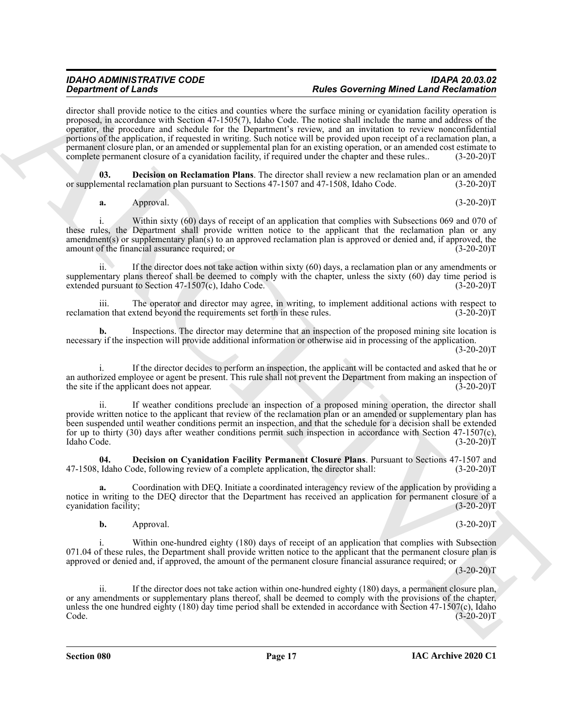director shall provide notice to the cities and counties where the surface mining or cyanidation facility operation is proposed, in accordance with Section 47-1505(7), Idaho Code. The notice shall include the name and address of the operator, the procedure and schedule for the Department's review, and an invitation to review nonconfidential portions of the application, if requested in writing. Such notice will be provided upon receipt of a reclamation plan, a permanent closure plan, or an amended or supplemental plan for an existing operation, or an amended cost estimate to complete permanent closure of a cyanidation facility, if required under the chapter and these rules.. (3-20-20)T

**03. Decision on Reclamation Plans**. The director shall review a new reclamation plan or an amended or supplemental reclamation plan pursuant to Sections 47-1507 and 47-1508, Idaho Code. (3-20-20)T

**a.** Approval. (3-20-20)T

i. Within sixty (60) days of receipt of an application that complies with Subsections 069 and 070 of these rules, the Department shall provide written notice to the applicant that the reclamation plan or any amendment(s) or supplementary plan(s) to an approved reclamation plan is approved or denied and, if approved, the amount of the financial assurance required; or (3-20-20)T

ii. If the director does not take action within sixty (60) days, a reclamation plan or any amendments or supplementary plans thereof shall be deemed to comply with the chapter, unless the sixty (60) day time period is extended pursuant to Section 47-1507(c), Idaho Code. (3-20-20)T

iii. The operator and director may agree, in writing, to implement additional actions with respect to reclamation that extend beyond the requirements set forth in these rules. (3-20-20)T

**b.** Inspections. The director may determine that an inspection of the proposed mining site location is necessary if the inspection will provide additional information or otherwise aid in processing of the application. (3-20-20)T

i. If the director decides to perform an inspection, the applicant will be contacted and asked that he or an authorized employee or agent be present. This rule shall not prevent the Department from making an inspection of the site if the applicant does not appear. (3-20-20)T

ii. If weather conditions preclude an inspection of a proposed mining operation, the director shall provide written notice to the applicant that review of the reclamation plan or an amended or supplementary plan has been suspended until weather conditions permit an inspection, and that the schedule for a decision shall be extended for up to thirty (30) days after weather conditions permit such inspection in accordance with Section 47-1507(c), Idaho Code. (3-20-20)T

**04. Decision on Cyanidation Facility Permanent Closure Plans**. Pursuant to Sections 47-1507 and 47-1508, Idaho Code, following review of a complete application, the director shall: (3-20-20)T

**a.** Coordination with DEQ. Initiate a coordinated interagency review of the application by providing a notice in writing to the DEQ director that the Department has received an application for permanent closure of a cyanidation facility; (3-20-20)T

**b.** Approval. (3-20-20)T

i. Within one-hundred eighty (180) days of receipt of an application that complies with Subsection 071.04 of these rules, the Department shall provide written notice to the applicant that the permanent closure plan is approved or denied and, if approved, the amount of the permanent closure financial assurance required; or (3-20-20)T

ii. If the director does not take action within one-hundred eighty (180) days, a permanent closure plan, or any amendments or supplementary plans thereof, shall be deemed to comply with the provisions of the chapter, unless the one hundred eighty (180) day time period shall be extended in accordance with Section 47-1507(c), Idaho Code. (3-20-20)T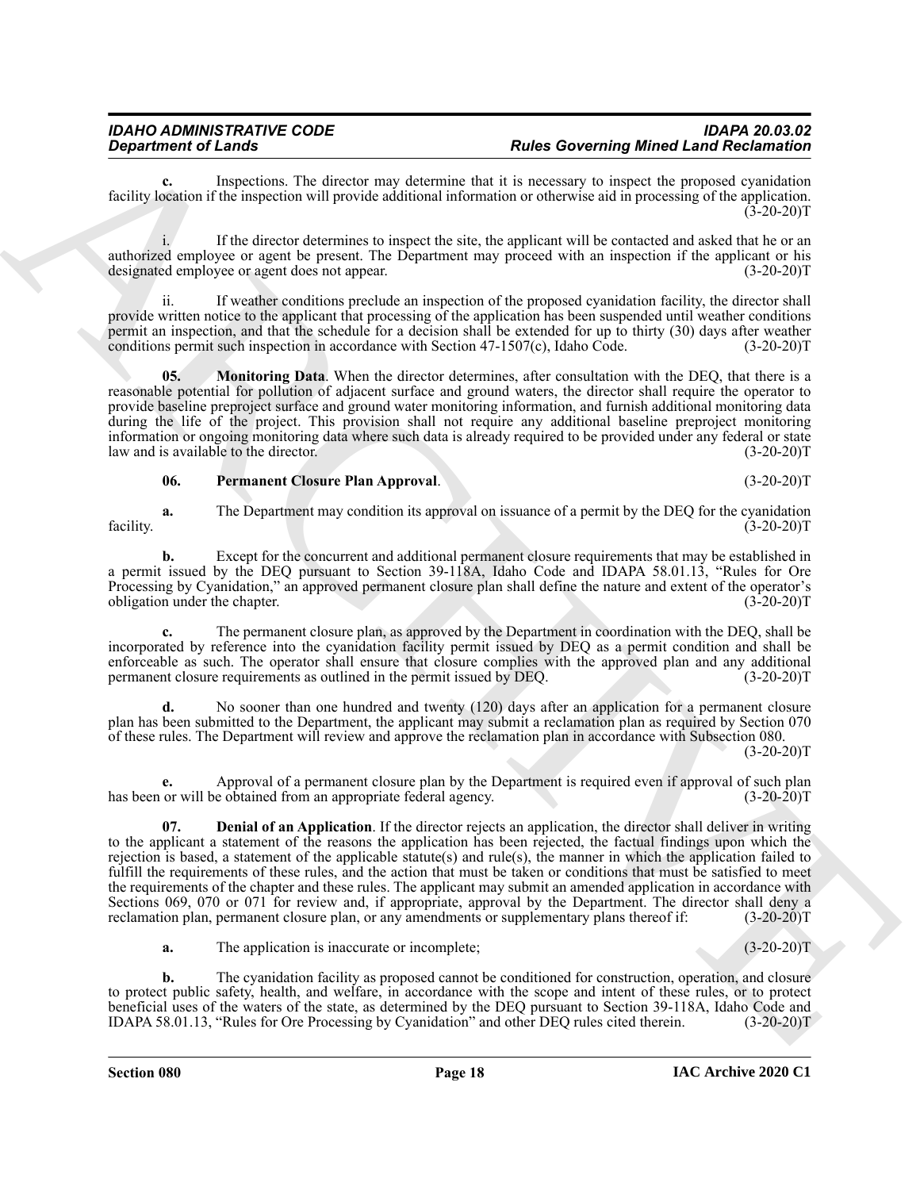**c.** Inspections. The director may determine that it is necessary to inspect the proposed cyanidation facility location if the inspection will provide additional information or otherwise aid in processing of the application. (3-20-20)T

i. If the director determines to inspect the site, the applicant will be contacted and asked that he or an authorized employee or agent be present. The Department may proceed with an inspection if the applicant or his designated employee or agent does not appear. (3-20-20)T

ii. If weather conditions preclude an inspection of the proposed cyanidation facility, the director shall provide written notice to the applicant that processing of the application has been suspended until weather conditions permit an inspection, and that the schedule for a decision shall be extended for up to thirty (30) days after weather conditions permit such inspection in accordance with Section 47-1507(c), Idaho Code. (3-20-20)T

**05. Monitoring Data**. When the director determines, after consultation with the DEQ, that there is a reasonable potential for pollution of adjacent surface and ground waters, the director shall require the operator to provide baseline preproject surface and ground water monitoring information, and furnish additional monitoring data during the life of the project. This provision shall not require any additional baseline preproject monitoring information or ongoing monitoring data where such data is already required to be provided under any federal or state law and is available to the director. (3-20-20)T

**06. Permanent Closure Plan Approval**. (3-20-20)T

**a.** The Department may condition its approval on issuance of a permit by the DEQ for the cyanidation facility. (3-20-20)T

**b.** Except for the concurrent and additional permanent closure requirements that may be established in a permit issued by the DEQ pursuant to Section 39-118A, Idaho Code and IDAPA 58.01.13, "Rules for Ore Processing by Cyanidation," an approved permanent closure plan shall define the nature and extent of the operator's obligation under the chapter. (3-20-20)T

**c.** The permanent closure plan, as approved by the Department in coordination with the DEQ, shall be incorporated by reference into the cyanidation facility permit issued by DEQ as a permit condition and shall be enforceable as such. The operator shall ensure that closure complies with the approved plan and any additional permanent closure requirements as outlined in the permit issued by DEQ. (3-20-20)T

**d.** No sooner than one hundred and twenty (120) days after an application for a permanent closure plan has been submitted to the Department, the applicant may submit a reclamation plan as required by Section 070 of these rules. The Department will review and approve the reclamation plan in accordance with Subsection 080. (3-20-20)T

**e.** Approval of a permanent closure plan by the Department is required even if approval of such plan has been or will be obtained from an appropriate federal agency. (3-20-20)T

**07. Denial of an Application**. If the director rejects an application, the director shall deliver in writing to the applicant a statement of the reasons the application has been rejected, the factual findings upon which the rejection is based, a statement of the applicable statute(s) and rule(s), the manner in which the application failed to fulfill the requirements of these rules, and the action that must be taken or conditions that must be satisfied to meet the requirements of the chapter and these rules. The applicant may submit an amended application in accordance with Sections 069, 070 or 071 for review and, if appropriate, approval by the Department. The director shall deny a reclamation plan, permanent closure plan, or any amendments or supplementary plans thereof if: (3-20-20)T

**a.** The application is inaccurate or incomplete; (3-20-20)T

**b.** The cyanidation facility as proposed cannot be conditioned for construction, operation, and closure to protect public safety, health, and welfare, in accordance with the scope and intent of these rules, or to protect beneficial uses of the waters of the state, as determined by the DEQ pursuant to Section 39-118A, Idaho Code and IDAPA 58.01.13, "Rules for Ore Processing by Cyanidation" and other DEQ rules cited therein. (3-20-20)T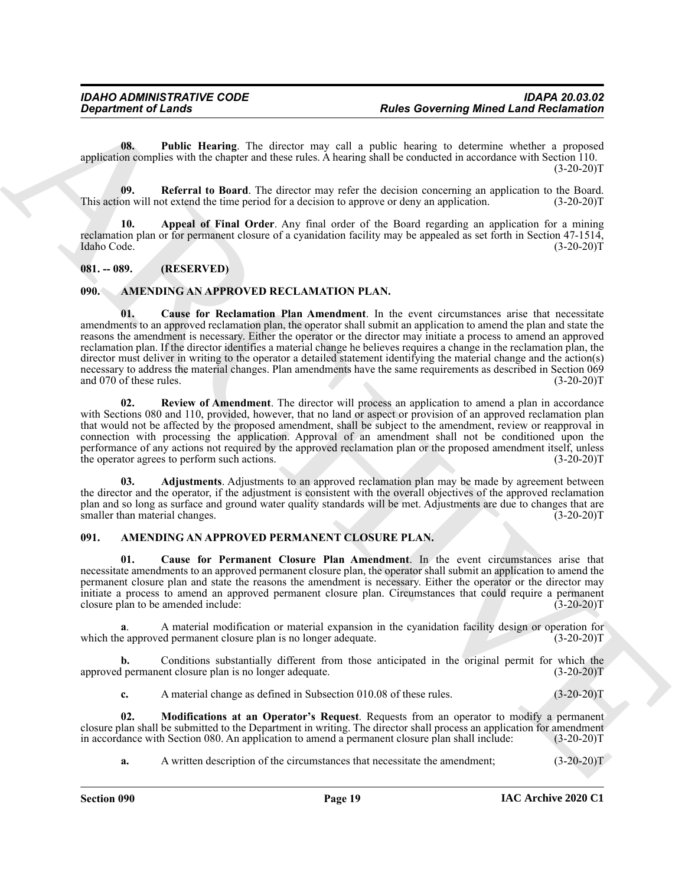**08. Public Hearing**. The director may call a public hearing to determine whether a proposed application complies with the chapter and these rules. A hearing shall be conducted in accordance with Section 110. (3-20-20)T

**09. Referral to Board**. The director may refer the decision concerning an application to the Board. This action will not extend the time period for a decision to approve or deny an application. (3-20-20)T

**10. Appeal of Final Order**. Any final order of the Board regarding an application for a mining reclamation plan or for permanent closure of a cyanidation facility may be appealed as set forth in Section 47-1514, Idaho Code. (3-20-20)T

## 081. -- 089. (RESERVED)

## 090. AMENDING AN APPROVED RECLAMATION PLAN.

**01. Cause for Reclamation Plan Amendment**. In the event circumstances arise that necessitate amendments to an approved reclamation plan, the operator shall submit an application to amend the plan and state the reasons the amendment is necessary. Either the operator or the director may initiate a process to amend an approved reclamation plan. If the director identifies a material change he believes requires a change in the reclamation plan, the director must deliver in writing to the operator a detailed statement identifying the material change and the action(s) necessary to address the material changes. Plan amendments have the same requirements as described in Section 069 and 070 of these rules. (3-20-20)T

**02. Review of Amendment**. The director will process an application to amend a plan in accordance with Sections 080 and 110, provided, however, that no land or aspect or provision of an approved reclamation plan that would not be affected by the proposed amendment, shall be subject to the amendment, review or reapproval in connection with processing the application. Approval of an amendment shall not be conditioned upon the performance of any actions not required by the approved reclamation plan or the proposed amendment itself, unless the operator agrees to perform such actions. (3-20-20)T

**03. Adjustments**. Adjustments to an approved reclamation plan may be made by agreement between the director and the operator, if the adjustment is consistent with the overall objectives of the approved reclamation plan and so long as surface and ground water quality standards will be met. Adjustments are due to changes that are smaller than material changes. (3-20-20)T

## 091. AMENDING AN APPROVED PERMANENT CLOSURE PLAN.

**01. Cause for Permanent Closure Plan Amendment**. In the event circumstances arise that necessitate amendments to an approved permanent closure plan, the operator shall submit an application to amend the permanent closure plan and state the reasons the amendment is necessary. Either the operator or the director may initiate a process to amend an approved permanent closure plan. Circumstances that could require a permanent closure plan to be amended include: (3-20-20)T

**a**. A material modification or material expansion in the cyanidation facility design or operation for which the approved permanent closure plan is no longer adequate. (3-20-20)T

**b.** Conditions substantially different from those anticipated in the original permit for which the approved permanent closure plan is no longer adequate. (3-20-20)T

**c.** A material change as defined in Subsection 010.08 of these rules. (3-20-20)T

**02. Modifications at an Operator's Request**. Requests from an operator to modify a permanent closure plan shall be submitted to the Department in writing. The director shall process an application for amendment in accordance with Section 080. An application to amend a permanent closure plan shall include: (3-20-20)T

**a.** A written description of the circumstances that necessitate the amendment; (3-20-20)T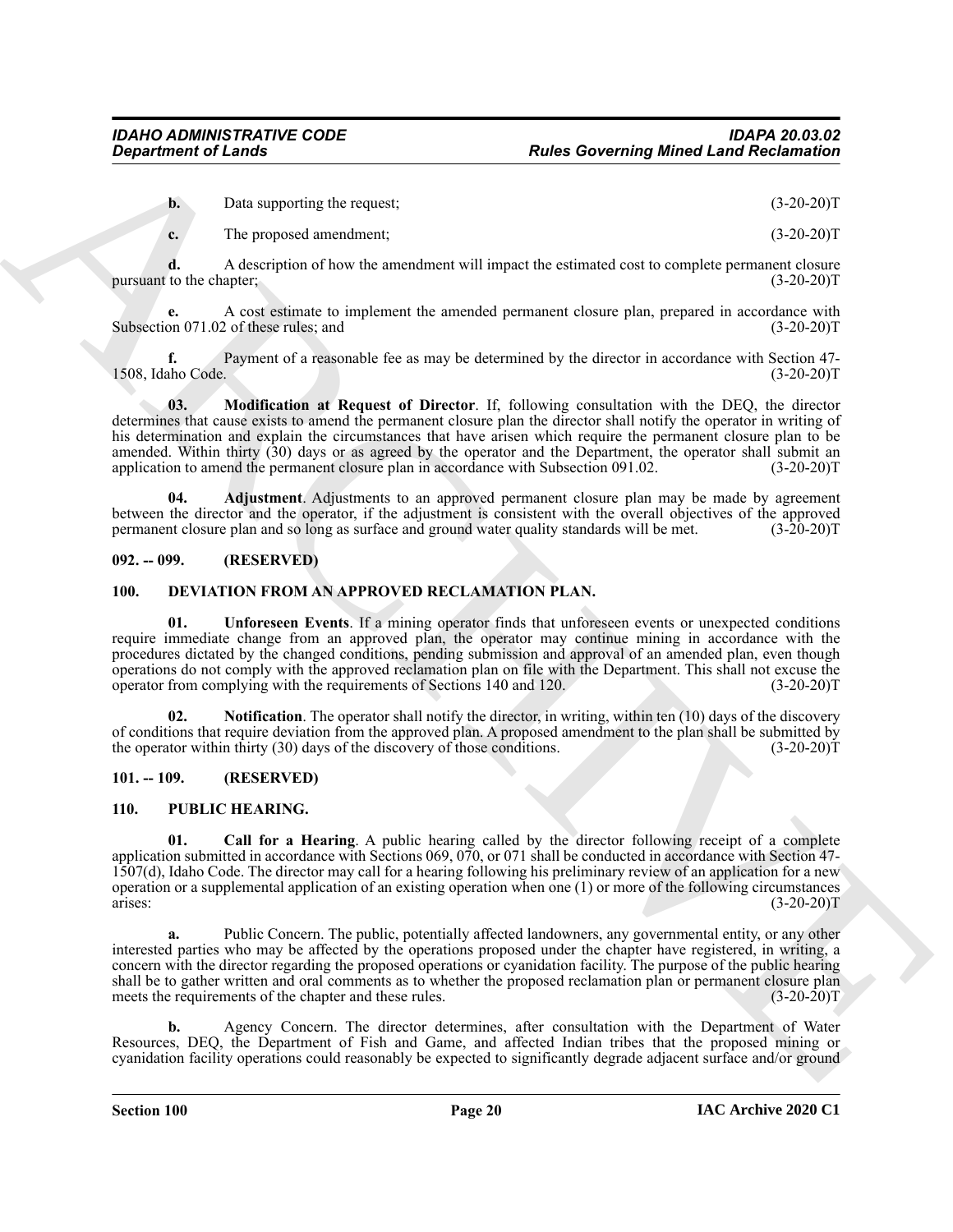**b.** Data supporting the request; (3-20-20)T

**c.** The proposed amendment; (3-20-20)T

**d.** A description of how the amendment will impact the estimated cost to complete permanent closure pursuant to the chapter; (3-20-20)T

**e.** A cost estimate to implement the amended permanent closure plan, prepared in accordance with Subsection 071.02 of these rules; and (3-20-20)T

**f.** Payment of a reasonable fee as may be determined by the director in accordance with Section 47-1508, Idaho Code. (3-20-20)T

**03. Modification at Request of Director**. If, following consultation with the DEQ, the director determines that cause exists to amend the permanent closure plan the director shall notify the operator in writing of his determination and explain the circumstances that have arisen which require the permanent closure plan to be amended. Within thirty (30) days or as agreed by the operator and the Department, the operator shall submit an application to amend the permanent closure plan in accordance with Subsection 091.02. (3-20-20)T

**04. Adjustment**. Adjustments to an approved permanent closure plan may be made by agreement between the director and the operator, if the adjustment is consistent with the overall objectives of the approved permanent closure plan and so long as surface and ground water quality standards will be met. (3-20-20)T

## 092. -- 099. (RESERVED)

## 100. DEVIATION FROM AN APPROVED RECLAMATION PLAN.

**01. Unforeseen Events**. If a mining operator finds that unforeseen events or unexpected conditions require immediate change from an approved plan, the operator may continue mining in accordance with the procedures dictated by the changed conditions, pending submission and approval of an amended plan, even though operations do not comply with the approved reclamation plan on file with the Department. This shall not excuse the operator from complying with the requirements of Sections 140 and 120. (3-20-20)T

**02. Notification**. The operator shall notify the director, in writing, within ten (10) days of the discovery of conditions that require deviation from the approved plan. A proposed amendment to the plan shall be submitted by the operator within thirty (30) days of the discovery of those conditions. (3-20-20)T

## 101. -- 109. (RESERVED)

## 110. PUBLIC HEARING.

**01. Call for a Hearing**. A public hearing called by the director following receipt of a complete application submitted in accordance with Sections 069, 070, or 071 shall be conducted in accordance with Section 47-1507(d), Idaho Code. The director may call for a hearing following his preliminary review of an application for a new operation or a supplemental application of an existing operation when one (1) or more of the following circumstances arises: (3-20-20)T

**a.** Public Concern. The public, potentially affected landowners, any governmental entity, or any other interested parties who may be affected by the operations proposed under the chapter have registered, in writing, a concern with the director regarding the proposed operations or cyanidation facility. The purpose of the public hearing shall be to gather written and oral comments as to whether the proposed reclamation plan or permanent closure plan meets the requirements of the chapter and these rules. (3-20-20)T

**b.** Agency Concern. The director determines, after consultation with the Department of Water Resources, DEQ, the Department of Fish and Game, and affected Indian tribes that the proposed mining or cyanidation facility operations could reasonably be expected to significantly degrade adjacent surface and/or ground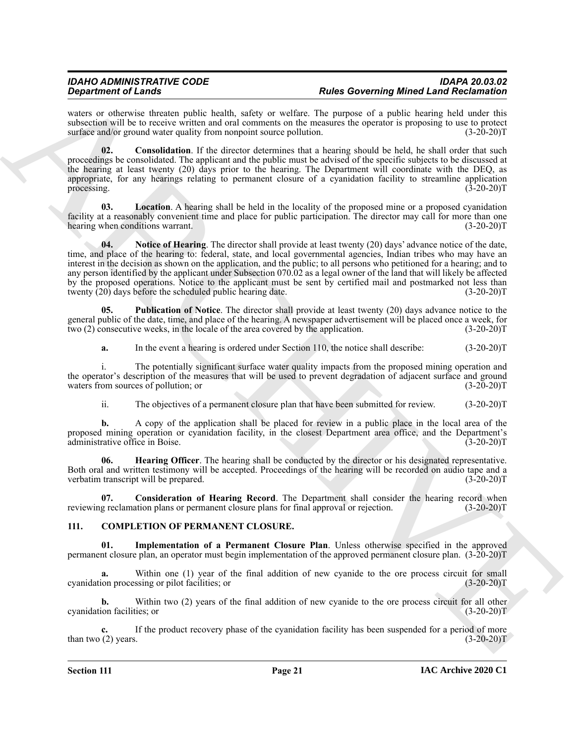waters or otherwise threaten public health, safety or welfare. The purpose of a public hearing held under this subsection will be to receive written and oral comments on the measures the operator is proposing to use to protect surface and/or ground water quality from nonpoint source pollution. (3-20-20)T

**02. Consolidation**. If the director determines that a hearing should be held, he shall order that such proceedings be consolidated. The applicant and the public must be advised of the specific subjects to be discussed at the hearing at least twenty (20) days prior to the hearing. The Department will coordinate with the DEQ, as appropriate, for any hearings relating to permanent closure of a cyanidation facility to streamline application processing. (3-20-20)T

**03. Location**. A hearing shall be held in the locality of the proposed mine or a proposed cyanidation facility at a reasonably convenient time and place for public participation. The director may call for more than one hearing when conditions warrant. (3-20-20)T

**04. Notice of Hearing**. The director shall provide at least twenty (20) days' advance notice of the date, time, and place of the hearing to: federal, state, and local governmental agencies, Indian tribes who may have an interest in the decision as shown on the application, and the public; to all persons who petitioned for a hearing; and to any person identified by the applicant under Subsection 070.02 as a legal owner of the land that will likely be affected by the proposed operations. Notice to the applicant must be sent by certified mail and postmarked not less than twenty (20) days before the scheduled public hearing date. (3-20-20)T

**05. Publication of Notice**. The director shall provide at least twenty (20) days advance notice to the general public of the date, time, and place of the hearing. A newspaper advertisement will be placed once a week, for two (2) consecutive weeks, in the locale of the area covered by the application. (3-20-20)T

**a.** In the event a hearing is ordered under Section 110, the notice shall describe: (3-20-20)T

i. The potentially significant surface water quality impacts from the proposed mining operation and the operator's description of the measures that will be used to prevent degradation of adjacent surface and ground waters from sources of pollution; or (3-20-20)T

ii. The objectives of a permanent closure plan that have been submitted for review. (3-20-20)T

**b.** A copy of the application shall be placed for review in a public place in the local area of the proposed mining operation or cyanidation facility, in the closest Department area office, and the Department's administrative office in Boise. (3-20-20)T

**06. Hearing Officer**. The hearing shall be conducted by the director or his designated representative. Both oral and written testimony will be accepted. Proceedings of the hearing will be recorded on audio tape and a verbatim transcript will be prepared. (3-20-20)T

**07. Consideration of Hearing Record**. The Department shall consider the hearing record when reviewing reclamation plans or permanent closure plans for final approval or rejection. (3-20-20)T

## 111. COMPLETION OF PERMANENT CLOSURE.

**01. Implementation of a Permanent Closure Plan**. Unless otherwise specified in the approved permanent closure plan, an operator must begin implementation of the approved permanent closure plan. (3-20-20)T

**a.** Within one (1) year of the final addition of new cyanide to the ore process circuit for small cyanidation processing or pilot facilities; or (3-20-20)T

**b.** Within two (2) years of the final addition of new cyanide to the ore process circuit for all other cyanidation facilities; or (3-20-20)T

**c.** If the product recovery phase of the cyanidation facility has been suspended for a period of more than two (2) years. (3-20-20)T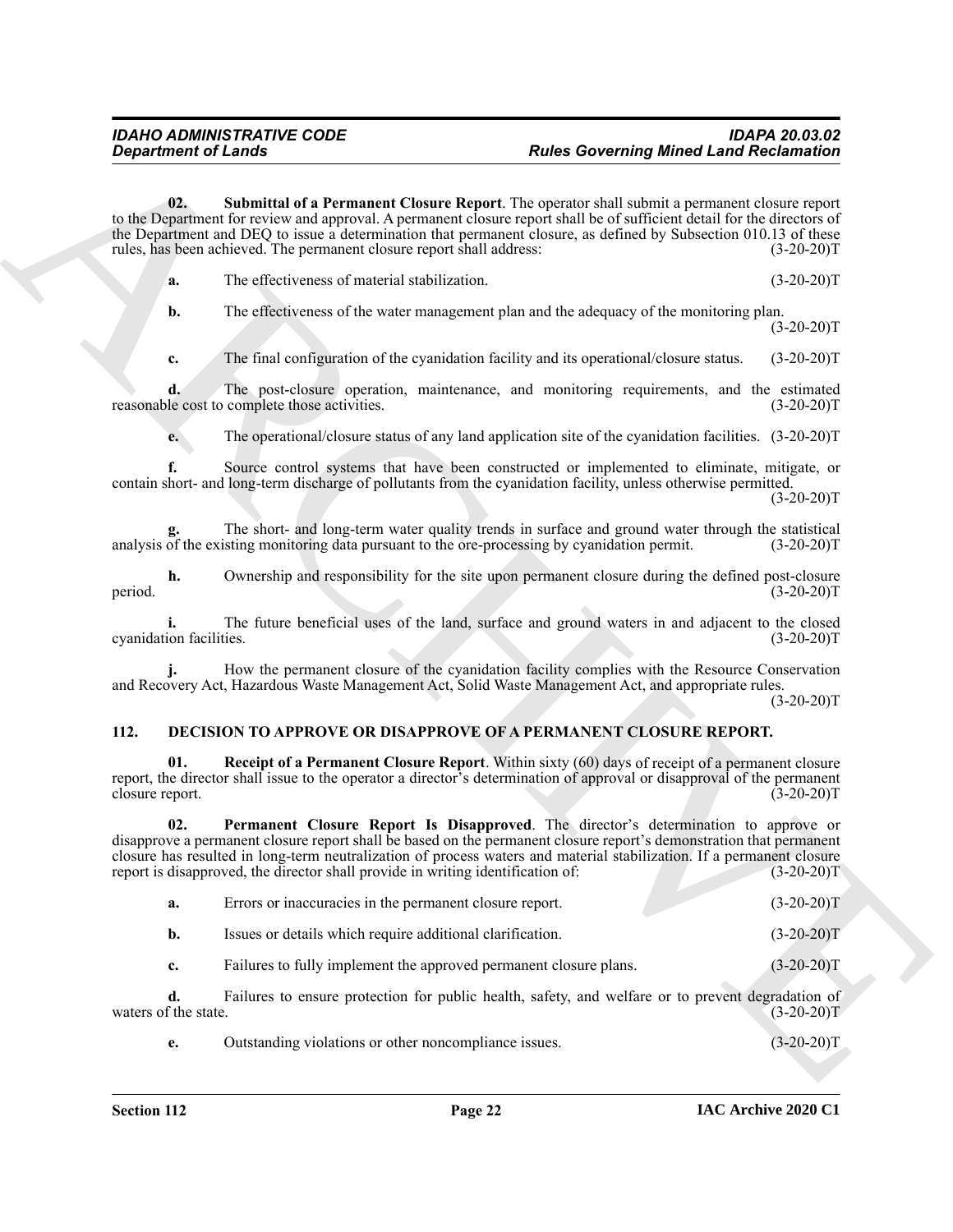**02. Submittal of a Permanent Closure Report**. The operator shall submit a permanent closure report to the Department for review and approval. A permanent closure report shall be of sufficient detail for the directors of the Department and DEQ to issue a determination that permanent closure, as defined by Subsection 010.13 of these rules, has been achieved. The permanent closure report shall address: (3-20-20)T

**a.** The effectiveness of material stabilization. (3-20-20)T

**b.** The effectiveness of the water management plan and the adequacy of the monitoring plan. (3-20-20)T

**c.** The final configuration of the cyanidation facility and its operational/closure status. (3-20-20)T

**d.** The post-closure operation, maintenance, and monitoring requirements, and the estimated reasonable cost to complete those activities. (3-20-20)T

**e.** The operational/closure status of any land application site of the cyanidation facilities. (3-20-20)T

**f.** Source control systems that have been constructed or implemented to eliminate, mitigate, or contain short- and long-term discharge of pollutants from the cyanidation facility, unless otherwise permitted. (3-20-20)T

**g.** The short- and long-term water quality trends in surface and ground water through the statistical analysis of the existing monitoring data pursuant to the ore-processing by cyanidation permit. (3-20-20)T

**h.** Ownership and responsibility for the site upon permanent closure during the defined post-closure period. (3-20-20)T

**i.** The future beneficial uses of the land, surface and ground waters in and adjacent to the closed cyanidation facilities. (3-20-20)T

**j.** How the permanent closure of the cyanidation facility complies with the Resource Conservation and Recovery Act, Hazardous Waste Management Act, Solid Waste Management Act, and appropriate rules. (3-20-20)T

## 112. DECISION TO APPROVE OR DISAPPROVE OF A PERMANENT CLOSURE REPORT.

**01. Receipt of a Permanent Closure Report**. Within sixty (60) days of receipt of a permanent closure report, the director shall issue to the operator a director's determination of approval or disapproval of the permanent closure report. (3-20-20)T

**02. Permanent Closure Report Is Disapproved**. The director's determination to approve or disapprove a permanent closure report shall be based on the permanent closure report's demonstration that permanent closure has resulted in long-term neutralization of process waters and material stabilization. If a permanent closure report is disapproved, the director shall provide in writing identification of: (3-20-20)T

**a.** Errors or inaccuracies in the permanent closure report. (3-20-20)T

**b.** Issues or details which require additional clarification. (3-20-20)T

**c.** Failures to fully implement the approved permanent closure plans. (3-20-20)T

**d.** Failures to ensure protection for public health, safety, and welfare or to prevent degradation of waters of the state. (3-20-20)T

**e.** Outstanding violations or other noncompliance issues. (3-20-20)T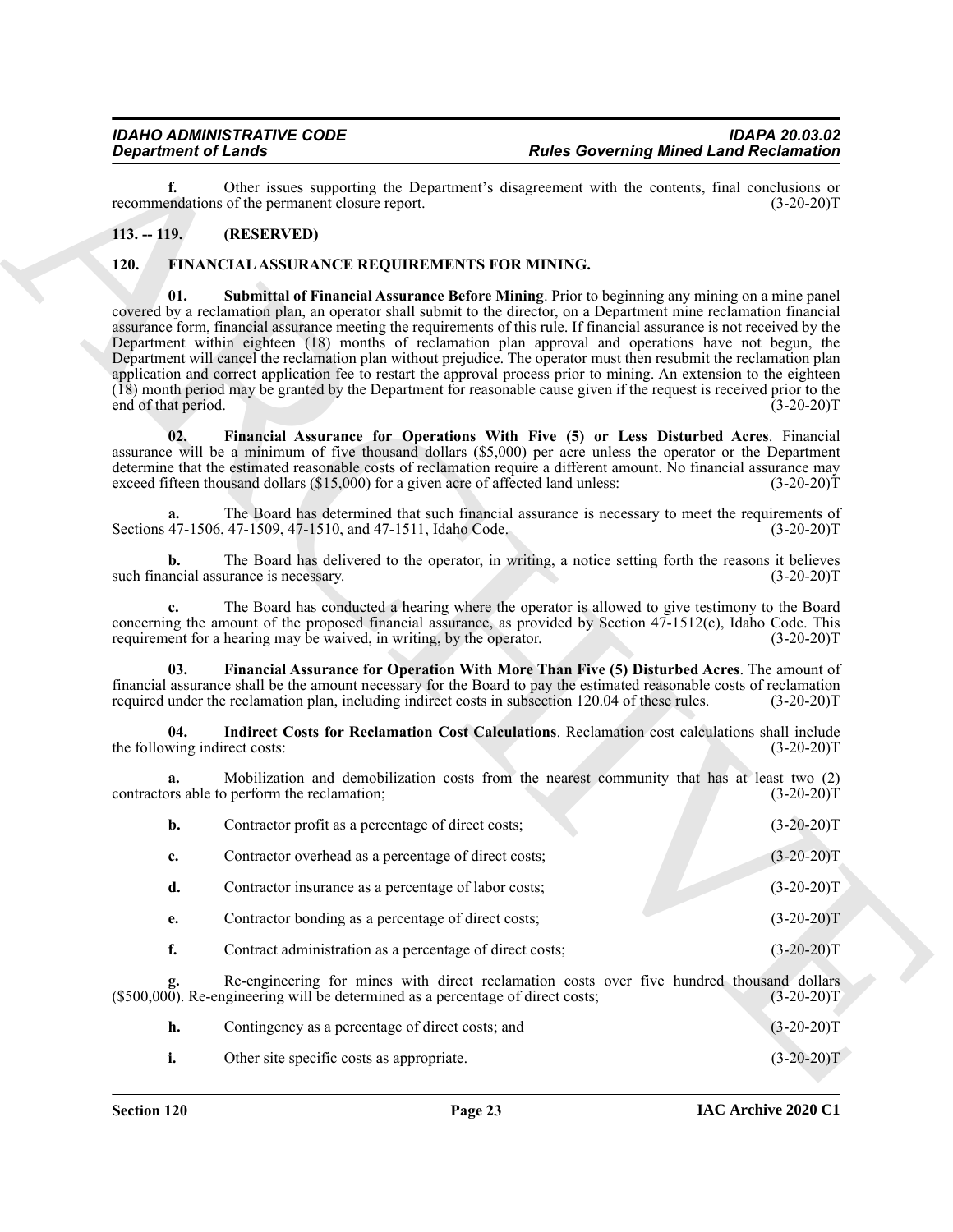**f.** Other issues supporting the Department's disagreement with the contents, final conclusions or recommendations of the permanent closure report. (3-20-20)T

## 113. -- 119. (RESERVED)

## 120. FINANCIAL ASSURANCE REQUIREMENTS FOR MINING.

**01. Submittal of Financial Assurance Before Mining**. Prior to beginning any mining on a mine panel covered by a reclamation plan, an operator shall submit to the director, on a Department mine reclamation financial assurance form, financial assurance meeting the requirements of this rule. If financial assurance is not received by the Department within eighteen (18) months of reclamation plan approval and operations have not begun, the Department will cancel the reclamation plan without prejudice. The operator must then resubmit the reclamation plan application and correct application fee to restart the approval process prior to mining. An extension to the eighteen (18) month period may be granted by the Department for reasonable cause given if the request is received prior to the end of that period. (3-20-20)T

**02. Financial Assurance for Operations With Five (5) or Less Disturbed Acres**. Financial assurance will be a minimum of five thousand dollars ($5,000) per acre unless the operator or the Department determine that the estimated reasonable costs of reclamation require a different amount. No financial assurance may exceed fifteen thousand dollars ($15,000) for a given acre of affected land unless: (3-20-20)T

**a.** The Board has determined that such financial assurance is necessary to meet the requirements of Sections 47-1506, 47-1509, 47-1510, and 47-1511, Idaho Code. (3-20-20)T

**b.** The Board has delivered to the operator, in writing, a notice setting forth the reasons it believes such financial assurance is necessary. (3-20-20)T

**c.** The Board has conducted a hearing where the operator is allowed to give testimony to the Board concerning the amount of the proposed financial assurance, as provided by Section 47-1512(c), Idaho Code. This requirement for a hearing may be waived, in writing, by the operator. (3-20-20)T

**03. Financial Assurance for Operation With More Than Five (5) Disturbed Acres**. The amount of financial assurance shall be the amount necessary for the Board to pay the estimated reasonable costs of reclamation required under the reclamation plan, including indirect costs in subsection 120.04 of these rules. (3-20-20)T

**04. Indirect Costs for Reclamation Cost Calculations**. Reclamation cost calculations shall include the following indirect costs: (3-20-20)T

**a.** Mobilization and demobilization costs from the nearest community that has at least two (2) contractors able to perform the reclamation; (3-20-20)T

**b.** Contractor profit as a percentage of direct costs; (3-20-20)T

**c.** Contractor overhead as a percentage of direct costs; (3-20-20)T

**d.** Contractor insurance as a percentage of labor costs; (3-20-20)T

**e.** Contractor bonding as a percentage of direct costs; (3-20-20)T

**f.** Contract administration as a percentage of direct costs; (3-20-20)T

**g.** Re-engineering for mines with direct reclamation costs over five hundred thousand dollars ($500,000). Re-engineering will be determined as a percentage of direct costs; (3-20-20)T

**h.** Contingency as a percentage of direct costs; and (3-20-20)T

**i.** Other site specific costs as appropriate. (3-20-20)T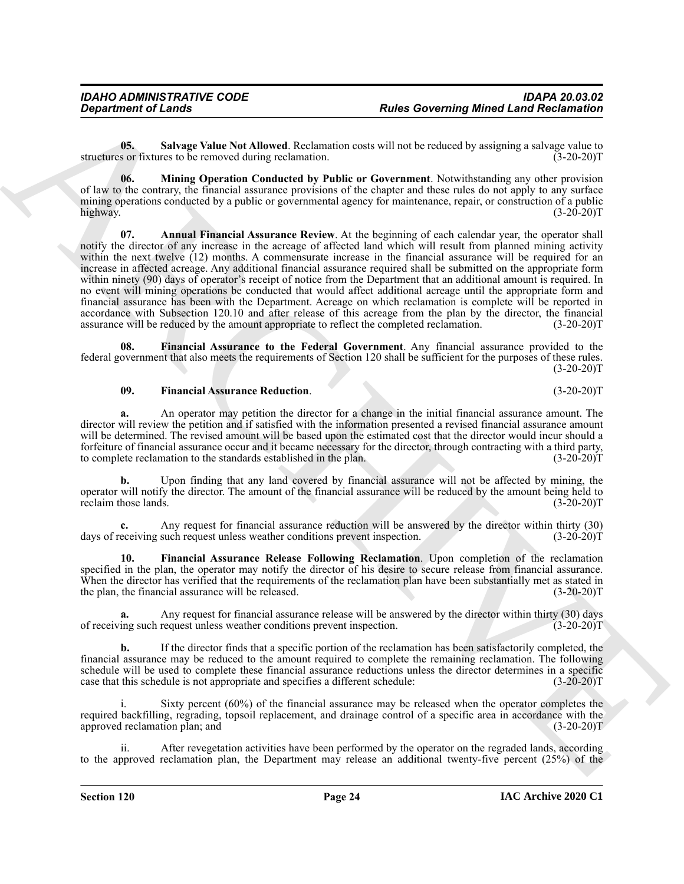**05. Salvage Value Not Allowed**. Reclamation costs will not be reduced by assigning a salvage value to structures or fixtures to be removed during reclamation. (3-20-20)T

**06. Mining Operation Conducted by Public or Government**. Notwithstanding any other provision of law to the contrary, the financial assurance provisions of the chapter and these rules do not apply to any surface mining operations conducted by a public or governmental agency for maintenance, repair, or construction of a public highway. (3-20-20)T

**07. Annual Financial Assurance Review**. At the beginning of each calendar year, the operator shall notify the director of any increase in the acreage of affected land which will result from planned mining activity within the next twelve (12) months. A commensurate increase in the financial assurance will be required for an increase in affected acreage. Any additional financial assurance required shall be submitted on the appropriate form within ninety (90) days of operator's receipt of notice from the Department that an additional amount is required. In no event will mining operations be conducted that would affect additional acreage until the appropriate form and financial assurance has been with the Department. Acreage on which reclamation is complete will be reported in accordance with Subsection 120.10 and after release of this acreage from the plan by the director, the financial assurance will be reduced by the amount appropriate to reflect the completed reclamation. (3-20-20)T

**08. Financial Assurance to the Federal Government**. Any financial assurance provided to the federal government that also meets the requirements of Section 120 shall be sufficient for the purposes of these rules. (3-20-20)T

**09. Financial Assurance Reduction**. (3-20-20)T

**a.** An operator may petition the director for a change in the initial financial assurance amount. The director will review the petition and if satisfied with the information presented a revised financial assurance amount will be determined. The revised amount will be based upon the estimated cost that the director would incur should a forfeiture of financial assurance occur and it became necessary for the director, through contracting with a third party, to complete reclamation to the standards established in the plan. (3-20-20)T

**b.** Upon finding that any land covered by financial assurance will not be affected by mining, the operator will notify the director. The amount of the financial assurance will be reduced by the amount being held to reclaim those lands. (3-20-20)T

**c.** Any request for financial assurance reduction will be answered by the director within thirty (30) days of receiving such request unless weather conditions prevent inspection. (3-20-20)T

**10. Financial Assurance Release Following Reclamation**. Upon completion of the reclamation specified in the plan, the operator may notify the director of his desire to secure release from financial assurance. When the director has verified that the requirements of the reclamation plan have been substantially met as stated in the plan, the financial assurance will be released. (3-20-20)T

**a.** Any request for financial assurance release will be answered by the director within thirty (30) days of receiving such request unless weather conditions prevent inspection. (3-20-20)T

**b.** If the director finds that a specific portion of the reclamation has been satisfactorily completed, the financial assurance may be reduced to the amount required to complete the remaining reclamation. The following schedule will be used to complete these financial assurance reductions unless the director determines in a specific case that this schedule is not appropriate and specifies a different schedule: (3-20-20)T

i. Sixty percent (60%) of the financial assurance may be released when the operator completes the required backfilling, regrading, topsoil replacement, and drainage control of a specific area in accordance with the approved reclamation plan; and (3-20-20)T

ii. After revegetation activities have been performed by the operator on the regraded lands, according to the approved reclamation plan, the Department may release an additional twenty-five percent (25%) of the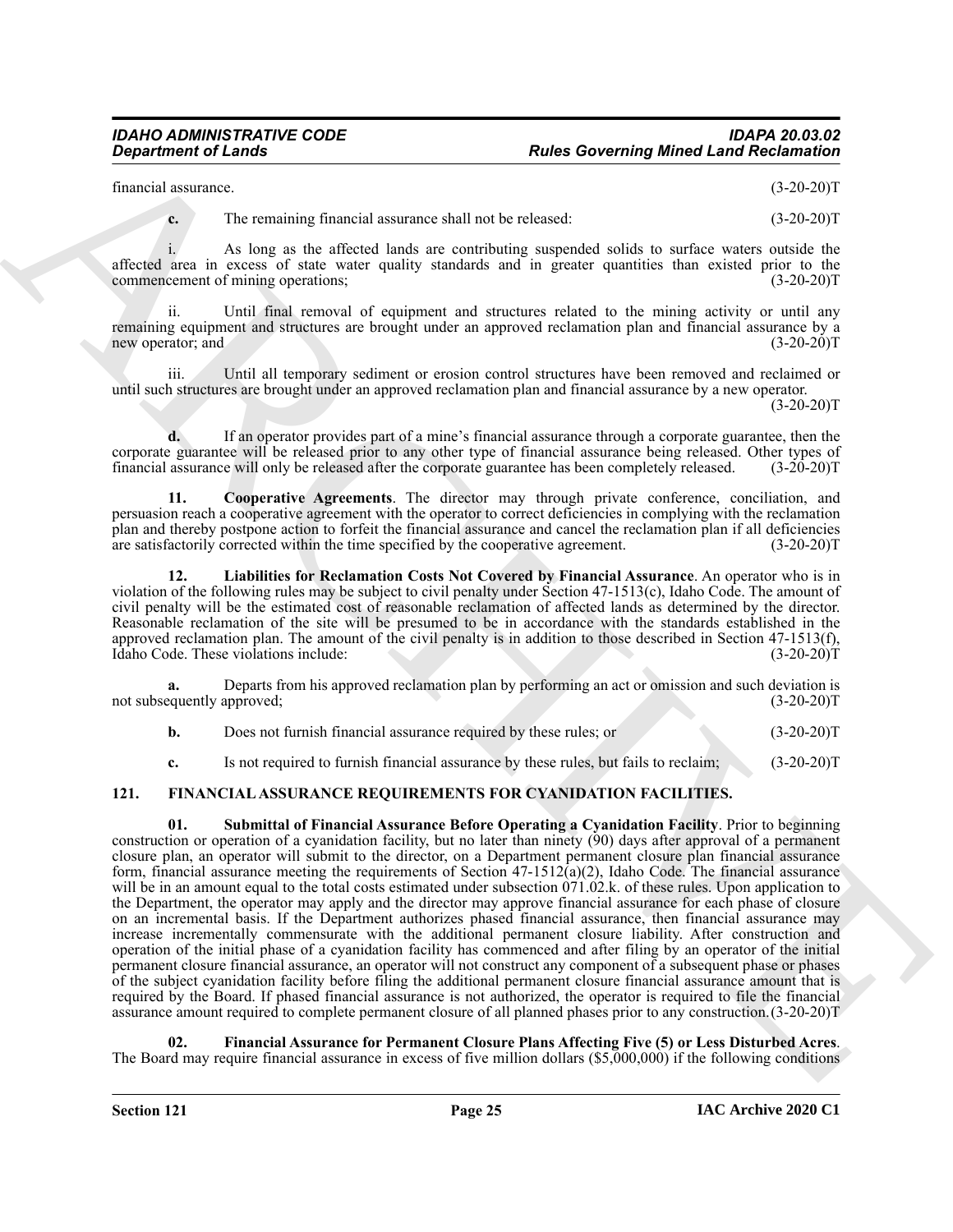financial assurance. (3-20-20)T

**c.** The remaining financial assurance shall not be released: (3-20-20)T

i. As long as the affected lands are contributing suspended solids to surface waters outside the affected area in excess of state water quality standards and in greater quantities than existed prior to the commencement of mining operations; (3-20-20)T

ii. Until final removal of equipment and structures related to the mining activity or until any remaining equipment and structures are brought under an approved reclamation plan and financial assurance by a new operator; and (3-20-20)T

iii. Until all temporary sediment or erosion control structures have been removed and reclaimed or until such structures are brought under an approved reclamation plan and financial assurance by a new operator. (3-20-20)T

**d.** If an operator provides part of a mine's financial assurance through a corporate guarantee, then the corporate guarantee will be released prior to any other type of financial assurance being released. Other types of financial assurance will only be released after the corporate guarantee has been completely released. (3-20-20)T

**11. Cooperative Agreements**. The director may through private conference, conciliation, and persuasion reach a cooperative agreement with the operator to correct deficiencies in complying with the reclamation plan and thereby postpone action to forfeit the financial assurance and cancel the reclamation plan if all deficiencies are satisfactorily corrected within the time specified by the cooperative agreement. (3-20-20)T

**12. Liabilities for Reclamation Costs Not Covered by Financial Assurance**. An operator who is in violation of the following rules may be subject to civil penalty under Section 47-1513(c), Idaho Code. The amount of civil penalty will be the estimated cost of reasonable reclamation of affected lands as determined by the director. Reasonable reclamation of the site will be presumed to be in accordance with the standards established in the approved reclamation plan. The amount of the civil penalty is in addition to those described in Section 47-1513(f), Idaho Code. These violations include: (3-20-20)T

**a.** Departs from his approved reclamation plan by performing an act or omission and such deviation is not subsequently approved; (3-20-20)T

**b.** Does not furnish financial assurance required by these rules; or (3-20-20)T

**c.** Is not required to furnish financial assurance by these rules, but fails to reclaim; (3-20-20)T

## 121. FINANCIAL ASSURANCE REQUIREMENTS FOR CYANIDATION FACILITIES.

**01. Submittal of Financial Assurance Before Operating a Cyanidation Facility**. Prior to beginning construction or operation of a cyanidation facility, but no later than ninety (90) days after approval of a permanent closure plan, an operator will submit to the director, on a Department permanent closure plan financial assurance form, financial assurance meeting the requirements of Section 47-1512(a)(2), Idaho Code. The financial assurance will be in an amount equal to the total costs estimated under subsection 071.02.k. of these rules. Upon application to the Department, the operator may apply and the director may approve financial assurance for each phase of closure on an incremental basis. If the Department authorizes phased financial assurance, then financial assurance may increase incrementally commensurate with the additional permanent closure liability. After construction and operation of the initial phase of a cyanidation facility has commenced and after filing by an operator of the initial permanent closure financial assurance, an operator will not construct any component of a subsequent phase or phases of the subject cyanidation facility before filing the additional permanent closure financial assurance amount that is required by the Board. If phased financial assurance is not authorized, the operator is required to file the financial assurance amount required to complete permanent closure of all planned phases prior to any construction. (3-20-20)T

**02. Financial Assurance for Permanent Closure Plans Affecting Five (5) or Less Disturbed Acres**. The Board may require financial assurance in excess of five million dollars ($5,000,000) if the following conditions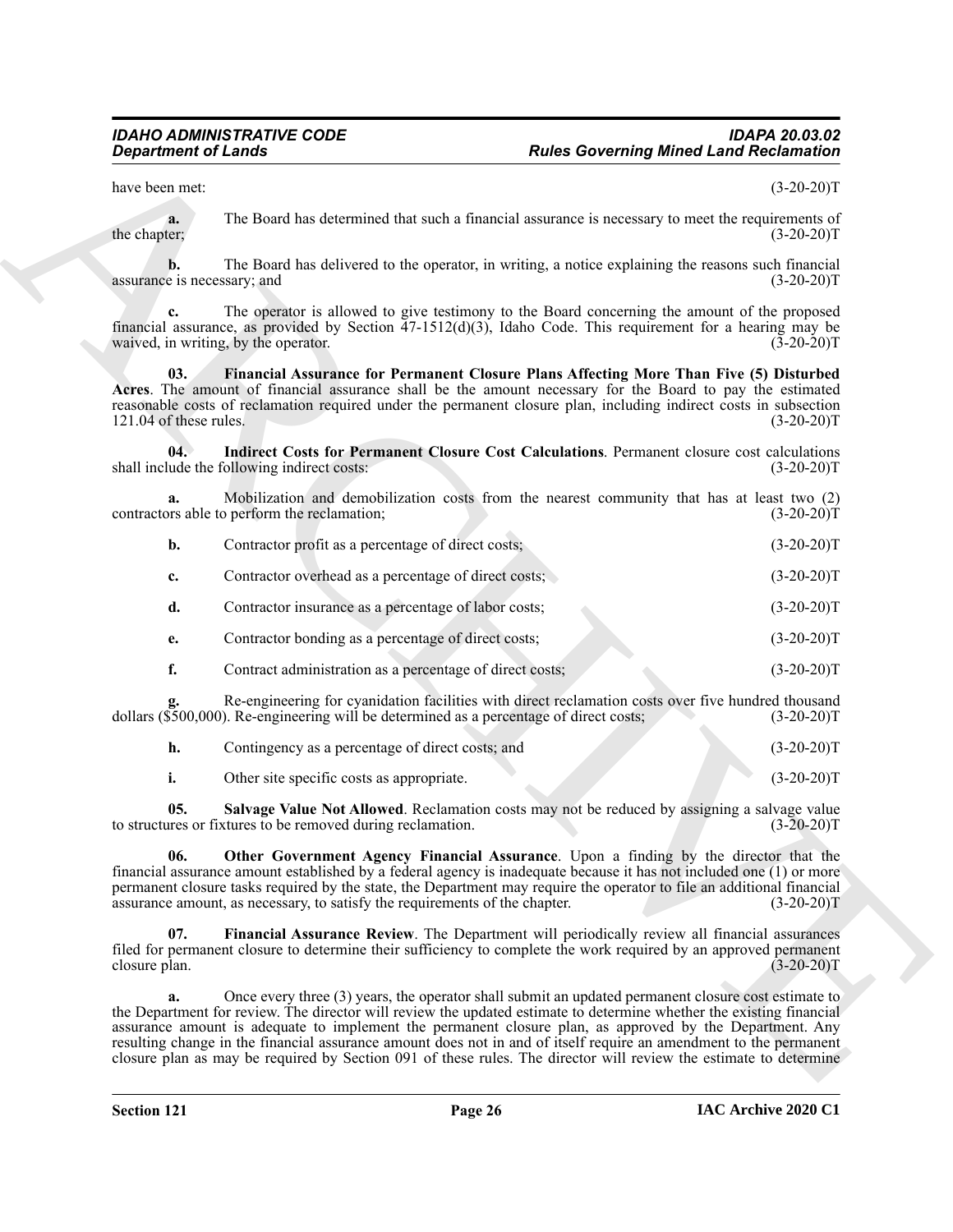have been met: (3-20-20)T

**a.** The Board has determined that such a financial assurance is necessary to meet the requirements of the chapter; (3-20-20)T

**b.** The Board has delivered to the operator, in writing, a notice explaining the reasons such financial assurance is necessary; and (3-20-20)T

**c.** The operator is allowed to give testimony to the Board concerning the amount of the proposed financial assurance, as provided by Section 47-1512(d)(3), Idaho Code. This requirement for a hearing may be waived, in writing, by the operator. (3-20-20)T

**03. Financial Assurance for Permanent Closure Plans Affecting More Than Five (5) Disturbed Acres**. The amount of financial assurance shall be the amount necessary for the Board to pay the estimated reasonable costs of reclamation required under the permanent closure plan, including indirect costs in subsection 121.04 of these rules. (3-20-20)T

**04. Indirect Costs for Permanent Closure Cost Calculations**. Permanent closure cost calculations shall include the following indirect costs: (3-20-20)T

**a.** Mobilization and demobilization costs from the nearest community that has at least two (2) contractors able to perform the reclamation; (3-20-20)T

**b.** Contractor profit as a percentage of direct costs; (3-20-20)T

**c.** Contractor overhead as a percentage of direct costs; (3-20-20)T

**d.** Contractor insurance as a percentage of labor costs; (3-20-20)T

**e.** Contractor bonding as a percentage of direct costs; (3-20-20)T

**f.** Contract administration as a percentage of direct costs; (3-20-20)T

**g.** Re-engineering for cyanidation facilities with direct reclamation costs over five hundred thousand dollars ($500,000). Re-engineering will be determined as a percentage of direct costs; (3-20-20)T

**h.** Contingency as a percentage of direct costs; and (3-20-20)T

**i.** Other site specific costs as appropriate. (3-20-20)T

**05. Salvage Value Not Allowed**. Reclamation costs may not be reduced by assigning a salvage value to structures or fixtures to be removed during reclamation. (3-20-20)T

**06. Other Government Agency Financial Assurance**. Upon a finding by the director that the financial assurance amount established by a federal agency is inadequate because it has not included one (1) or more permanent closure tasks required by the state, the Department may require the operator to file an additional financial assurance amount, as necessary, to satisfy the requirements of the chapter. (3-20-20)T

**07. Financial Assurance Review**. The Department will periodically review all financial assurances filed for permanent closure to determine their sufficiency to complete the work required by an approved permanent closure plan. (3-20-20)T

**a.** Once every three (3) years, the operator shall submit an updated permanent closure cost estimate to the Department for review. The director will review the updated estimate to determine whether the existing financial assurance amount is adequate to implement the permanent closure plan, as approved by the Department. Any resulting change in the financial assurance amount does not in and of itself require an amendment to the permanent closure plan as may be required by Section 091 of these rules. The director will review the estimate to determine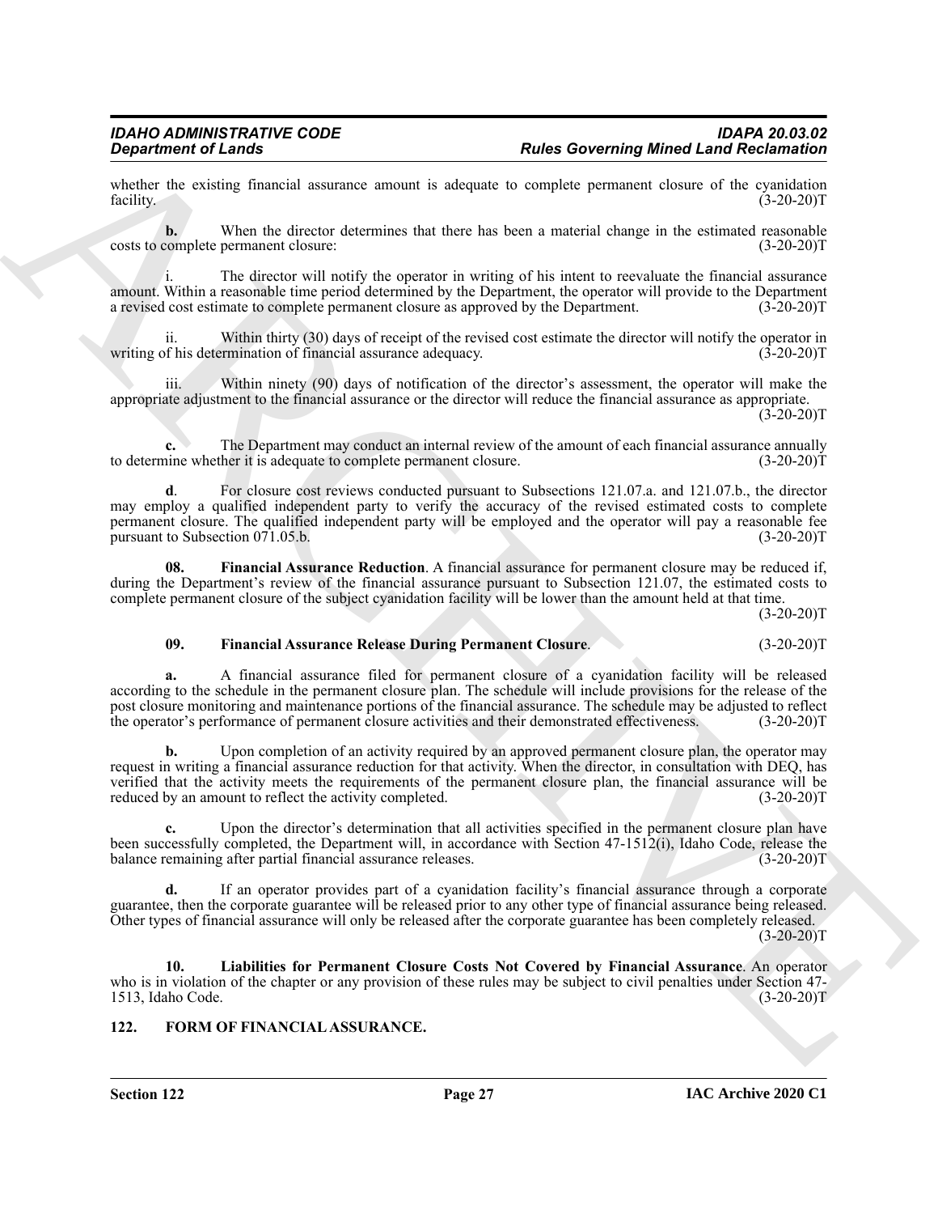whether the existing financial assurance amount is adequate to complete permanent closure of the cyanidation facility. (3-20-20)T

**b.** When the director determines that there has been a material change in the estimated reasonable costs to complete permanent closure: (3-20-20)T

i. The director will notify the operator in writing of his intent to reevaluate the financial assurance amount. Within a reasonable time period determined by the Department, the operator will provide to the Department a revised cost estimate to complete permanent closure as approved by the Department. (3-20-20)T

ii. Within thirty (30) days of receipt of the revised cost estimate the director will notify the operator in writing of his determination of financial assurance adequacy. (3-20-20)T

iii. Within ninety (90) days of notification of the director's assessment, the operator will make the appropriate adjustment to the financial assurance or the director will reduce the financial assurance as appropriate. (3-20-20)T

**c.** The Department may conduct an internal review of the amount of each financial assurance annually to determine whether it is adequate to complete permanent closure. (3-20-20)T

**d**. For closure cost reviews conducted pursuant to Subsections 121.07.a. and 121.07.b., the director may employ a qualified independent party to verify the accuracy of the revised estimated costs to complete permanent closure. The qualified independent party will be employed and the operator will pay a reasonable fee pursuant to Subsection 071.05.b. (3-20-20)T

**08. Financial Assurance Reduction**. A financial assurance for permanent closure may be reduced if, during the Department's review of the financial assurance pursuant to Subsection 121.07, the estimated costs to complete permanent closure of the subject cyanidation facility will be lower than the amount held at that time. (3-20-20)T

**09. Financial Assurance Release During Permanent Closure**. (3-20-20)T

**a.** A financial assurance filed for permanent closure of a cyanidation facility will be released according to the schedule in the permanent closure plan. The schedule will include provisions for the release of the post closure monitoring and maintenance portions of the financial assurance. The schedule may be adjusted to reflect the operator's performance of permanent closure activities and their demonstrated effectiveness. (3-20-20)T

**b.** Upon completion of an activity required by an approved permanent closure plan, the operator may request in writing a financial assurance reduction for that activity. When the director, in consultation with DEQ, has verified that the activity meets the requirements of the permanent closure plan, the financial assurance will be reduced by an amount to reflect the activity completed. (3-20-20)T

**c.** Upon the director's determination that all activities specified in the permanent closure plan have been successfully completed, the Department will, in accordance with Section 47-1512(i), Idaho Code, release the balance remaining after partial financial assurance releases. (3-20-20)T

**d.** If an operator provides part of a cyanidation facility's financial assurance through a corporate guarantee, then the corporate guarantee will be released prior to any other type of financial assurance being released. Other types of financial assurance will only be released after the corporate guarantee has been completely released. (3-20-20)T

**10. Liabilities for Permanent Closure Costs Not Covered by Financial Assurance**. An operator who is in violation of the chapter or any provision of these rules may be subject to civil penalties under Section 47-1513, Idaho Code. (3-20-20)T

## 122. FORM OF FINANCIAL ASSURANCE.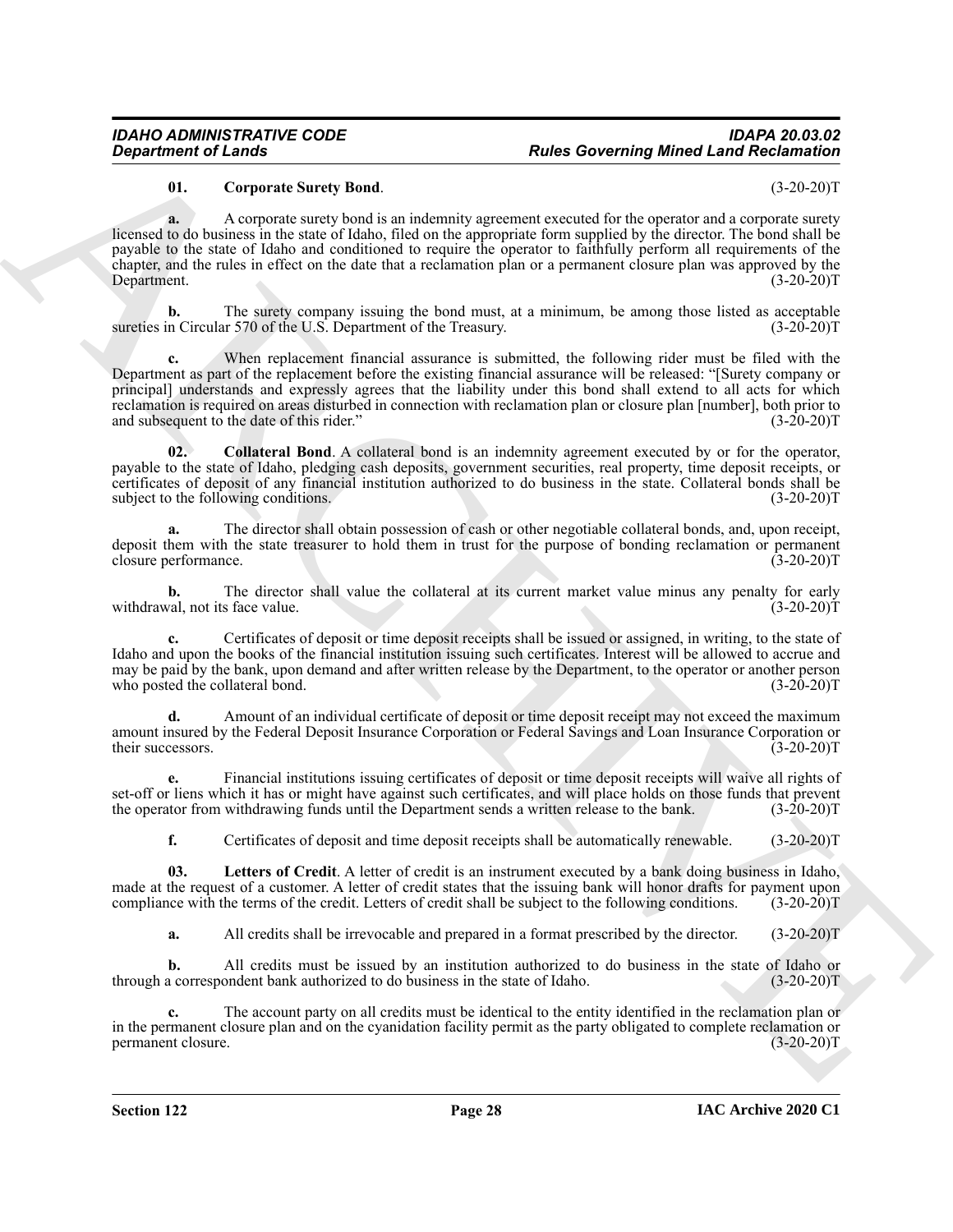**01. Corporate Surety Bond**. (3-20-20)T

**a.** A corporate surety bond is an indemnity agreement executed for the operator and a corporate surety licensed to do business in the state of Idaho, filed on the appropriate form supplied by the director. The bond shall be payable to the state of Idaho and conditioned to require the operator to faithfully perform all requirements of the chapter, and the rules in effect on the date that a reclamation plan or a permanent closure plan was approved by the Department. (3-20-20)T

**b.** The surety company issuing the bond must, at a minimum, be among those listed as acceptable sureties in Circular 570 of the U.S. Department of the Treasury. (3-20-20)T

**c.** When replacement financial assurance is submitted, the following rider must be filed with the Department as part of the replacement before the existing financial assurance will be released: "[Surety company or principal] understands and expressly agrees that the liability under this bond shall extend to all acts for which reclamation is required on areas disturbed in connection with reclamation plan or closure plan [number], both prior to and subsequent to the date of this rider." (3-20-20)T

**02. Collateral Bond**. A collateral bond is an indemnity agreement executed by or for the operator, payable to the state of Idaho, pledging cash deposits, government securities, real property, time deposit receipts, or certificates of deposit of any financial institution authorized to do business in the state. Collateral bonds shall be subject to the following conditions. (3-20-20)T

**a.** The director shall obtain possession of cash or other negotiable collateral bonds, and, upon receipt, deposit them with the state treasurer to hold them in trust for the purpose of bonding reclamation or permanent closure performance. (3-20-20)T

**b.** The director shall value the collateral at its current market value minus any penalty for early withdrawal, not its face value. (3-20-20)T

**c.** Certificates of deposit or time deposit receipts shall be issued or assigned, in writing, to the state of Idaho and upon the books of the financial institution issuing such certificates. Interest will be allowed to accrue and may be paid by the bank, upon demand and after written release by the Department, to the operator or another person who posted the collateral bond. (3-20-20)T

**d.** Amount of an individual certificate of deposit or time deposit receipt may not exceed the maximum amount insured by the Federal Deposit Insurance Corporation or Federal Savings and Loan Insurance Corporation or their successors. (3-20-20)T

**e.** Financial institutions issuing certificates of deposit or time deposit receipts will waive all rights of set-off or liens which it has or might have against such certificates, and will place holds on those funds that prevent the operator from withdrawing funds until the Department sends a written release to the bank. (3-20-20)T

**f.** Certificates of deposit and time deposit receipts shall be automatically renewable. (3-20-20)T

**03. Letters of Credit**. A letter of credit is an instrument executed by a bank doing business in Idaho, made at the request of a customer. A letter of credit states that the issuing bank will honor drafts for payment upon compliance with the terms of the credit. Letters of credit shall be subject to the following conditions. (3-20-20)T

**a.** All credits shall be irrevocable and prepared in a format prescribed by the director. (3-20-20)T

**b.** All credits must be issued by an institution authorized to do business in the state of Idaho or through a correspondent bank authorized to do business in the state of Idaho. (3-20-20)T

**c.** The account party on all credits must be identical to the entity identified in the reclamation plan or in the permanent closure plan and on the cyanidation facility permit as the party obligated to complete reclamation or permanent closure. (3-20-20)T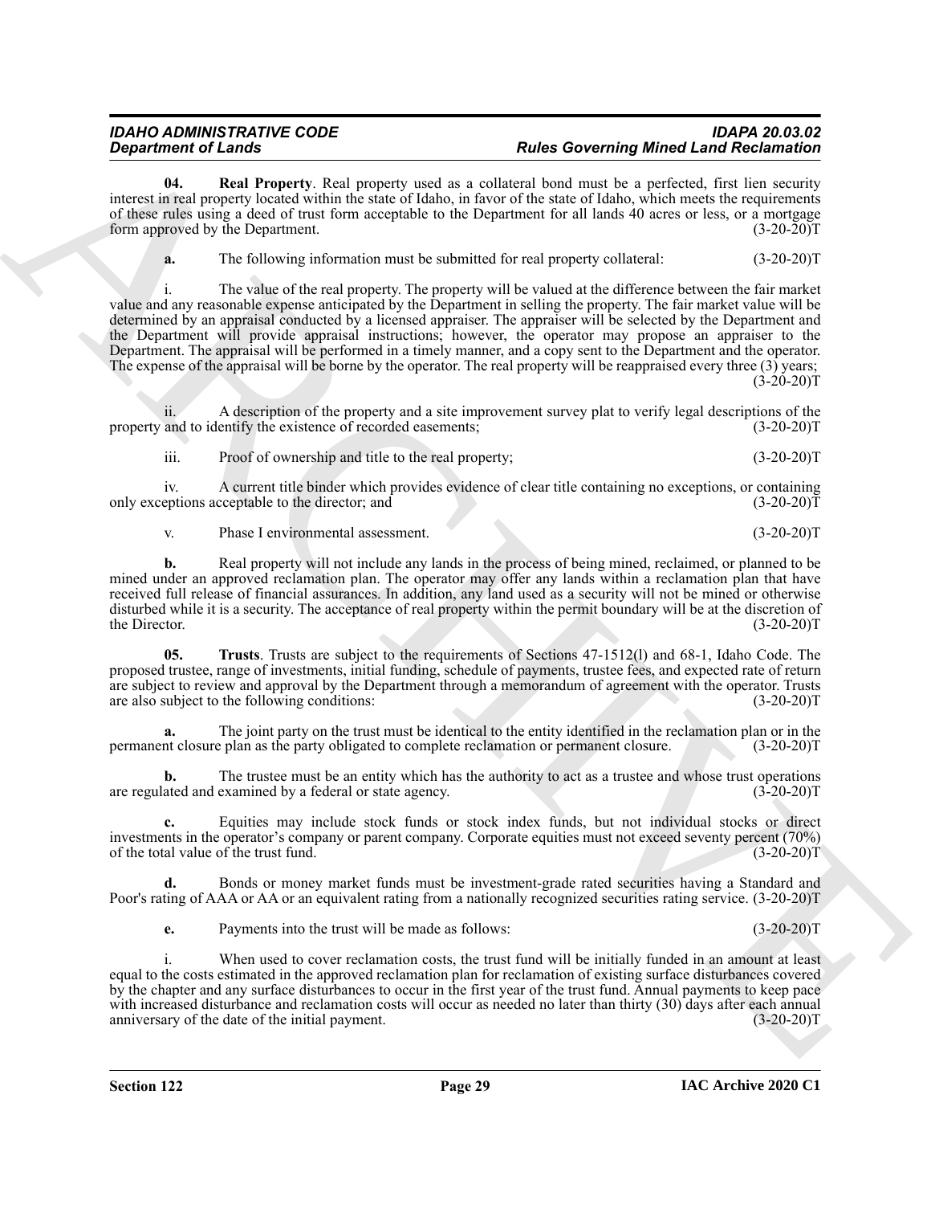**04. Real Property**. Real property used as a collateral bond must be a perfected, first lien security interest in real property located within the state of Idaho, in favor of the state of Idaho, which meets the requirements of these rules using a deed of trust form acceptable to the Department for all lands 40 acres or less, or a mortgage form approved by the Department. (3-20-20)T

**a.** The following information must be submitted for real property collateral: (3-20-20)T

i. The value of the real property. The property will be valued at the difference between the fair market value and any reasonable expense anticipated by the Department in selling the property. The fair market value will be determined by an appraisal conducted by a licensed appraiser. The appraiser will be selected by the Department and the Department will provide appraisal instructions; however, the operator may propose an appraiser to the Department. The appraisal will be performed in a timely manner, and a copy sent to the Department and the operator. The expense of the appraisal will be borne by the operator. The real property will be reappraised every three (3) years; (3-20-20)T

ii. A description of the property and a site improvement survey plat to verify legal descriptions of the property and to identify the existence of recorded easements; (3-20-20)T

iii. Proof of ownership and title to the real property; (3-20-20)T

iv. A current title binder which provides evidence of clear title containing no exceptions, or containing only exceptions acceptable to the director; and (3-20-20)T

v. Phase I environmental assessment. (3-20-20)T

**b.** Real property will not include any lands in the process of being mined, reclaimed, or planned to be mined under an approved reclamation plan. The operator may offer any lands within a reclamation plan that have received full release of financial assurances. In addition, any land used as a security will not be mined or otherwise disturbed while it is a security. The acceptance of real property within the permit boundary will be at the discretion of the Director. (3-20-20)T

**05. Trusts**. Trusts are subject to the requirements of Sections 47-1512(l) and 68-1, Idaho Code. The proposed trustee, range of investments, initial funding, schedule of payments, trustee fees, and expected rate of return are subject to review and approval by the Department through a memorandum of agreement with the operator. Trusts are also subject to the following conditions: (3-20-20)T

**a.** The joint party on the trust must be identical to the entity identified in the reclamation plan or in the permanent closure plan as the party obligated to complete reclamation or permanent closure. (3-20-20)T

**b.** The trustee must be an entity which has the authority to act as a trustee and whose trust operations are regulated and examined by a federal or state agency. (3-20-20)T

**c.** Equities may include stock funds or stock index funds, but not individual stocks or direct investments in the operator's company or parent company. Corporate equities must not exceed seventy percent (70%) of the total value of the trust fund. (3-20-20)T

**d.** Bonds or money market funds must be investment-grade rated securities having a Standard and Poor's rating of AAA or AA or an equivalent rating from a nationally recognized securities rating service. (3-20-20)T

**e.** Payments into the trust will be made as follows: (3-20-20)T

i. When used to cover reclamation costs, the trust fund will be initially funded in an amount at least equal to the costs estimated in the approved reclamation plan for reclamation of existing surface disturbances covered by the chapter and any surface disturbances to occur in the first year of the trust fund. Annual payments to keep pace with increased disturbance and reclamation costs will occur as needed no later than thirty (30) days after each annual anniversary of the date of the initial payment. (3-20-20)T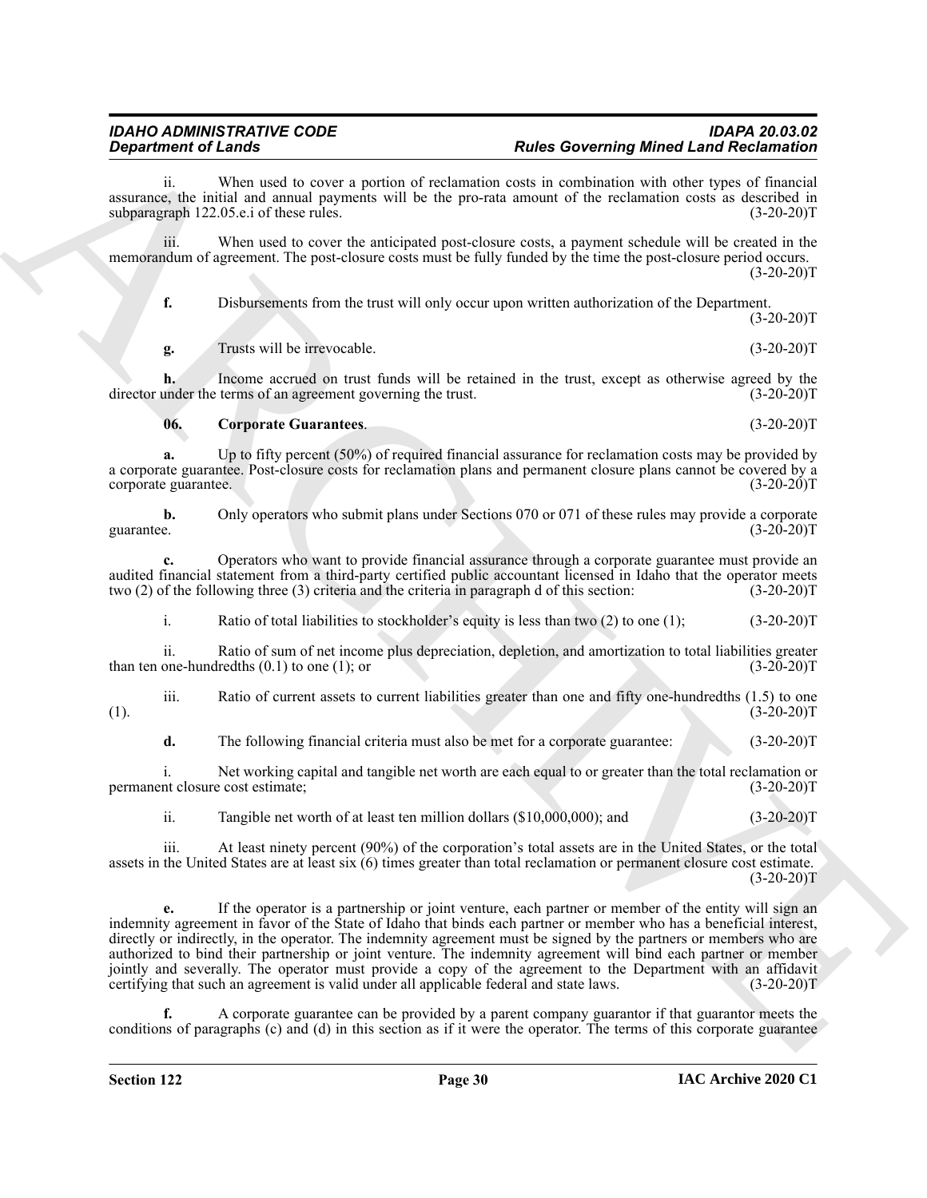ii. When used to cover a portion of reclamation costs in combination with other types of financial assurance, the initial and annual payments will be the pro-rata amount of the reclamation costs as described in subparagraph 122.05.e.i of these rules. (3-20-20)T

iii. When used to cover the anticipated post-closure costs, a payment schedule will be created in the memorandum of agreement. The post-closure costs must be fully funded by the time the post-closure period occurs. (3-20-20)T

**f.** Disbursements from the trust will only occur upon written authorization of the Department. (3-20-20)T

**g.** Trusts will be irrevocable. (3-20-20)T

**h.** Income accrued on trust funds will be retained in the trust, except as otherwise agreed by the director under the terms of an agreement governing the trust. (3-20-20)T

**06. Corporate Guarantees**. (3-20-20)T

**a.** Up to fifty percent (50%) of required financial assurance for reclamation costs may be provided by a corporate guarantee. Post-closure costs for reclamation plans and permanent closure plans cannot be covered by a corporate guarantee. (3-20-20)T

**b.** Only operators who submit plans under Sections 070 or 071 of these rules may provide a corporate guarantee. (3-20-20)T

**c.** Operators who want to provide financial assurance through a corporate guarantee must provide an audited financial statement from a third-party certified public accountant licensed in Idaho that the operator meets two (2) of the following three (3) criteria and the criteria in paragraph d of this section: (3-20-20)T

i. Ratio of total liabilities to stockholder's equity is less than two (2) to one (1); (3-20-20)T

ii. Ratio of sum of net income plus depreciation, depletion, and amortization to total liabilities greater than ten one-hundredths (0.1) to one (1); or (3-20-20)T

iii. Ratio of current assets to current liabilities greater than one and fifty one-hundredths (1.5) to one (1). (3-20-20)T

**d.** The following financial criteria must also be met for a corporate guarantee: (3-20-20)T

i. Net working capital and tangible net worth are each equal to or greater than the total reclamation or permanent closure cost estimate; (3-20-20)T

ii. Tangible net worth of at least ten million dollars ($10,000,000); and (3-20-20)T

iii. At least ninety percent (90%) of the corporation's total assets are in the United States, or the total assets in the United States are at least six (6) times greater than total reclamation or permanent closure cost estimate. (3-20-20)T

**e.** If the operator is a partnership or joint venture, each partner or member of the entity will sign an indemnity agreement in favor of the State of Idaho that binds each partner or member who has a beneficial interest, directly or indirectly, in the operator. The indemnity agreement must be signed by the partners or members who are authorized to bind their partnership or joint venture. The indemnity agreement will bind each partner or member jointly and severally. The operator must provide a copy of the agreement to the Department with an affidavit certifying that such an agreement is valid under all applicable federal and state laws. (3-20-20)T

**f.** A corporate guarantee can be provided by a parent company guarantor if that guarantor meets the conditions of paragraphs (c) and (d) in this section as if it were the operator. The terms of this corporate guarantee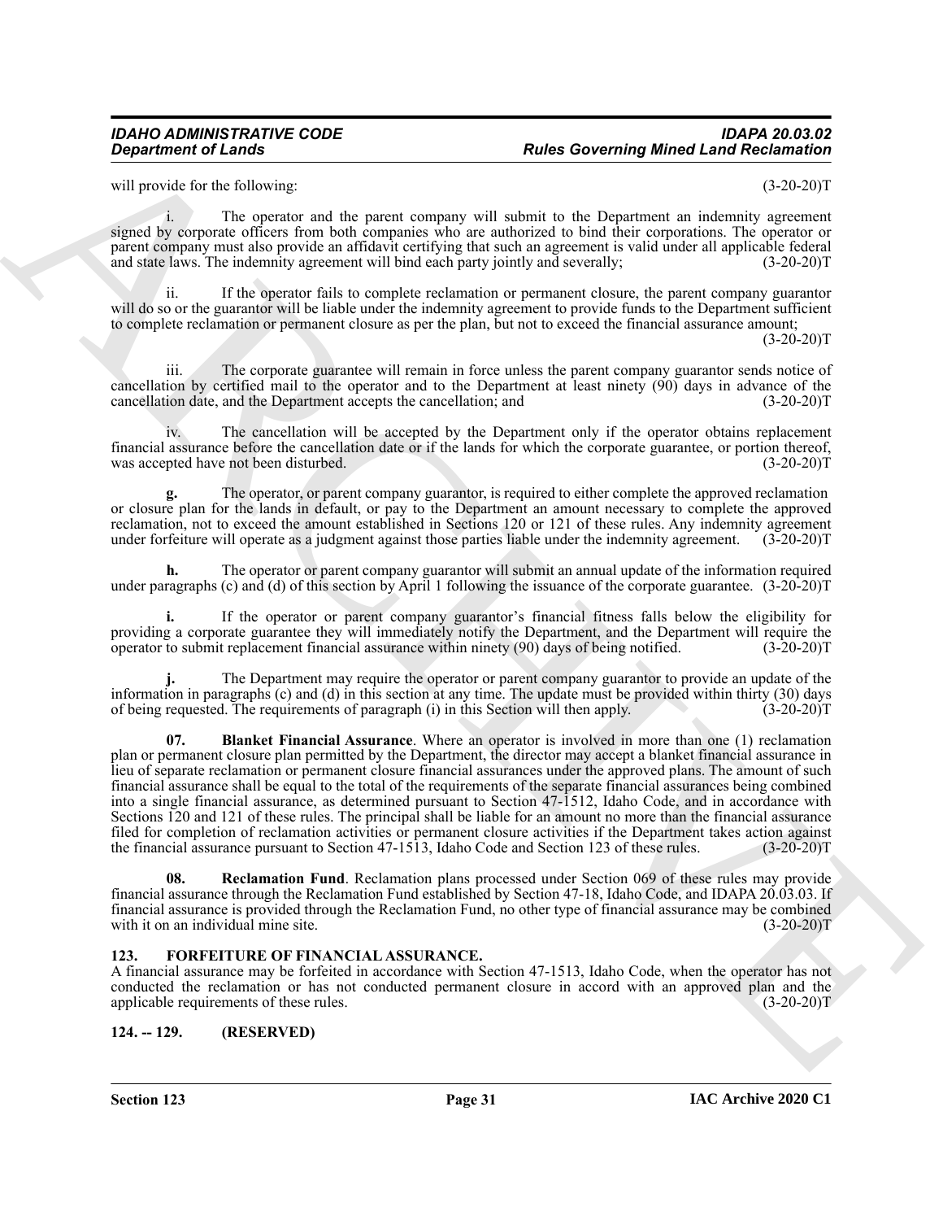will provide for the following: (3-20-20)T

i. The operator and the parent company will submit to the Department an indemnity agreement signed by corporate officers from both companies who are authorized to bind their corporations. The operator or parent company must also provide an affidavit certifying that such an agreement is valid under all applicable federal and state laws. The indemnity agreement will bind each party jointly and severally; (3-20-20)T

ii. If the operator fails to complete reclamation or permanent closure, the parent company guarantor will do so or the guarantor will be liable under the indemnity agreement to provide funds to the Department sufficient to complete reclamation or permanent closure as per the plan, but not to exceed the financial assurance amount; (3-20-20)T

iii. The corporate guarantee will remain in force unless the parent company guarantor sends notice of cancellation by certified mail to the operator and to the Department at least ninety (90) days in advance of the cancellation date, and the Department accepts the cancellation; and (3-20-20)T

iv. The cancellation will be accepted by the Department only if the operator obtains replacement financial assurance before the cancellation date or if the lands for which the corporate guarantee, or portion thereof, was accepted have not been disturbed. (3-20-20)T

**g.** The operator, or parent company guarantor, is required to either complete the approved reclamation or closure plan for the lands in default, or pay to the Department an amount necessary to complete the approved reclamation, not to exceed the amount established in Sections 120 or 121 of these rules. Any indemnity agreement under forfeiture will operate as a judgment against those parties liable under the indemnity agreement. (3-20-20)T

**h.** The operator or parent company guarantor will submit an annual update of the information required under paragraphs (c) and (d) of this section by April 1 following the issuance of the corporate guarantee. (3-20-20)T

**i.** If the operator or parent company guarantor's financial fitness falls below the eligibility for providing a corporate guarantee they will immediately notify the Department, and the Department will require the operator to submit replacement financial assurance within ninety (90) days of being notified. (3-20-20)T

**j.** The Department may require the operator or parent company guarantor to provide an update of the information in paragraphs (c) and (d) in this section at any time. The update must be provided within thirty (30) days of being requested. The requirements of paragraph (i) in this Section will then apply. (3-20-20)T

**07. Blanket Financial Assurance**. Where an operator is involved in more than one (1) reclamation plan or permanent closure plan permitted by the Department, the director may accept a blanket financial assurance in lieu of separate reclamation or permanent closure financial assurances under the approved plans. The amount of such financial assurance shall be equal to the total of the requirements of the separate financial assurances being combined into a single financial assurance, as determined pursuant to Section 47-1512, Idaho Code, and in accordance with Sections 120 and 121 of these rules. The principal shall be liable for an amount no more than the financial assurance filed for completion of reclamation activities or permanent closure activities if the Department takes action against the financial assurance pursuant to Section 47-1513, Idaho Code and Section 123 of these rules. (3-20-20)T

**08. Reclamation Fund**. Reclamation plans processed under Section 069 of these rules may provide financial assurance through the Reclamation Fund established by Section 47-18, Idaho Code, and IDAPA 20.03.03. If financial assurance is provided through the Reclamation Fund, no other type of financial assurance may be combined with it on an individual mine site. (3-20-20)T

## 123. FORFEITURE OF FINANCIAL ASSURANCE.

A financial assurance may be forfeited in accordance with Section 47-1513, Idaho Code, when the operator has not conducted the reclamation or has not conducted permanent closure in accord with an approved plan and the applicable requirements of these rules. (3-20-20)T

## 124. -- 129. (RESERVED)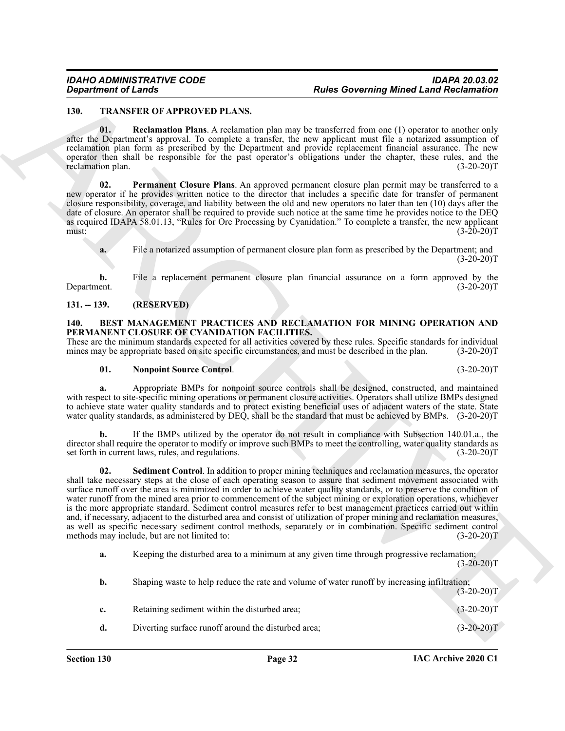## 130. TRANSFER OF APPROVED PLANS.

**01. Reclamation Plans**. A reclamation plan may be transferred from one (1) operator to another only after the Department's approval. To complete a transfer, the new applicant must file a notarized assumption of reclamation plan form as prescribed by the Department and provide replacement financial assurance. The new operator then shall be responsible for the past operator's obligations under the chapter, these rules, and the reclamation plan. (3-20-20)T

**02. Permanent Closure Plans**. An approved permanent closure plan permit may be transferred to a new operator if he provides written notice to the director that includes a specific date for transfer of permanent closure responsibility, coverage, and liability between the old and new operators no later than ten (10) days after the date of closure. An operator shall be required to provide such notice at the same time he provides notice to the DEQ as required IDAPA 58.01.13, "Rules for Ore Processing by Cyanidation." To complete a transfer, the new applicant must: (3-20-20)T

**a.** File a notarized assumption of permanent closure plan form as prescribed by the Department; and (3-20-20)T

**b.** File a replacement permanent closure plan financial assurance on a form approved by the Department. (3-20-20)T

## 131. -- 139. (RESERVED)

## 140. BEST MANAGEMENT PRACTICES AND RECLAMATION FOR MINING OPERATION AND PERMANENT CLOSURE OF CYANIDATION FACILITIES.

These are the minimum standards expected for all activities covered by these rules. Specific standards for individual mines may be appropriate based on site specific circumstances, and must be described in the plan. (3-20-20)T

**01. Nonpoint Source Control**. (3-20-20)T

**a.** Appropriate BMPs for nonpoint source controls shall be designed, constructed, and maintained with respect to site-specific mining operations or permanent closure activities. Operators shall utilize BMPs designed to achieve state water quality standards and to protect existing beneficial uses of adjacent waters of the state. State water quality standards, as administered by DEQ, shall be the standard that must be achieved by BMPs. (3-20-20)T

**b.** If the BMPs utilized by the operator do not result in compliance with Subsection 140.01.a., the director shall require the operator to modify or improve such BMPs to meet the controlling, water quality standards as set forth in current laws, rules, and regulations. (3-20-20)T

**02. Sediment Control**. In addition to proper mining techniques and reclamation measures, the operator shall take necessary steps at the close of each operating season to assure that sediment movement associated with surface runoff over the area is minimized in order to achieve water quality standards, or to preserve the condition of water runoff from the mined area prior to commencement of the subject mining or exploration operations, whichever is the more appropriate standard. Sediment control measures refer to best management practices carried out within and, if necessary, adjacent to the disturbed area and consist of utilization of proper mining and reclamation measures, as well as specific necessary sediment control methods, separately or in combination. Specific sediment control methods may include, but are not limited to: (3-20-20)T

**a.** Keeping the disturbed area to a minimum at any given time through progressive reclamation; (3-20-20)T

**b.** Shaping waste to help reduce the rate and volume of water runoff by increasing infiltration; (3-20-20)T

**c.** Retaining sediment within the disturbed area; (3-20-20)T

**d.** Diverting surface runoff around the disturbed area; (3-20-20)T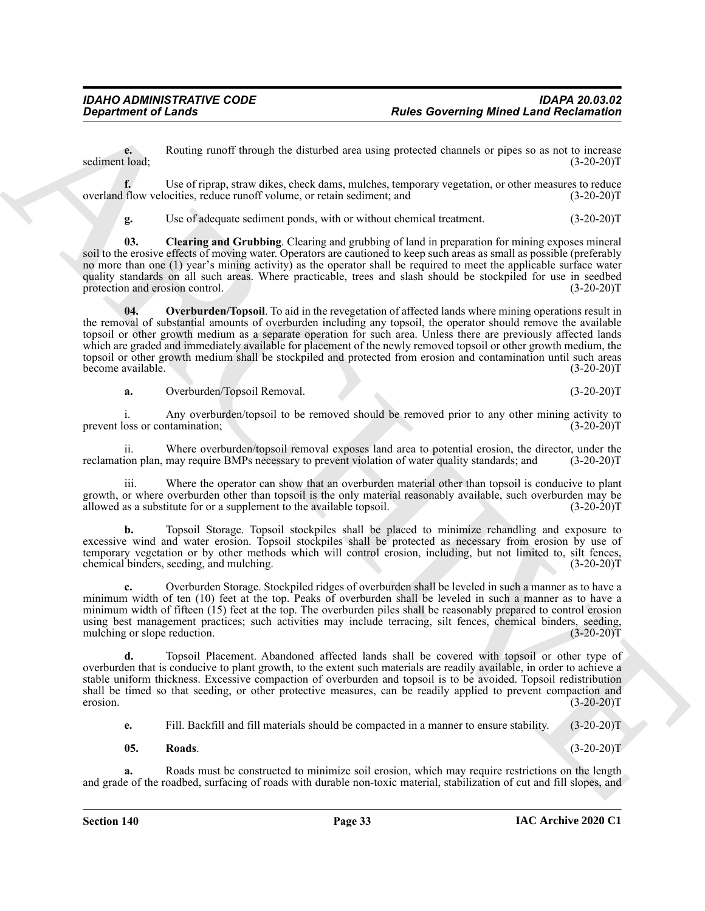**e.** Routing runoff through the disturbed area using protected channels or pipes so as not to increase sediment load; (3-20-20)T

**f.** Use of riprap, straw dikes, check dams, mulches, temporary vegetation, or other measures to reduce overland flow velocities, reduce runoff volume, or retain sediment; and (3-20-20)T

**g.** Use of adequate sediment ponds, with or without chemical treatment. (3-20-20)T

**03. Clearing and Grubbing**. Clearing and grubbing of land in preparation for mining exposes mineral soil to the erosive effects of moving water. Operators are cautioned to keep such areas as small as possible (preferably no more than one (1) year's mining activity) as the operator shall be required to meet the applicable surface water quality standards on all such areas. Where practicable, trees and slash should be stockpiled for use in seedbed protection and erosion control. (3-20-20)T

**04. Overburden/Topsoil**. To aid in the revegetation of affected lands where mining operations result in the removal of substantial amounts of overburden including any topsoil, the operator should remove the available topsoil or other growth medium as a separate operation for such area. Unless there are previously affected lands which are graded and immediately available for placement of the newly removed topsoil or other growth medium, the topsoil or other growth medium shall be stockpiled and protected from erosion and contamination until such areas become available. (3-20-20)T

**a.** Overburden/Topsoil Removal. (3-20-20)T

i. Any overburden/topsoil to be removed should be removed prior to any other mining activity to prevent loss or contamination; (3-20-20)T

ii. Where overburden/topsoil removal exposes land area to potential erosion, the director, under the reclamation plan, may require BMPs necessary to prevent violation of water quality standards; and (3-20-20)T

iii. Where the operator can show that an overburden material other than topsoil is conducive to plant growth, or where overburden other than topsoil is the only material reasonably available, such overburden may be allowed as a substitute for or a supplement to the available topsoil. (3-20-20)T

**b.** Topsoil Storage. Topsoil stockpiles shall be placed to minimize rehandling and exposure to excessive wind and water erosion. Topsoil stockpiles shall be protected as necessary from erosion by use of temporary vegetation or by other methods which will control erosion, including, but not limited to, silt fences, chemical binders, seeding, and mulching. (3-20-20)T

**c.** Overburden Storage. Stockpiled ridges of overburden shall be leveled in such a manner as to have a minimum width of ten (10) feet at the top. Peaks of overburden shall be leveled in such a manner as to have a minimum width of fifteen (15) feet at the top. The overburden piles shall be reasonably prepared to control erosion using best management practices; such activities may include terracing, silt fences, chemical binders, seeding, mulching or slope reduction. (3-20-20)T

**d.** Topsoil Placement. Abandoned affected lands shall be covered with topsoil or other type of overburden that is conducive to plant growth, to the extent such materials are readily available, in order to achieve a stable uniform thickness. Excessive compaction of overburden and topsoil is to be avoided. Topsoil redistribution shall be timed so that seeding, or other protective measures, can be readily applied to prevent compaction and erosion. (3-20-20)T

**e.** Fill. Backfill and fill materials should be compacted in a manner to ensure stability. (3-20-20)T

**05. Roads**. (3-20-20)T

**a.** Roads must be constructed to minimize soil erosion, which may require restrictions on the length and grade of the roadbed, surfacing of roads with durable non-toxic material, stabilization of cut and fill slopes, and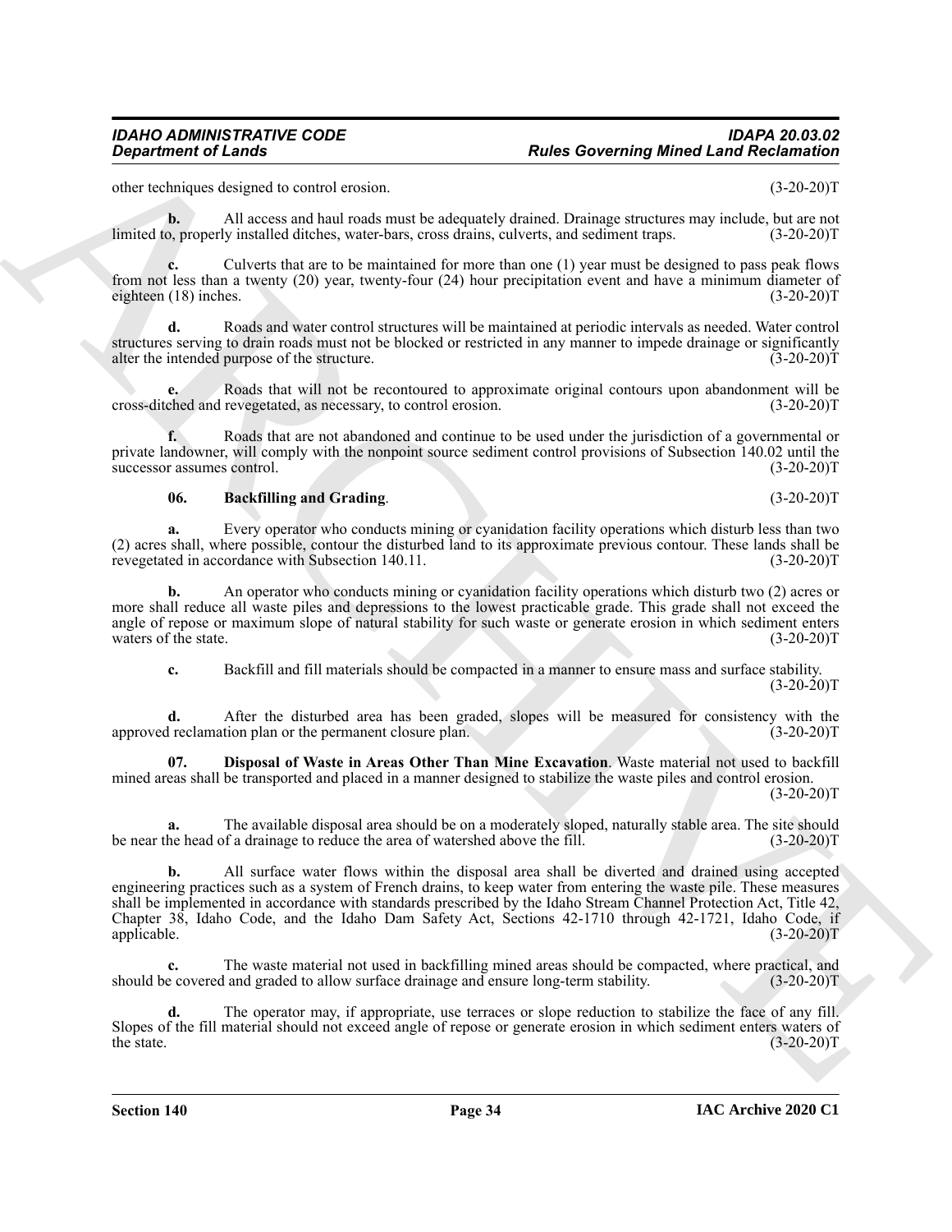other techniques designed to control erosion. (3-20-20)T

**b.** All access and haul roads must be adequately drained. Drainage structures may include, but are not limited to, properly installed ditches, water-bars, cross drains, culverts, and sediment traps. (3-20-20)T

**c.** Culverts that are to be maintained for more than one (1) year must be designed to pass peak flows from not less than a twenty (20) year, twenty-four (24) hour precipitation event and have a minimum diameter of eighteen (18) inches. (3-20-20)T

**d.** Roads and water control structures will be maintained at periodic intervals as needed. Water control structures serving to drain roads must not be blocked or restricted in any manner to impede drainage or significantly alter the intended purpose of the structure. (3-20-20)T

**e.** Roads that will not be recontoured to approximate original contours upon abandonment will be cross-ditched and revegetated, as necessary, to control erosion. (3-20-20)T

**f.** Roads that are not abandoned and continue to be used under the jurisdiction of a governmental or private landowner, will comply with the nonpoint source sediment control provisions of Subsection 140.02 until the successor assumes control. (3-20-20)T

**06. Backfilling and Grading**. (3-20-20)T

**a.** Every operator who conducts mining or cyanidation facility operations which disturb less than two (2) acres shall, where possible, contour the disturbed land to its approximate previous contour. These lands shall be revegetated in accordance with Subsection 140.11. (3-20-20)T

**b.** An operator who conducts mining or cyanidation facility operations which disturb two (2) acres or more shall reduce all waste piles and depressions to the lowest practicable grade. This grade shall not exceed the angle of repose or maximum slope of natural stability for such waste or generate erosion in which sediment enters waters of the state. (3-20-20)T

**c.** Backfill and fill materials should be compacted in a manner to ensure mass and surface stability. (3-20-20)T

**d.** After the disturbed area has been graded, slopes will be measured for consistency with the approved reclamation plan or the permanent closure plan. (3-20-20)T

**07. Disposal of Waste in Areas Other Than Mine Excavation**. Waste material not used to backfill mined areas shall be transported and placed in a manner designed to stabilize the waste piles and control erosion. (3-20-20)T

**a.** The available disposal area should be on a moderately sloped, naturally stable area. The site should be near the head of a drainage to reduce the area of watershed above the fill. (3-20-20)T

**b.** All surface water flows within the disposal area shall be diverted and drained using accepted engineering practices such as a system of French drains, to keep water from entering the waste pile. These measures shall be implemented in accordance with standards prescribed by the Idaho Stream Channel Protection Act, Title 42, Chapter 38, Idaho Code, and the Idaho Dam Safety Act, Sections 42-1710 through 42-1721, Idaho Code, if applicable. (3-20-20)T

**c.** The waste material not used in backfilling mined areas should be compacted, where practical, and should be covered and graded to allow surface drainage and ensure long-term stability. (3-20-20)T

**d.** The operator may, if appropriate, use terraces or slope reduction to stabilize the face of any fill. Slopes of the fill material should not exceed angle of repose or generate erosion in which sediment enters waters of the state. (3-20-20)T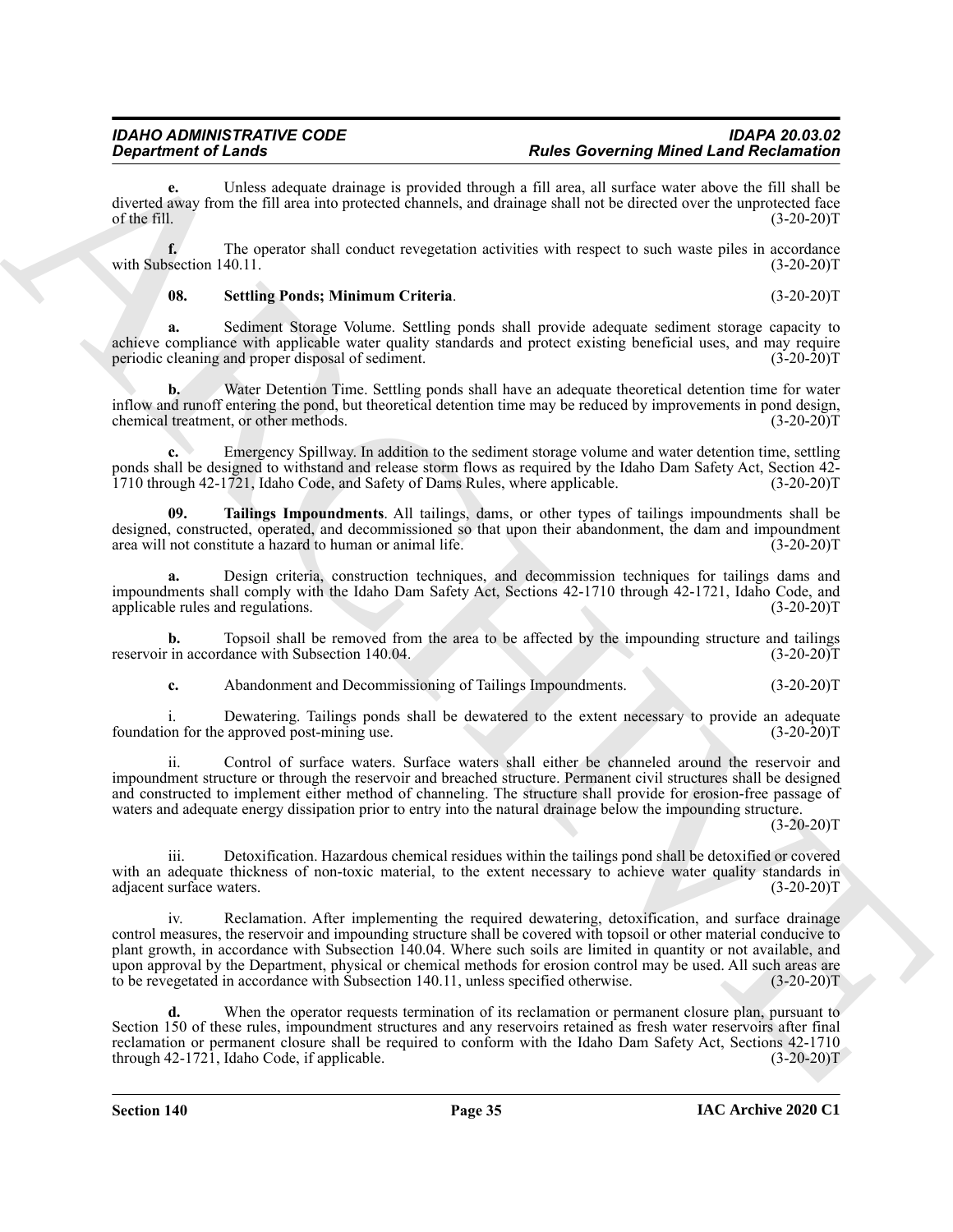**e.** Unless adequate drainage is provided through a fill area, all surface water above the fill shall be diverted away from the fill area into protected channels, and drainage shall not be directed over the unprotected face of the fill. (3-20-20)T

**f.** The operator shall conduct revegetation activities with respect to such waste piles in accordance with Subsection 140.11. (3-20-20)T

**08. Settling Ponds; Minimum Criteria**. (3-20-20)T

**a.** Sediment Storage Volume. Settling ponds shall provide adequate sediment storage capacity to achieve compliance with applicable water quality standards and protect existing beneficial uses, and may require periodic cleaning and proper disposal of sediment. (3-20-20)T

**b.** Water Detention Time. Settling ponds shall have an adequate theoretical detention time for water inflow and runoff entering the pond, but theoretical detention time may be reduced by improvements in pond design, chemical treatment, or other methods. (3-20-20)T

**c.** Emergency Spillway. In addition to the sediment storage volume and water detention time, settling ponds shall be designed to withstand and release storm flows as required by the Idaho Dam Safety Act, Section 42-1710 through 42-1721, Idaho Code, and Safety of Dams Rules, where applicable. (3-20-20)T

**09. Tailings Impoundments**. All tailings, dams, or other types of tailings impoundments shall be designed, constructed, operated, and decommissioned so that upon their abandonment, the dam and impoundment area will not constitute a hazard to human or animal life. (3-20-20)T

**a.** Design criteria, construction techniques, and decommission techniques for tailings dams and impoundments shall comply with the Idaho Dam Safety Act, Sections 42-1710 through 42-1721, Idaho Code, and applicable rules and regulations. (3-20-20)T

**b.** Topsoil shall be removed from the area to be affected by the impounding structure and tailings reservoir in accordance with Subsection 140.04. (3-20-20)T

**c.** Abandonment and Decommissioning of Tailings Impoundments. (3-20-20)T

i. Dewatering. Tailings ponds shall be dewatered to the extent necessary to provide an adequate foundation for the approved post-mining use. (3-20-20)T

ii. Control of surface waters. Surface waters shall either be channeled around the reservoir and impoundment structure or through the reservoir and breached structure. Permanent civil structures shall be designed and constructed to implement either method of channeling. The structure shall provide for erosion-free passage of waters and adequate energy dissipation prior to entry into the natural drainage below the impounding structure. (3-20-20)T

iii. Detoxification. Hazardous chemical residues within the tailings pond shall be detoxified or covered with an adequate thickness of non-toxic material, to the extent necessary to achieve water quality standards in adjacent surface waters. (3-20-20)T

iv. Reclamation. After implementing the required dewatering, detoxification, and surface drainage control measures, the reservoir and impounding structure shall be covered with topsoil or other material conducive to plant growth, in accordance with Subsection 140.04. Where such soils are limited in quantity or not available, and upon approval by the Department, physical or chemical methods for erosion control may be used. All such areas are to be revegetated in accordance with Subsection 140.11, unless specified otherwise. (3-20-20)T

**d.** When the operator requests termination of its reclamation or permanent closure plan, pursuant to Section 150 of these rules, impoundment structures and any reservoirs retained as fresh water reservoirs after final reclamation or permanent closure shall be required to conform with the Idaho Dam Safety Act, Sections 42-1710 through 42-1721, Idaho Code, if applicable. (3-20-20)T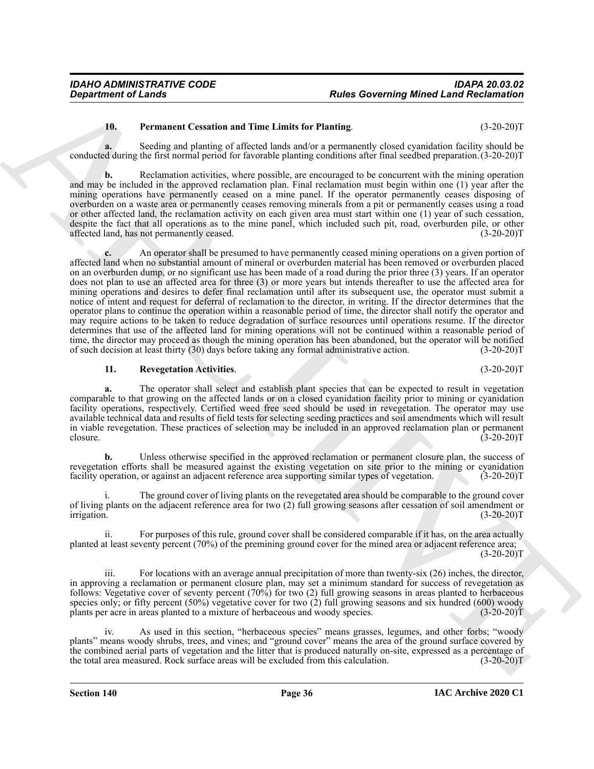**10. Permanent Cessation and Time Limits for Planting**. (3-20-20)T

**a.** Seeding and planting of affected lands and/or a permanently closed cyanidation facility should be conducted during the first normal period for favorable planting conditions after final seedbed preparation. (3-20-20)T

**b.** Reclamation activities, where possible, are encouraged to be concurrent with the mining operation and may be included in the approved reclamation plan. Final reclamation must begin within one (1) year after the mining operations have permanently ceased on a mine panel. If the operator permanently ceases disposing of overburden on a waste area or permanently ceases removing minerals from a pit or permanently ceases using a road or other affected land, the reclamation activity on each given area must start within one (1) year of such cessation, despite the fact that all operations as to the mine panel, which included such pit, road, overburden pile, or other affected land, has not permanently ceased. (3-20-20)T

**c.** An operator shall be presumed to have permanently ceased mining operations on a given portion of affected land when no substantial amount of mineral or overburden material has been removed or overburden placed on an overburden dump, or no significant use has been made of a road during the prior three (3) years. If an operator does not plan to use an affected area for three (3) or more years but intends thereafter to use the affected area for mining operations and desires to defer final reclamation until after its subsequent use, the operator must submit a notice of intent and request for deferral of reclamation to the director, in writing. If the director determines that the operator plans to continue the operation within a reasonable period of time, the director shall notify the operator and may require actions to be taken to reduce degradation of surface resources until operations resume. If the director determines that use of the affected land for mining operations will not be continued within a reasonable period of time, the director may proceed as though the mining operation has been abandoned, but the operator will be notified of such decision at least thirty (30) days before taking any formal administrative action. (3-20-20)T

**11. Revegetation Activities**. (3-20-20)T

**a.** The operator shall select and establish plant species that can be expected to result in vegetation comparable to that growing on the affected lands or on a closed cyanidation facility prior to mining or cyanidation facility operations, respectively. Certified weed free seed should be used in revegetation. The operator may use available technical data and results of field tests for selecting seeding practices and soil amendments which will result in viable revegetation. These practices of selection may be included in an approved reclamation plan or permanent closure. (3-20-20)T

**b.** Unless otherwise specified in the approved reclamation or permanent closure plan, the success of revegetation efforts shall be measured against the existing vegetation on site prior to the mining or cyanidation facility operation, or against an adjacent reference area supporting similar types of vegetation. (3-20-20)T

i. The ground cover of living plants on the revegetated area should be comparable to the ground cover of living plants on the adjacent reference area for two (2) full growing seasons after cessation of soil amendment or irrigation. (3-20-20)T

ii. For purposes of this rule, ground cover shall be considered comparable if it has, on the area actually planted at least seventy percent (70%) of the premining ground cover for the mined area or adjacent reference area; (3-20-20)T

iii. For locations with an average annual precipitation of more than twenty-six (26) inches, the director, in approving a reclamation or permanent closure plan, may set a minimum standard for success of revegetation as follows: Vegetative cover of seventy percent (70%) for two (2) full growing seasons in areas planted to herbaceous species only; or fifty percent (50%) vegetative cover for two (2) full growing seasons and six hundred (600) woody plants per acre in areas planted to a mixture of herbaceous and woody species. (3-20-20)T

iv. As used in this section, "herbaceous species" means grasses, legumes, and other forbs; "woody plants" means woody shrubs, trees, and vines; and "ground cover" means the area of the ground surface covered by the combined aerial parts of vegetation and the litter that is produced naturally on-site, expressed as a percentage of the total area measured. Rock surface areas will be excluded from this calculation. (3-20-20)T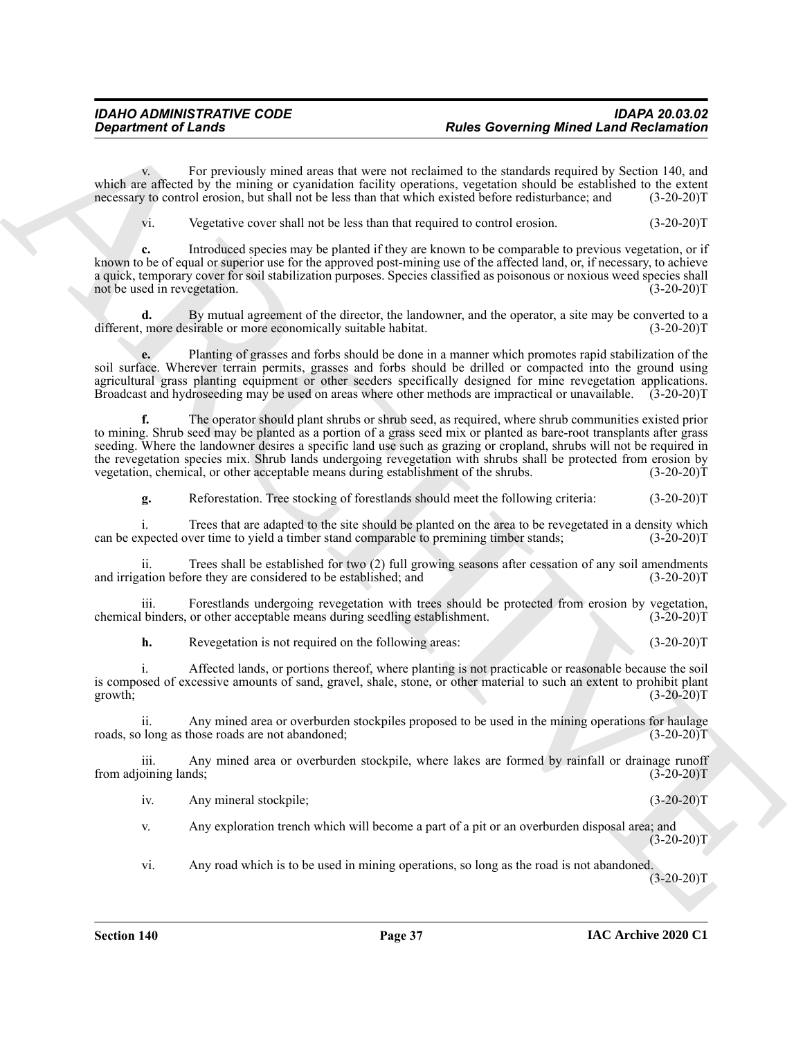v. For previously mined areas that were not reclaimed to the standards required by Section 140, and which are affected by the mining or cyanidation facility operations, vegetation should be established to the extent necessary to control erosion, but shall not be less than that which existed before redisturbance; and (3-20-20)T

vi. Vegetative cover shall not be less than that required to control erosion. (3-20-20)T

**c.** Introduced species may be planted if they are known to be comparable to previous vegetation, or if known to be of equal or superior use for the approved post-mining use of the affected land, or, if necessary, to achieve a quick, temporary cover for soil stabilization purposes. Species classified as poisonous or noxious weed species shall not be used in revegetation. (3-20-20)T

**d.** By mutual agreement of the director, the landowner, and the operator, a site may be converted to a different, more desirable or more economically suitable habitat. (3-20-20)T

**e.** Planting of grasses and forbs should be done in a manner which promotes rapid stabilization of the soil surface. Wherever terrain permits, grasses and forbs should be drilled or compacted into the ground using agricultural grass planting equipment or other seeders specifically designed for mine revegetation applications. Broadcast and hydroseeding may be used on areas where other methods are impractical or unavailable. (3-20-20)T

**f.** The operator should plant shrubs or shrub seed, as required, where shrub communities existed prior to mining. Shrub seed may be planted as a portion of a grass seed mix or planted as bare-root transplants after grass seeding. Where the landowner desires a specific land use such as grazing or cropland, shrubs will not be required in the revegetation species mix. Shrub lands undergoing revegetation with shrubs shall be protected from erosion by vegetation, chemical, or other acceptable means during establishment of the shrubs. (3-20-20)T

**g.** Reforestation. Tree stocking of forestlands should meet the following criteria: (3-20-20)T

i. Trees that are adapted to the site should be planted on the area to be revegetated in a density which can be expected over time to yield a timber stand comparable to premining timber stands; (3-20-20)T

ii. Trees shall be established for two (2) full growing seasons after cessation of any soil amendments and irrigation before they are considered to be established; and (3-20-20)T

iii. Forestlands undergoing revegetation with trees should be protected from erosion by vegetation, chemical binders, or other acceptable means during seedling establishment. (3-20-20)T

**h.** Revegetation is not required on the following areas: (3-20-20)T

i. Affected lands, or portions thereof, where planting is not practicable or reasonable because the soil is composed of excessive amounts of sand, gravel, shale, stone, or other material to such an extent to prohibit plant growth; (3-20-20)T

ii. Any mined area or overburden stockpiles proposed to be used in the mining operations for haulage roads, so long as those roads are not abandoned; (3-20-20)T

iii. Any mined area or overburden stockpile, where lakes are formed by rainfall or drainage runoff from adjoining lands; (3-20-20)T

iv. Any mineral stockpile; (3-20-20)T

v. Any exploration trench which will become a part of a pit or an overburden disposal area; and (3-20-20)T

vi. Any road which is to be used in mining operations, so long as the road is not abandoned. (3-20-20)T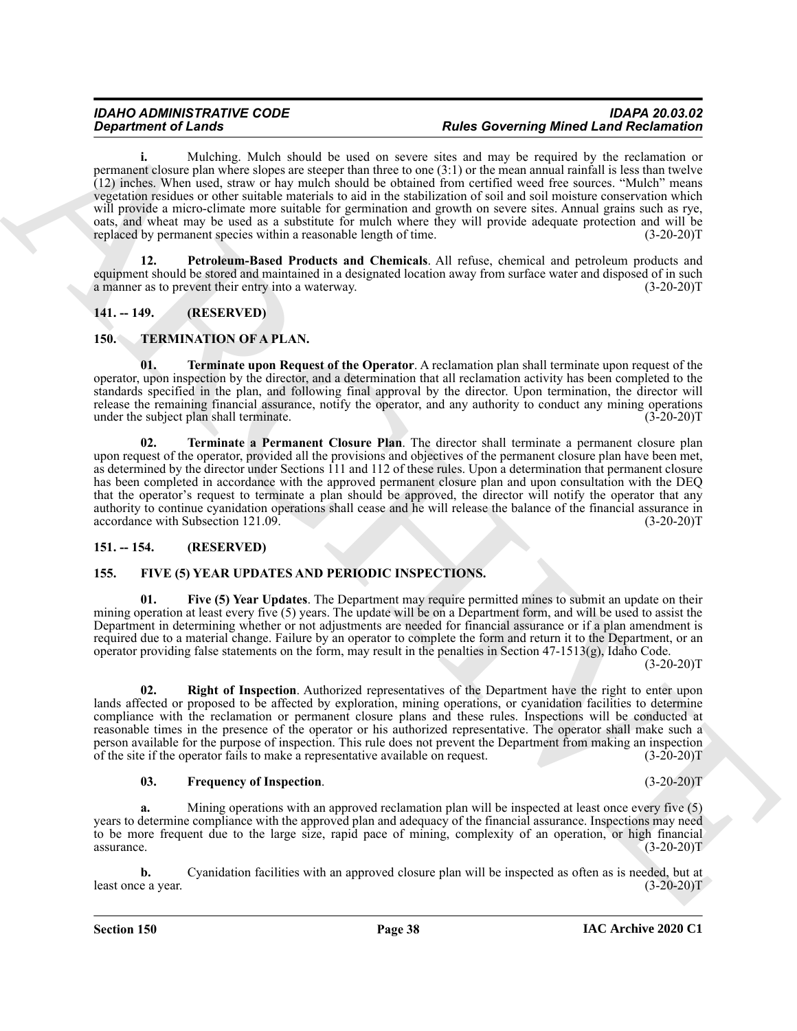**i.** Mulching. Mulch should be used on severe sites and may be required by the reclamation or permanent closure plan where slopes are steeper than three to one (3:1) or the mean annual rainfall is less than twelve (12) inches. When used, straw or hay mulch should be obtained from certified weed free sources. "Mulch" means vegetation residues or other suitable materials to aid in the stabilization of soil and soil moisture conservation which will provide a micro-climate more suitable for germination and growth on severe sites. Annual grains such as rye, oats, and wheat may be used as a substitute for mulch where they will provide adequate protection and will be replaced by permanent species within a reasonable length of time. (3-20-20)T

**12. Petroleum-Based Products and Chemicals**. All refuse, chemical and petroleum products and equipment should be stored and maintained in a designated location away from surface water and disposed of in such a manner as to prevent their entry into a waterway. (3-20-20)T

## 141. -- 149. (RESERVED)

## 150. TERMINATION OF A PLAN.

**01. Terminate upon Request of the Operator**. A reclamation plan shall terminate upon request of the operator, upon inspection by the director, and a determination that all reclamation activity has been completed to the standards specified in the plan, and following final approval by the director. Upon termination, the director will release the remaining financial assurance, notify the operator, and any authority to conduct any mining operations under the subject plan shall terminate. (3-20-20)T

**02. Terminate a Permanent Closure Plan**. The director shall terminate a permanent closure plan upon request of the operator, provided all the provisions and objectives of the permanent closure plan have been met, as determined by the director under Sections 111 and 112 of these rules. Upon a determination that permanent closure has been completed in accordance with the approved permanent closure plan and upon consultation with the DEQ that the operator's request to terminate a plan should be approved, the director will notify the operator that any authority to continue cyanidation operations shall cease and he will release the balance of the financial assurance in accordance with Subsection 121.09. (3-20-20)T

## 151. -- 154. (RESERVED)

## 155. FIVE (5) YEAR UPDATES AND PERIODIC INSPECTIONS.

**01. Five (5) Year Updates**. The Department may require permitted mines to submit an update on their mining operation at least every five (5) years. The update will be on a Department form, and will be used to assist the Department in determining whether or not adjustments are needed for financial assurance or if a plan amendment is required due to a material change. Failure by an operator to complete the form and return it to the Department, or an operator providing false statements on the form, may result in the penalties in Section 47-1513(g), Idaho Code. (3-20-20)T

**02. Right of Inspection**. Authorized representatives of the Department have the right to enter upon lands affected or proposed to be affected by exploration, mining operations, or cyanidation facilities to determine compliance with the reclamation or permanent closure plans and these rules. Inspections will be conducted at reasonable times in the presence of the operator or his authorized representative. The operator shall make such a person available for the purpose of inspection. This rule does not prevent the Department from making an inspection of the site if the operator fails to make a representative available on request. (3-20-20)T

**03. Frequency of Inspection**. (3-20-20)T

**a.** Mining operations with an approved reclamation plan will be inspected at least once every five (5) years to determine compliance with the approved plan and adequacy of the financial assurance. Inspections may need to be more frequent due to the large size, rapid pace of mining, complexity of an operation, or high financial assurance. (3-20-20)T

**b.** Cyanidation facilities with an approved closure plan will be inspected as often as is needed, but at least once a year. (3-20-20)T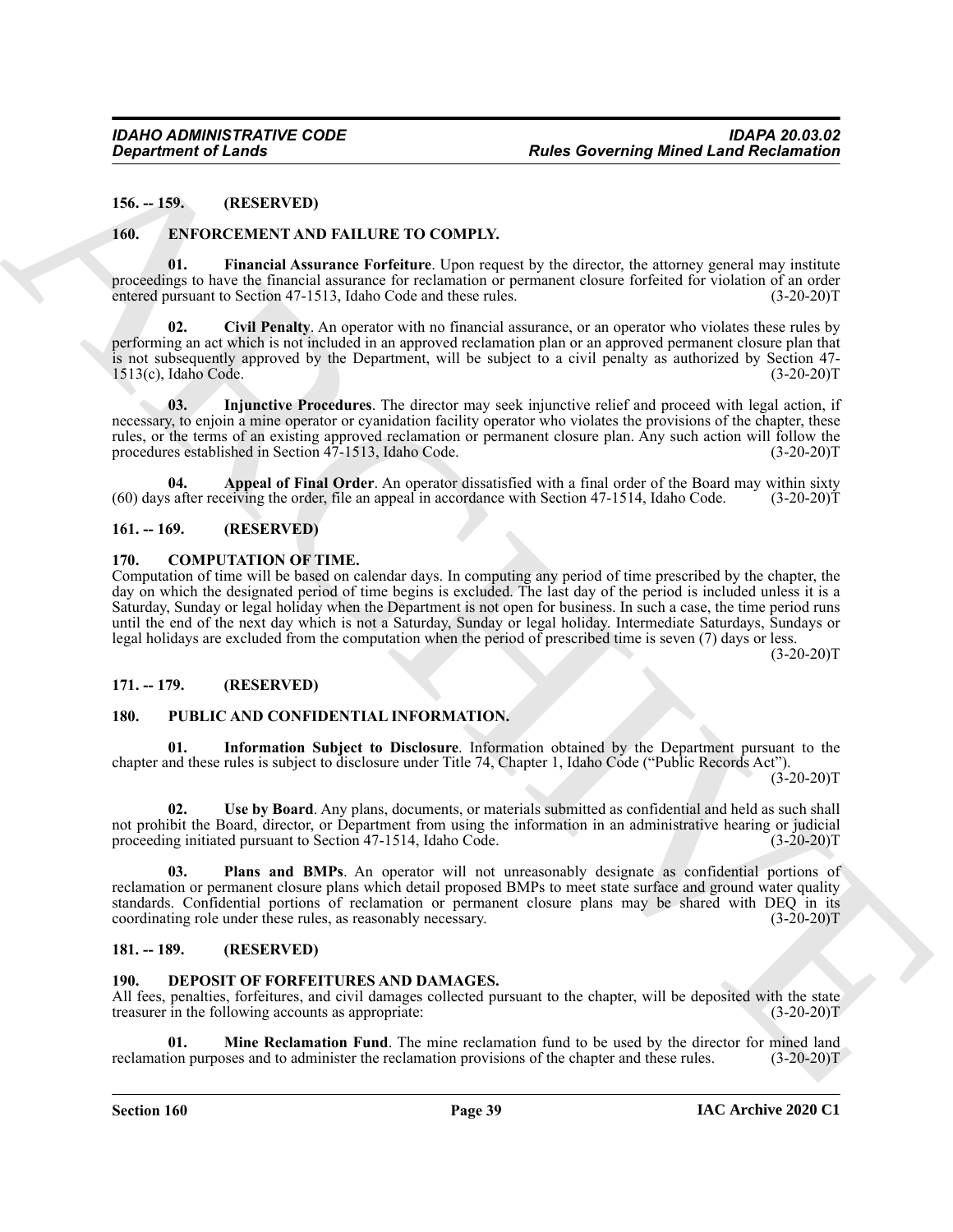**156. -- 159. (RESERVED)**

**160. ENFORCEMENT AND FAILURE TO COMPLY.**

**01. Financial Assurance Forfeiture**. Upon request by the director, the attorney general may institute proceedings to have the financial assurance for reclamation or permanent closure forfeited for violation of an order entered pursuant to Section 47-1513, Idaho Code and these rules. (3-20-20)T

**02. Civil Penalty**. An operator with no financial assurance, or an operator who violates these rules by performing an act which is not included in an approved reclamation plan or an approved permanent closure plan that is not subsequently approved by the Department, will be subject to a civil penalty as authorized by Section 47-1513(c), Idaho Code. (3-20-20)T

**03. Injunctive Procedures**. The director may seek injunctive relief and proceed with legal action, if necessary, to enjoin a mine operator or cyanidation facility operator who violates the provisions of the chapter, these rules, or the terms of an existing approved reclamation or permanent closure plan. Any such action will follow the procedures established in Section 47-1513, Idaho Code. (3-20-20)T

**04. Appeal of Final Order**. An operator dissatisfied with a final order of the Board may within sixty (60) days after receiving the order, file an appeal in accordance with Section 47-1514, Idaho Code. (3-20-20)T

**161. -- 169. (RESERVED)**

**170. COMPUTATION OF TIME.**

Computation of time will be based on calendar days. In computing any period of time prescribed by the chapter, the day on which the designated period of time begins is excluded. The last day of the period is included unless it is a Saturday, Sunday or legal holiday when the Department is not open for business. In such a case, the time period runs until the end of the next day which is not a Saturday, Sunday or legal holiday. Intermediate Saturdays, Sundays or legal holidays are excluded from the computation when the period of prescribed time is seven (7) days or less. (3-20-20)T

**171. -- 179. (RESERVED)**

**180. PUBLIC AND CONFIDENTIAL INFORMATION.**

**01. Information Subject to Disclosure**. Information obtained by the Department pursuant to the chapter and these rules is subject to disclosure under Title 74, Chapter 1, Idaho Code ("Public Records Act"). (3-20-20)T

**02. Use by Board**. Any plans, documents, or materials submitted as confidential and held as such shall not prohibit the Board, director, or Department from using the information in an administrative hearing or judicial proceeding initiated pursuant to Section 47-1514, Idaho Code. (3-20-20)T

**03. Plans and BMPs**. An operator will not unreasonably designate as confidential portions of reclamation or permanent closure plans which detail proposed BMPs to meet state surface and ground water quality standards. Confidential portions of reclamation or permanent closure plans may be shared with DEQ in its coordinating role under these rules, as reasonably necessary. (3-20-20)T

**181. -- 189. (RESERVED)**

**190. DEPOSIT OF FORFEITURES AND DAMAGES.**

All fees, penalties, forfeitures, and civil damages collected pursuant to the chapter, will be deposited with the state treasurer in the following accounts as appropriate: (3-20-20)T

**01. Mine Reclamation Fund**. The mine reclamation fund to be used by the director for mined land reclamation purposes and to administer the reclamation provisions of the chapter and these rules. (3-20-20)T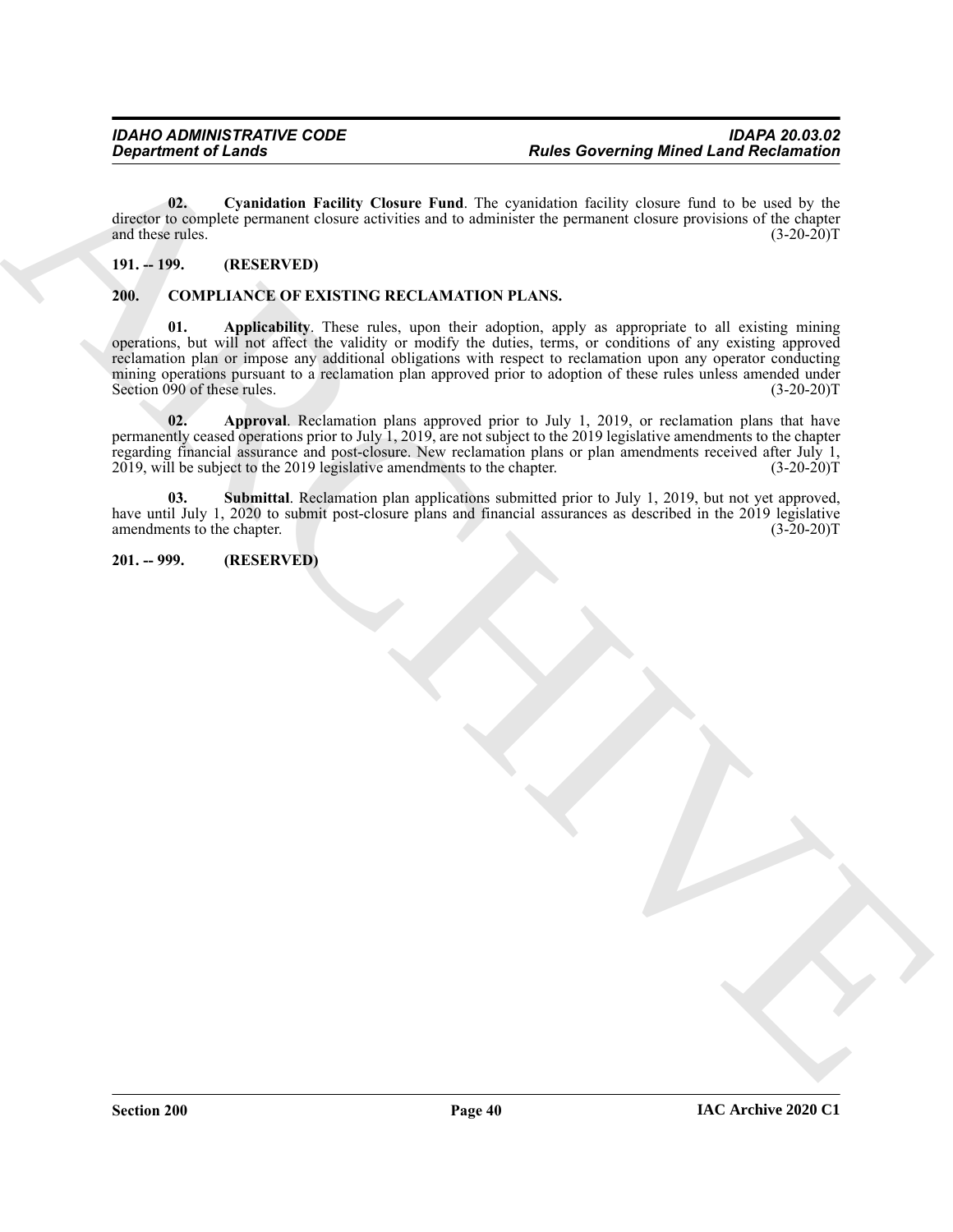**02. Cyanidation Facility Closure Fund**. The cyanidation facility closure fund to be used by the director to complete permanent closure activities and to administer the permanent closure provisions of the chapter and these rules. (3-20-20)T

**191. -- 199. (RESERVED)**

**200. COMPLIANCE OF EXISTING RECLAMATION PLANS.**

**01. Applicability**. These rules, upon their adoption, apply as appropriate to all existing mining operations, but will not affect the validity or modify the duties, terms, or conditions of any existing approved reclamation plan or impose any additional obligations with respect to reclamation upon any operator conducting mining operations pursuant to a reclamation plan approved prior to adoption of these rules unless amended under Section 090 of these rules. (3-20-20)T

**02. Approval**. Reclamation plans approved prior to July 1, 2019, or reclamation plans that have permanently ceased operations prior to July 1, 2019, are not subject to the 2019 legislative amendments to the chapter regarding financial assurance and post-closure. New reclamation plans or plan amendments received after July 1, 2019, will be subject to the 2019 legislative amendments to the chapter. (3-20-20)T

**03. Submittal**. Reclamation plan applications submitted prior to July 1, 2019, but not yet approved, have until July 1, 2020 to submit post-closure plans and financial assurances as described in the 2019 legislative amendments to the chapter. (3-20-20)T

**201. -- 999. (RESERVED)**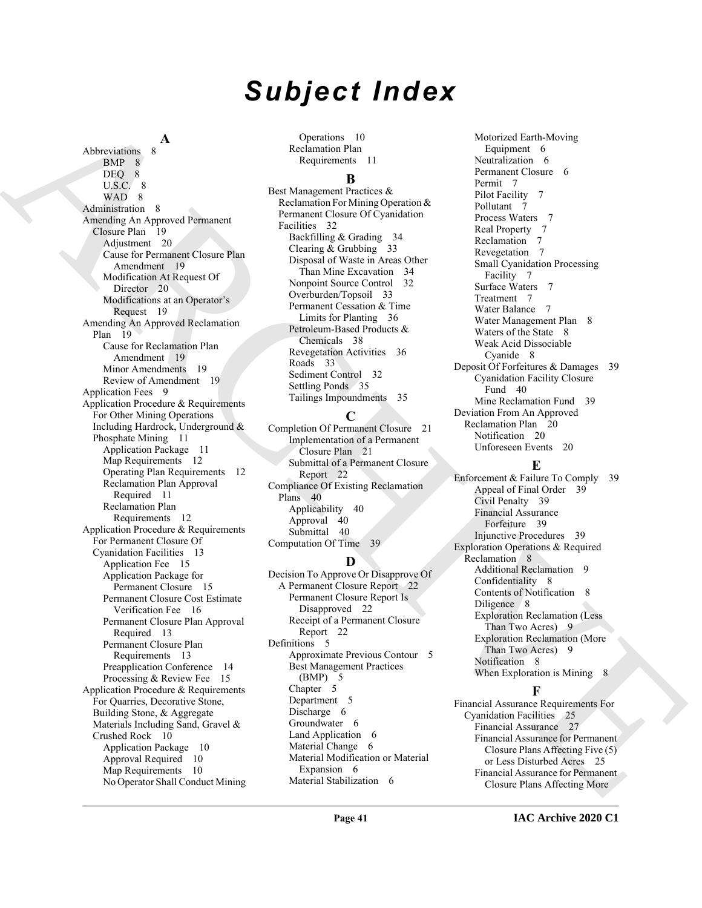# Subject Index

**A**

Abbreviations 8
- BMP 8
- DEQ 8
- U.S.C. 8
- WAD 8

Administration 8

Amending An Approved Permanent Closure Plan 19
- Adjustment 20
- Cause for Permanent Closure Plan Amendment 19
- Modification At Request Of Director 20
- Modifications at an Operator's Request 19

Amending An Approved Reclamation Plan 19
- Cause for Reclamation Plan Amendment 19
- Minor Amendments 19
- Review of Amendment 19

Application Fees 9

Application Procedure & Requirements For Other Mining Operations Including Hardrock, Underground & Phosphate Mining 11
- Application Package 11
- Map Requirements 12
- Operating Plan Requirements 12
- Reclamation Plan Approval Required 11
- Reclamation Plan Requirements 12

Application Procedure & Requirements For Permanent Closure Of Cyanidation Facilities 13
- Application Fee 15
- Application Package for Permanent Closure 15
- Permanent Closure Cost Estimate Verification Fee 16
- Permanent Closure Plan Approval Required 13
- Permanent Closure Plan Requirements 13
- Preapplication Conference 14
- Processing & Review Fee 15

Application Procedure & Requirements For Quarries, Decorative Stone, Building Stone, & Aggregate Materials Including Sand, Gravel & Crushed Rock 10
- Application Package 10
- Approval Required 10
- Map Requirements 10
- No Operator Shall Conduct Mining Operations 10
- Reclamation Plan Requirements 11

**B**

Best Management Practices & Reclamation For Mining Operation & Permanent Closure Of Cyanidation Facilities 32
- Backfilling & Grading 34
- Clearing & Grubbing 33
- Disposal of Waste in Areas Other Than Mine Excavation 34
- Nonpoint Source Control 32
- Overburden/Topsoil 33
- Permanent Cessation & Time Limits for Planting 36
- Petroleum-Based Products & Chemicals 38
- Revegetation Activities 36
- Roads 33
- Sediment Control 32
- Settling Ponds 35
- Tailings Impoundments 35

**C**

Completion Of Permanent Closure 21
- Implementation of a Permanent Closure Plan 21
- Submittal of a Permanent Closure Report 22

Compliance Of Existing Reclamation Plans 40
- Applicability 40
- Approval 40
- Submittal 40

Computation Of Time 39

**D**

Decision To Approve Or Disapprove Of A Permanent Closure Report 22
- Permanent Closure Report Is Disapproved 22
- Receipt of a Permanent Closure Report 22

Definitions 5
- Approximate Previous Contour 5
- Best Management Practices (BMP) 5
- Chapter 5
- Department 5
- Discharge 6
- Groundwater 6
- Land Application 6
- Material Change 6
- Material Modification or Material Expansion 6
- Material Stabilization 6
- Motorized Earth-Moving Equipment 6
- Neutralization 6
- Permanent Closure 6
- Permit 7
- Pilot Facility 7
- Pollutant 7
- Process Waters 7
- Real Property 7
- Reclamation 7
- Revegetation 7
- Small Cyanidation Processing Facility 7
- Surface Waters 7
- Treatment 7
- Water Balance 7
- Water Management Plan 8
- Waters of the State 8
- Weak Acid Dissociable Cyanide 8

Deposit Of Forfeitures & Damages 39
- Cyanidation Facility Closure Fund 40
- Mine Reclamation Fund 39

Deviation From An Approved Reclamation Plan 20
- Notification 20
- Unforeseen Events 20

**E**

Enforcement & Failure To Comply 39
- Appeal of Final Order 39
- Civil Penalty 39
- Financial Assurance Forfeiture 39
- Injunctive Procedures 39

Exploration Operations & Required Reclamation 8
- Additional Reclamation 9
- Confidentiality 8
- Contents of Notification 8
- Diligence 8
- Exploration Reclamation (Less Than Two Acres) 9
- Exploration Reclamation (More Than Two Acres) 9
- Notification 8
- When Exploration is Mining 8

**F**

Financial Assurance Requirements For Cyanidation Facilities 25
- Financial Assurance 27
- Financial Assurance for Permanent Closure Plans Affecting Five (5) or Less Disturbed Acres 25
- Financial Assurance for Permanent Closure Plans Affecting More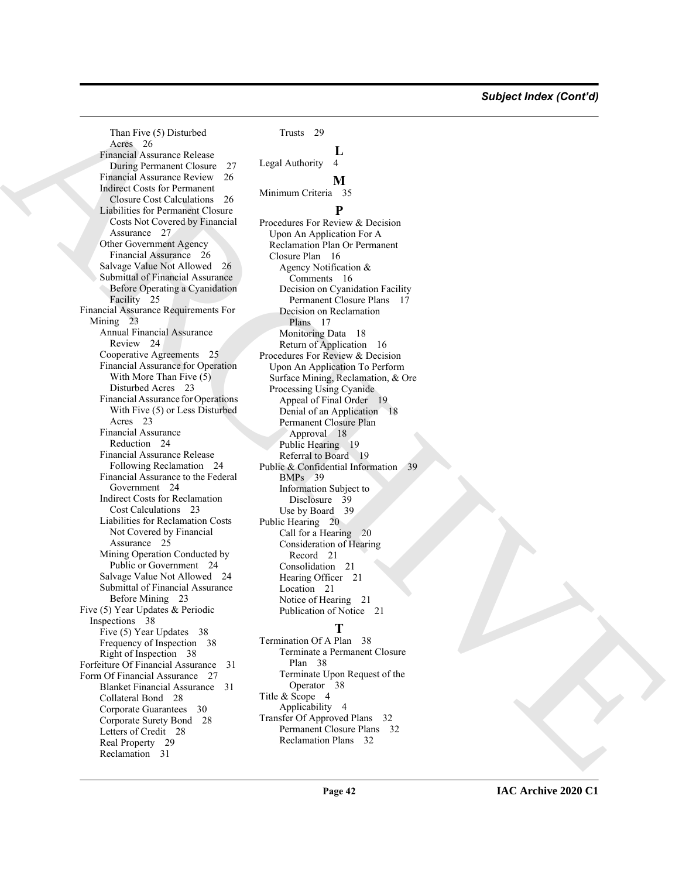Than Five (5) Disturbed Acres 26
Financial Assurance Release During Permanent Closure 27
Financial Assurance Review 26
Indirect Costs for Permanent Closure Cost Calculations 26
Liabilities for Permanent Closure Costs Not Covered by Financial Assurance 27
Other Government Agency Financial Assurance 26
Salvage Value Not Allowed 26
Submittal of Financial Assurance Before Operating a Cyanidation Facility 25

Financial Assurance Requirements For Mining 23
- Annual Financial Assurance Review 24
- Cooperative Agreements 25
- Financial Assurance for Operation With More Than Five (5) Disturbed Acres 23
- Financial Assurance for Operations With Five (5) or Less Disturbed Acres 23
- Financial Assurance Reduction 24
- Financial Assurance Release Following Reclamation 24
- Financial Assurance to the Federal Government 24
- Indirect Costs for Reclamation Cost Calculations 23
- Liabilities for Reclamation Costs Not Covered by Financial Assurance 25
- Mining Operation Conducted by Public or Government 24
- Salvage Value Not Allowed 24
- Submittal of Financial Assurance Before Mining 23

Five (5) Year Updates & Periodic Inspections 38
- Five (5) Year Updates 38
- Frequency of Inspection 38
- Right of Inspection 38

Forfeiture Of Financial Assurance 31

Form Of Financial Assurance 27
- Blanket Financial Assurance 31
- Collateral Bond 28
- Corporate Guarantees 30
- Corporate Surety Bond 28
- Letters of Credit 28
- Real Property 29
- Reclamation 31
- Trusts 29

## L

Legal Authority 4

## M

Minimum Criteria 35

## P

Procedures For Review & Decision Upon An Application For A Reclamation Plan Or Permanent Closure Plan 16
- Agency Notification & Comments 16
- Decision on Cyanidation Facility Permanent Closure Plans 17
- Decision on Reclamation Plans 17
- Monitoring Data 18
- Return of Application 16

Procedures For Review & Decision Upon An Application To Perform Surface Mining, Reclamation, & Ore Processing Using Cyanide
- Appeal of Final Order 19
- Denial of an Application 18
- Permanent Closure Plan Approval 18
- Public Hearing 19
- Referral to Board 19

Public & Confidential Information 39
- BMPs 39
- Information Subject to Disclosure 39
- Use by Board 39

Public Hearing 20
- Call for a Hearing 20
- Consideration of Hearing Record 21
- Consolidation 21
- Hearing Officer 21
- Location 21
- Notice of Hearing 21
- Publication of Notice 21

## T

Termination Of A Plan 38
- Terminate a Permanent Closure Plan 38
- Terminate Upon Request of the Operator 38

Title & Scope 4
- Applicability 4

Transfer Of Approved Plans 32
- Permanent Closure Plans 32
- Reclamation Plans 32